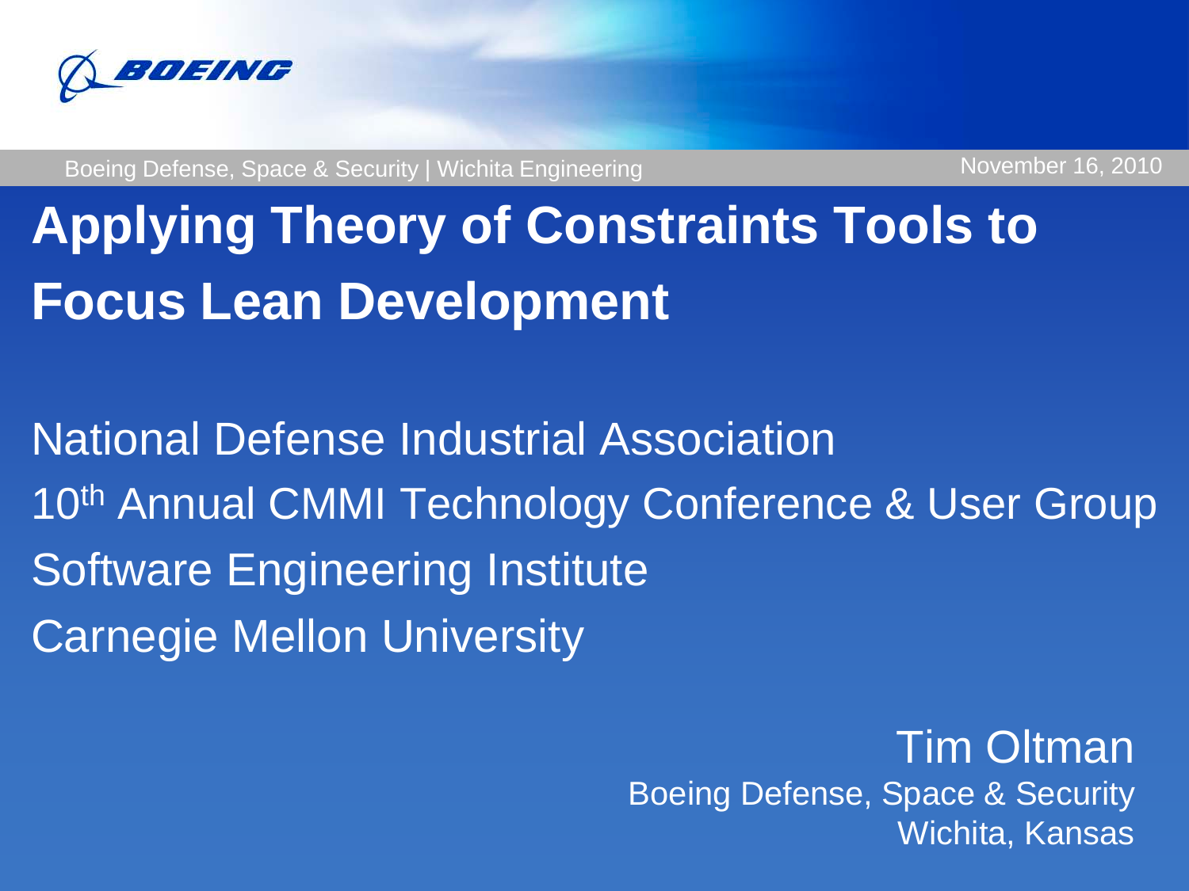BOEING

Boeing Defense, Space & Security | Wichita Engineering

November 16, 2010

# Applying Theory of Constraints Tools to Focus Lean Development

National Defense Industrial Association

10th Annual CMMI Technology Conference & User Group

Software Engineering Institute

Carnegie Mellon University

Tim Oltman

Boeing Defense, Space & Security

Wichita, Kansas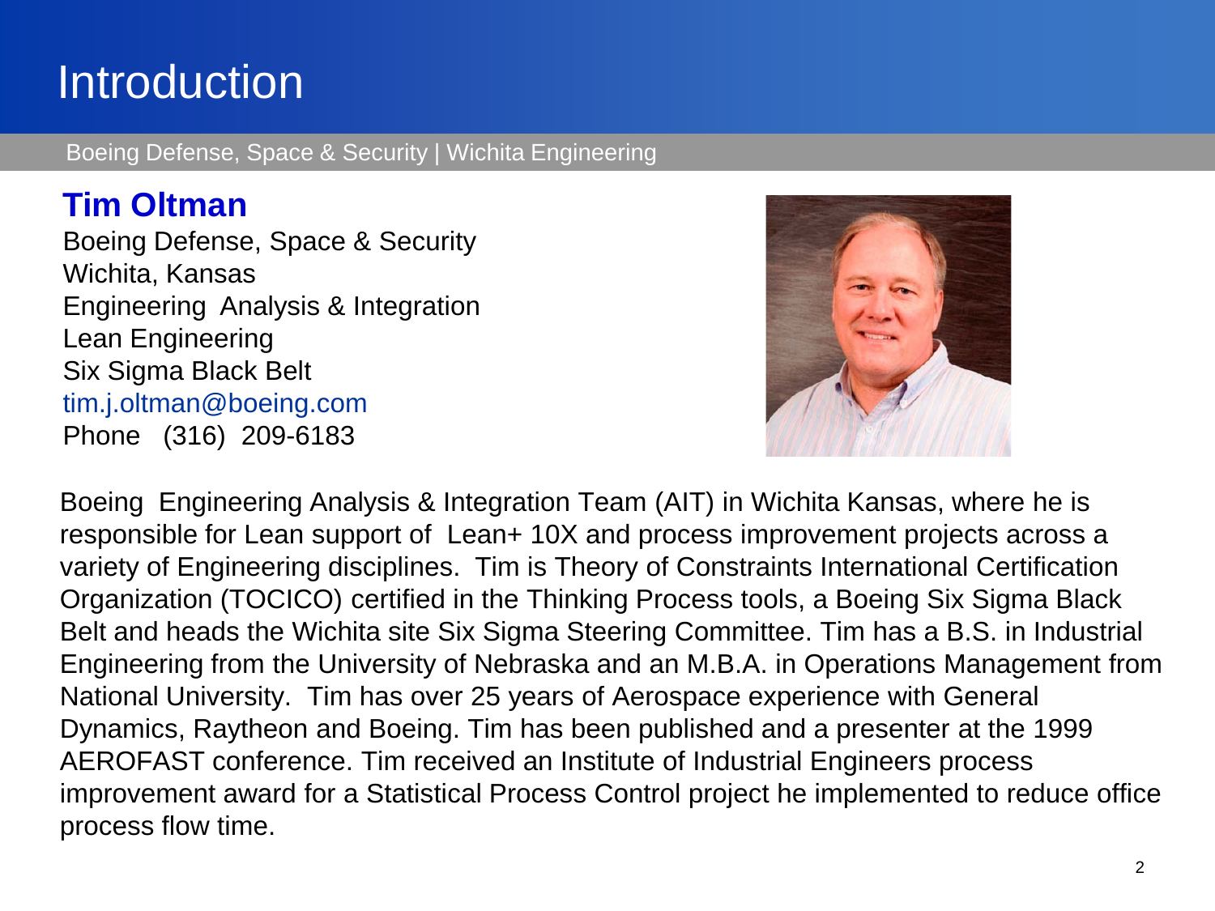# Introduction

Boeing Defense, Space & Security | Wichita Engineering

## Tim Oltman

Boeing Defense, Space & Security
Wichita, Kansas
Engineering Analysis & Integration
Lean Engineering
Six Sigma Black Belt
tim.j.oltman@boeing.com
Phone (316) 209-6183

Boeing Engineering Analysis & Integration Team (AIT) in Wichita Kansas, where he is responsible for Lean support of Lean+ 10X and process improvement projects across a variety of Engineering disciplines. Tim is Theory of Constraints International Certification Organization (TOCICO) certified in the Thinking Process tools, a Boeing Six Sigma Black Belt and heads the Wichita site Six Sigma Steering Committee. Tim has a B.S. in Industrial Engineering from the University of Nebraska and an M.B.A. in Operations Management from National University. Tim has over 25 years of Aerospace experience with General Dynamics, Raytheon and Boeing. Tim has been published and a presenter at the 1999 AEROFAST conference. Tim received an Institute of Industrial Engineers process improvement award for a Statistical Process Control project he implemented to reduce office process flow time.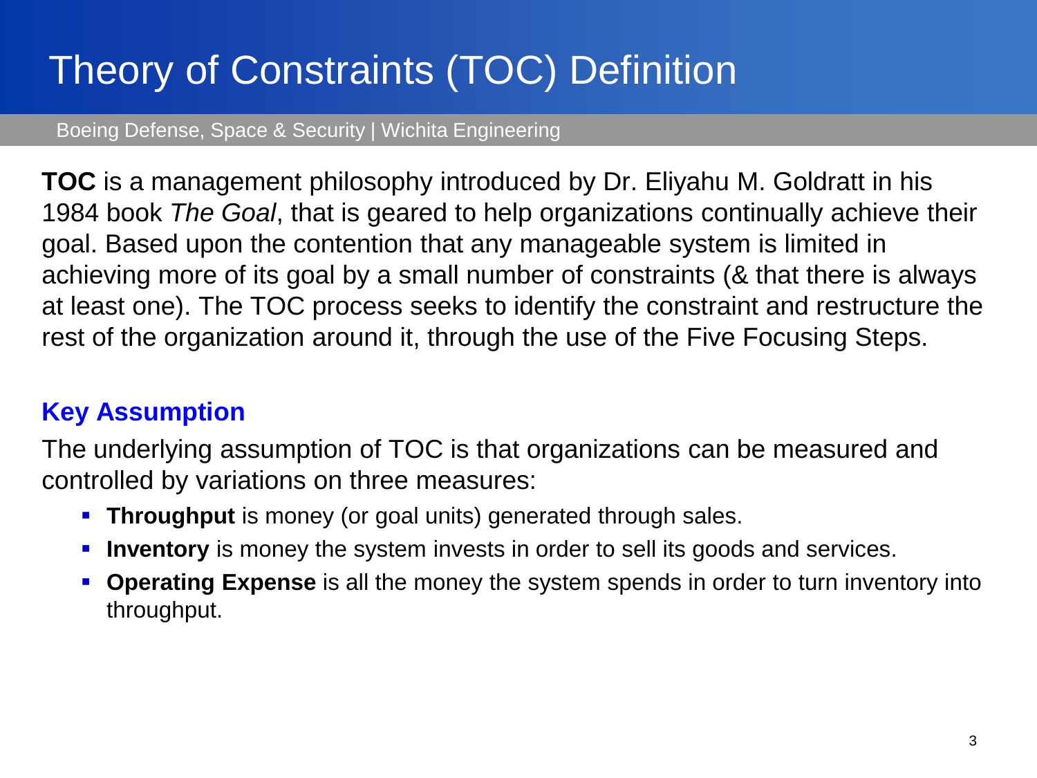# Theory of Constraints (TOC) Definition

Boeing Defense, Space & Security | Wichita Engineering

**TOC** is a management philosophy introduced by Dr. Eliyahu M. Goldratt in his 1984 book *The Goal*, that is geared to help organizations continually achieve their goal. Based upon the contention that any manageable system is limited in achieving more of its goal by a small number of constraints (& that there is always at least one). The TOC process seeks to identify the constraint and restructure the rest of the organization around it, through the use of the Five Focusing Steps.

## Key Assumption

The underlying assumption of TOC is that organizations can be measured and controlled by variations on three measures:

- **Throughput** is money (or goal units) generated through sales.
- **Inventory** is money the system invests in order to sell its goods and services.
- **Operating Expense** is all the money the system spends in order to turn inventory into throughput.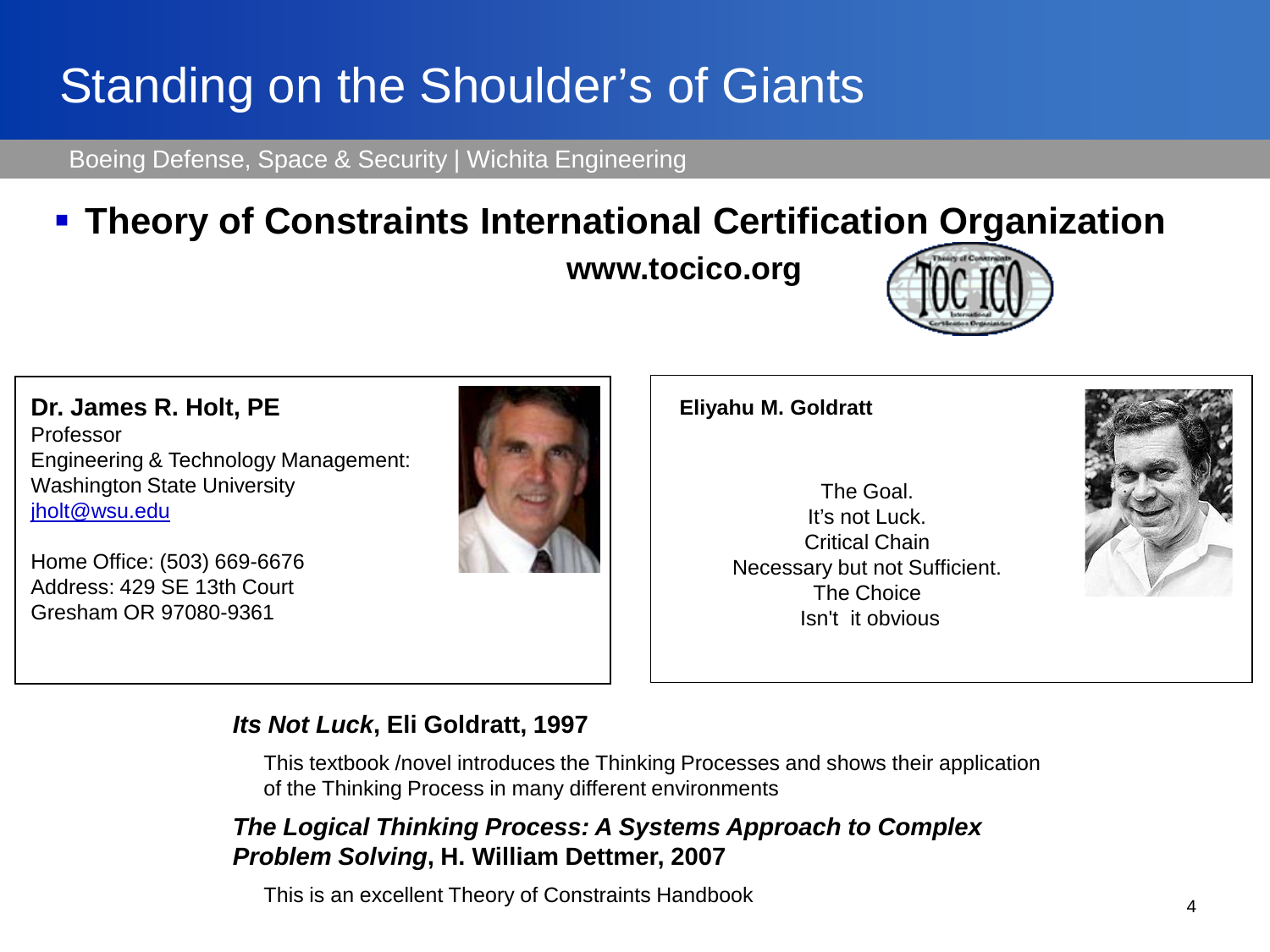# Standing on the Shoulder's of Giants

Boeing Defense, Space & Security | Wichita Engineering

- **Theory of Constraints International Certification Organization**

**www.tocico.org**

**Dr. James R. Holt, PE**
Professor
Engineering & Technology Management:
Washington State University
jholt@wsu.edu

Home Office: (503) 669-6676
Address: 429 SE 13th Court
Gresham OR 97080-9361

**Eliyahu M. Goldratt**

The Goal.
It's not Luck.
Critical Chain
Necessary but not Sufficient.
The Choice
Isn't it obvious

***Its Not Luck*, Eli Goldratt, 1997**

This textbook /novel introduces the Thinking Processes and shows their application of the Thinking Process in many different environments

***The Logical Thinking Process: A Systems Approach to Complex Problem Solving*, H. William Dettmer, 2007**

This is an excellent Theory of Constraints Handbook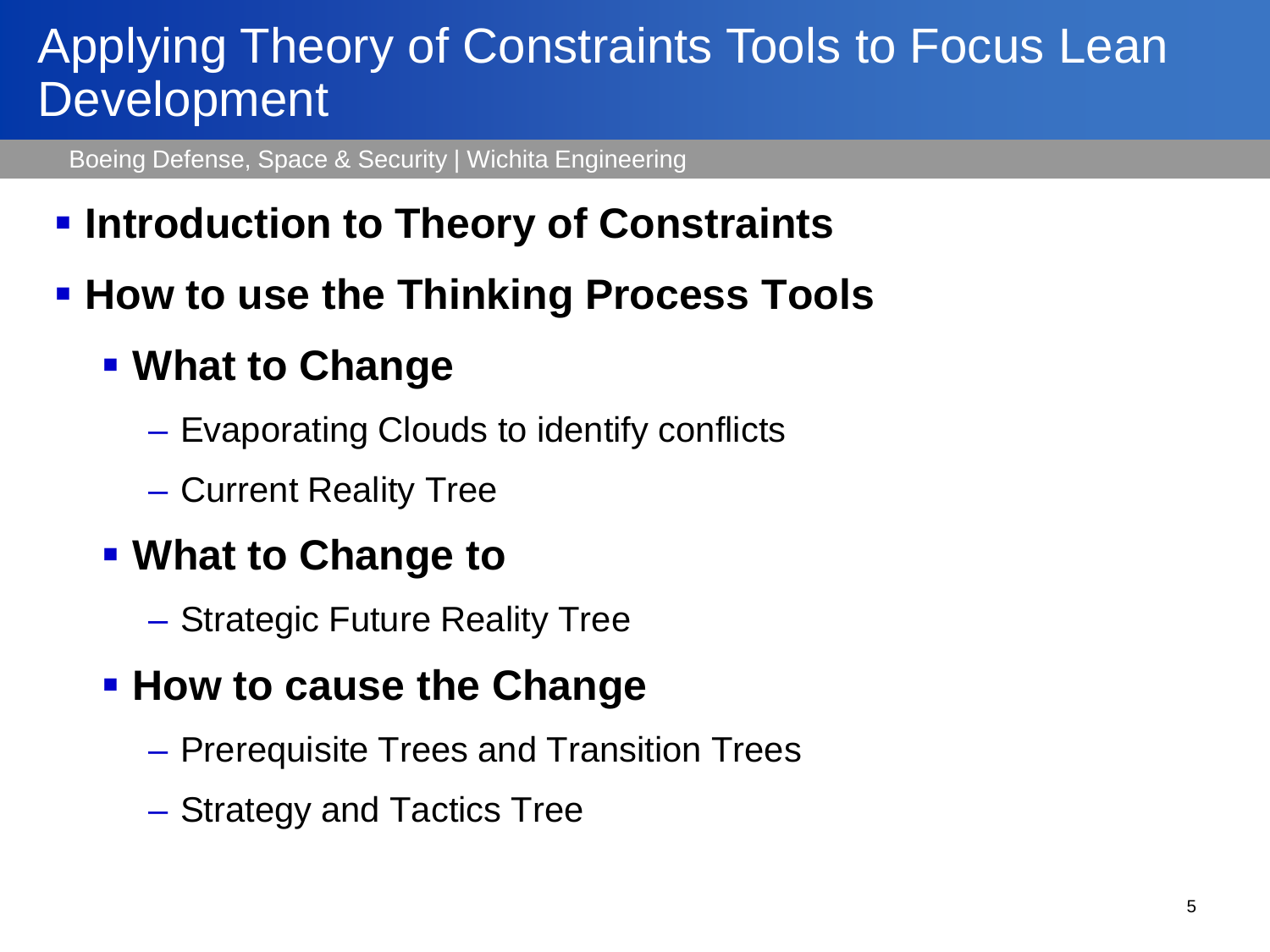# Applying Theory of Constraints Tools to Focus Lean Development

Boeing Defense, Space & Security | Wichita Engineering

- **Introduction to Theory of Constraints**
- **How to use the Thinking Process Tools**
  - **What to Change**
    - Evaporating Clouds to identify conflicts
    - Current Reality Tree
  - **What to Change to**
    - Strategic Future Reality Tree
  - **How to cause the Change**
    - Prerequisite Trees and Transition Trees
    - Strategy and Tactics Tree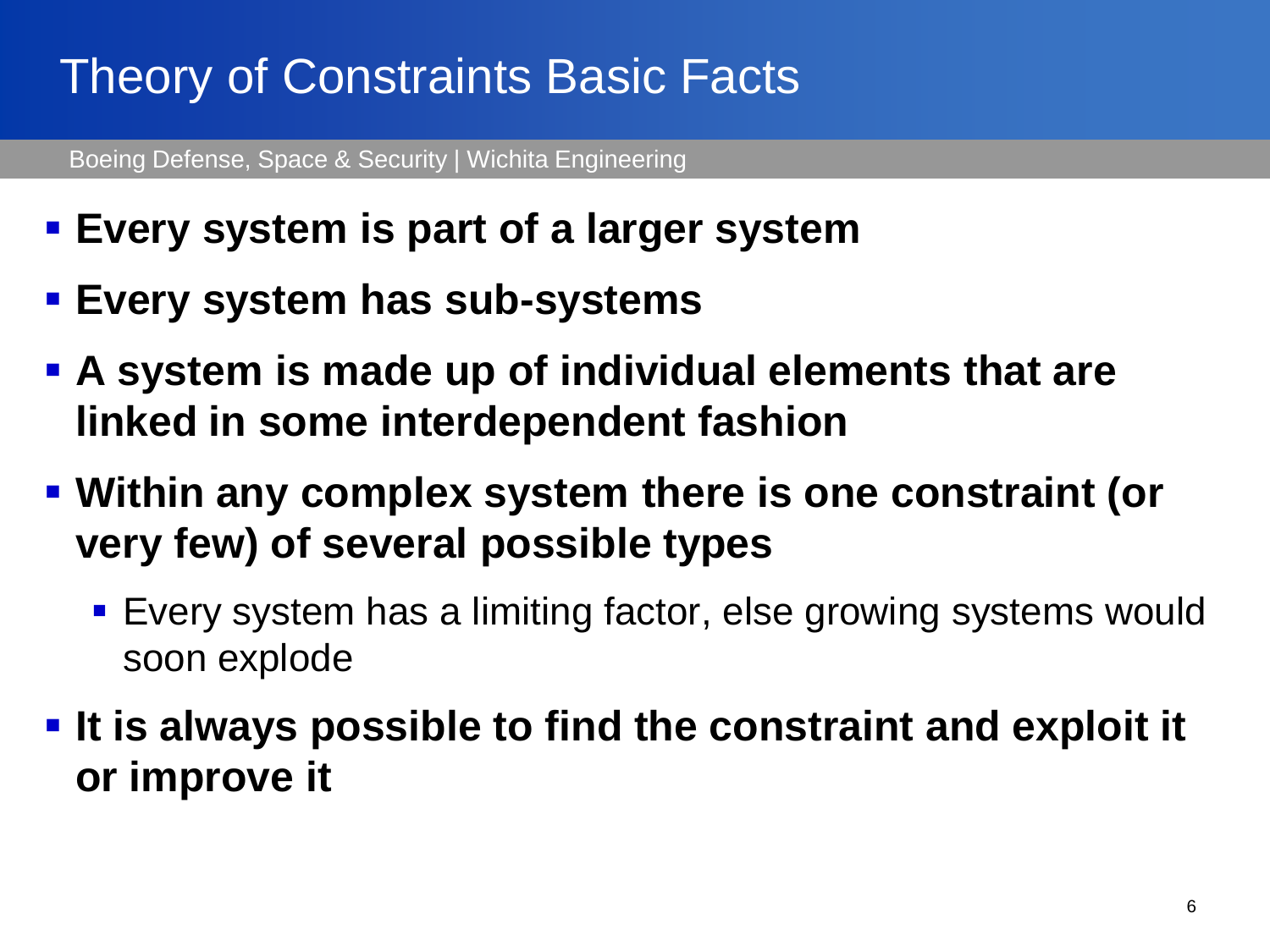# Theory of Constraints Basic Facts

- **Every system is part of a larger system**
- **Every system has sub-systems**
- **A system is made up of individual elements that are linked in some interdependent fashion**
- **Within any complex system there is one constraint (or very few) of several possible types**
  - Every system has a limiting factor, else growing systems would soon explode
- **It is always possible to find the constraint and exploit it or improve it**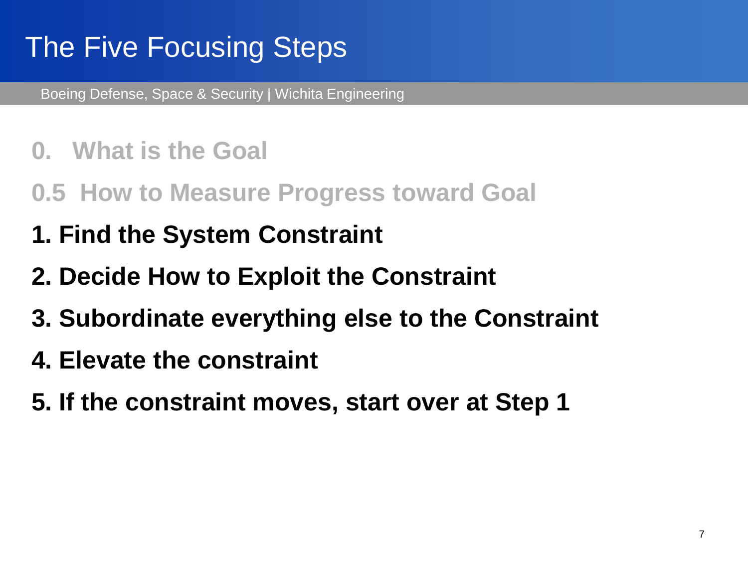# The Five Focusing Steps

0. What is the Goal

0.5 How to Measure Progress toward Goal

**1. Find the System Constraint**

**2. Decide How to Exploit the Constraint**

**3. Subordinate everything else to the Constraint**

**4. Elevate the constraint**

**5. If the constraint moves, start over at Step 1**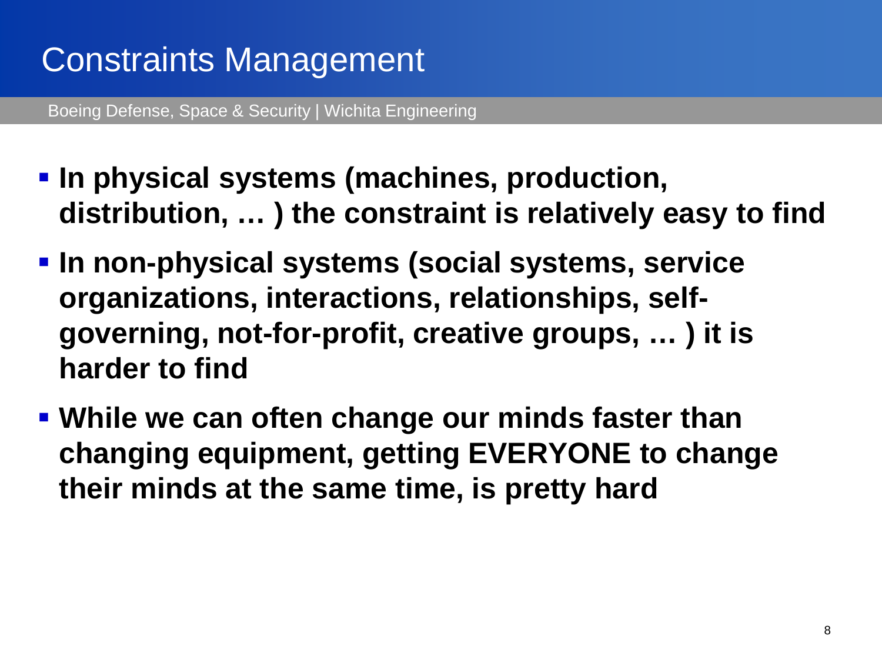# Constraints Management

Boeing Defense, Space & Security | Wichita Engineering

- **In physical systems (machines, production, distribution, … ) the constraint is relatively easy to find**
- **In non-physical systems (social systems, service organizations, interactions, relationships, self-governing, not-for-profit, creative groups, … ) it is harder to find**
- **While we can often change our minds faster than changing equipment, getting EVERYONE to change their minds at the same time, is pretty hard**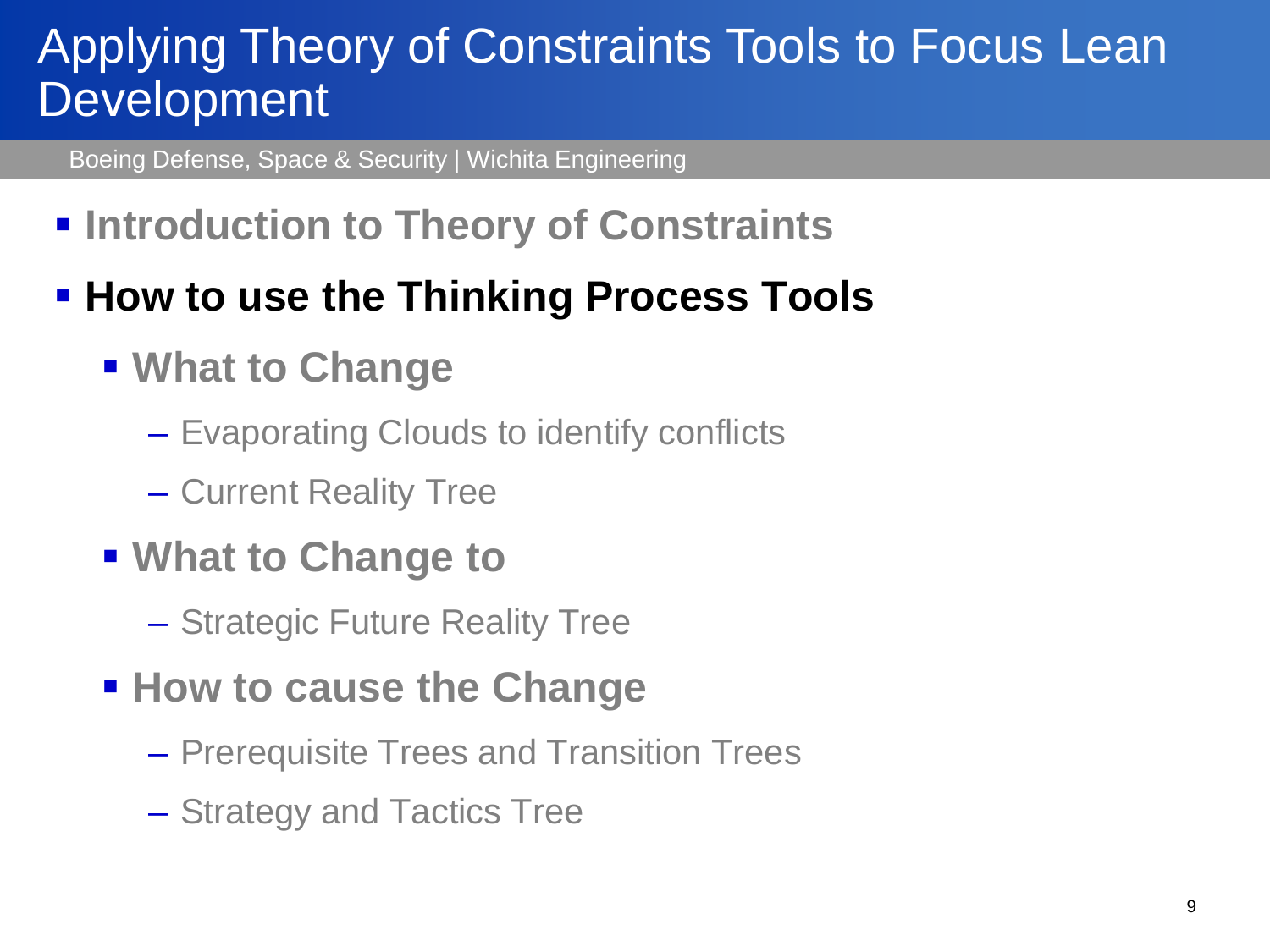# Applying Theory of Constraints Tools to Focus Lean Development

Boeing Defense, Space & Security | Wichita Engineering

- Introduction to Theory of Constraints
- **How to use the Thinking Process Tools**
  - What to Change
    - Evaporating Clouds to identify conflicts
    - Current Reality Tree
  - What to Change to
    - Strategic Future Reality Tree
  - How to cause the Change
    - Prerequisite Trees and Transition Trees
    - Strategy and Tactics Tree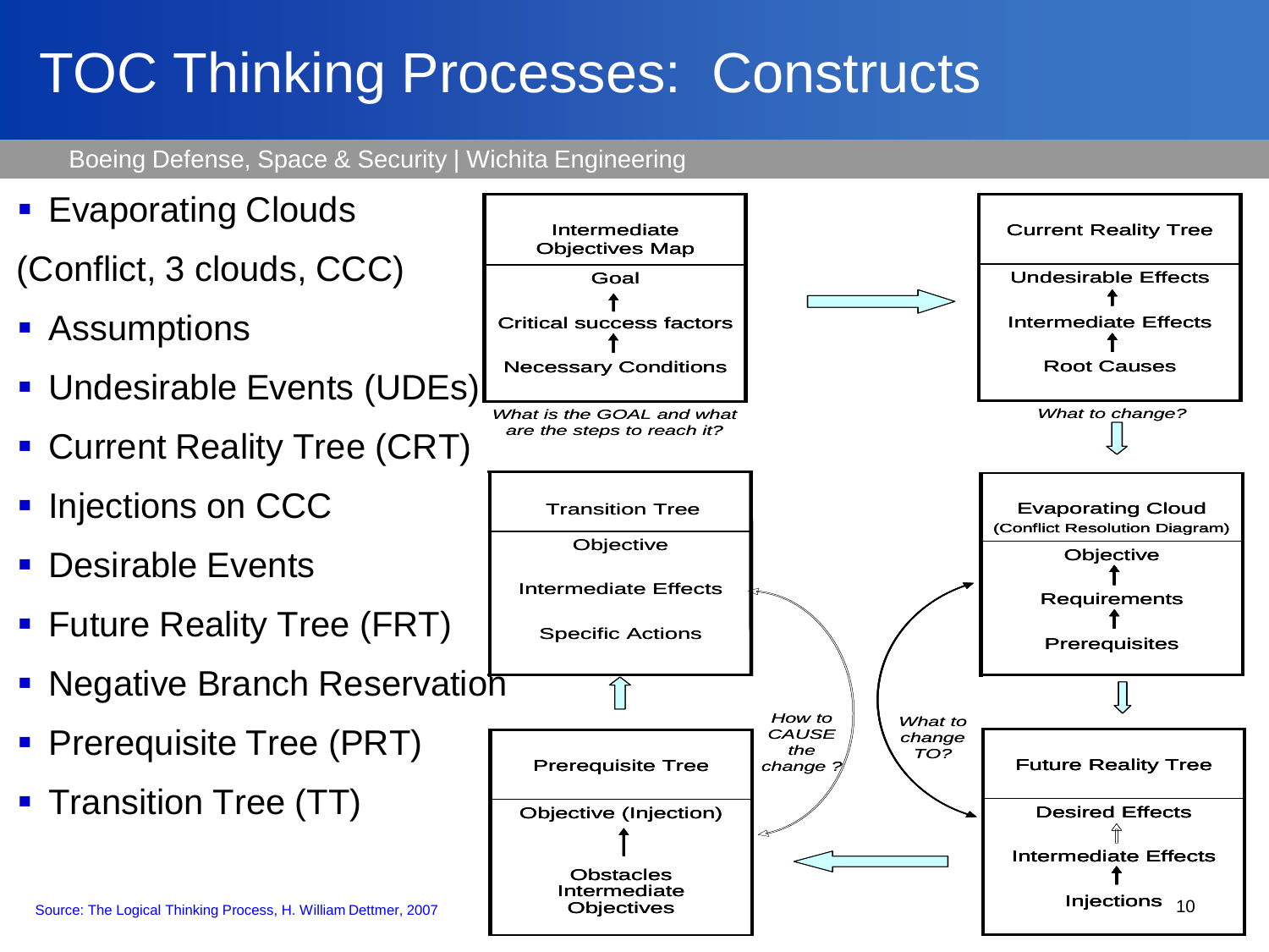# TOC Thinking Processes: Constructs

Boeing Defense, Space & Security | Wichita Engineering

- Evaporating Clouds

(Conflict, 3 clouds, CCC)

- Assumptions
- Undesirable Events (UDEs)
- Current Reality Tree (CRT)
- Injections on CCC
- Desirable Events
- Future Reality Tree (FRT)
- Negative Branch Reservation
- Prerequisite Tree (PRT)
- Transition Tree (TT)

**Intermediate Objectives Map**

Goal
↑
Critical success factors
↑
Necessary Conditions

*What is the GOAL and what are the steps to reach it?*

**Current Reality Tree**

Undesirable Effects
↑
Intermediate Effects
↑
Root Causes

*What to change?*

**Evaporating Cloud** (Conflict Resolution Diagram)

Objective
↑
Requirements
↑
Prerequisites

*What to change TO?*

**Future Reality Tree**

Desired Effects
↑
Intermediate Effects
↑
Injections

**Prerequisite Tree**

Objective (Injection)
↑
Obstacles
Intermediate
Objectives

*How to CAUSE the change ?*

**Transition Tree**

Objective

Intermediate Effects

Specific Actions

Source: The Logical Thinking Process, H. William Dettmer, 2007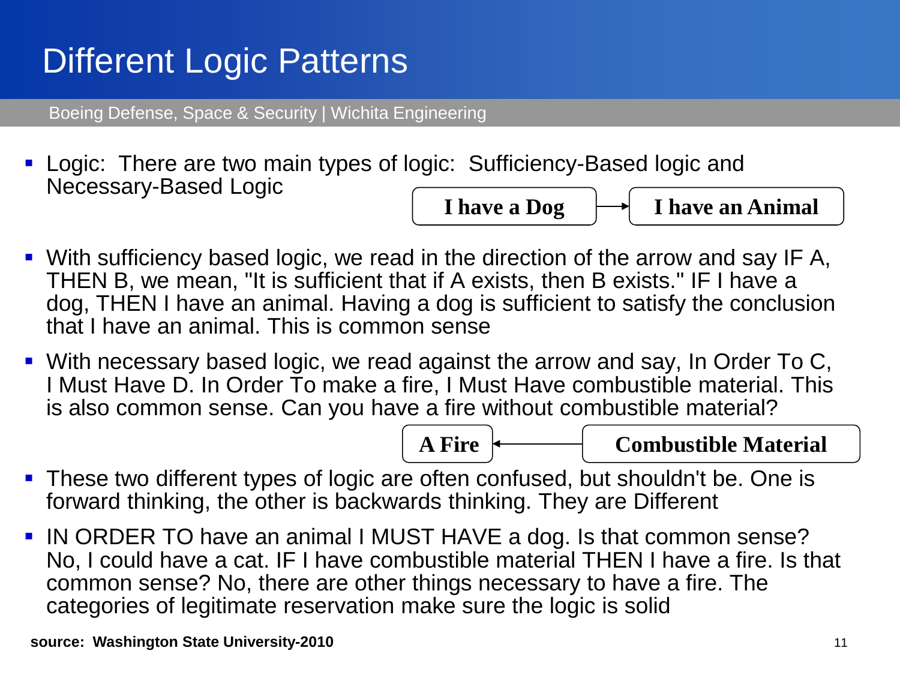# Different Logic Patterns

Boeing Defense, Space & Security | Wichita Engineering

- Logic: There are two main types of logic: Sufficiency-Based logic and Necessary-Based Logic

**I have a Dog** → **I have an Animal**

- With sufficiency based logic, we read in the direction of the arrow and say IF A, THEN B, we mean, "It is sufficient that if A exists, then B exists." IF I have a dog, THEN I have an animal. Having a dog is sufficient to satisfy the conclusion that I have an animal. This is common sense
- With necessary based logic, we read against the arrow and say, In Order To C, I Must Have D. In Order To make a fire, I Must Have combustible material. This is also common sense. Can you have a fire without combustible material?

**A Fire** ← **Combustible Material**

- These two different types of logic are often confused, but shouldn't be. One is forward thinking, the other is backwards thinking. They are Different
- IN ORDER TO have an animal I MUST HAVE a dog. Is that common sense? No, I could have a cat. IF I have combustible material THEN I have a fire. Is that common sense? No, there are other things necessary to have a fire. The categories of legitimate reservation make sure the logic is solid

**source: Washington State University-2010**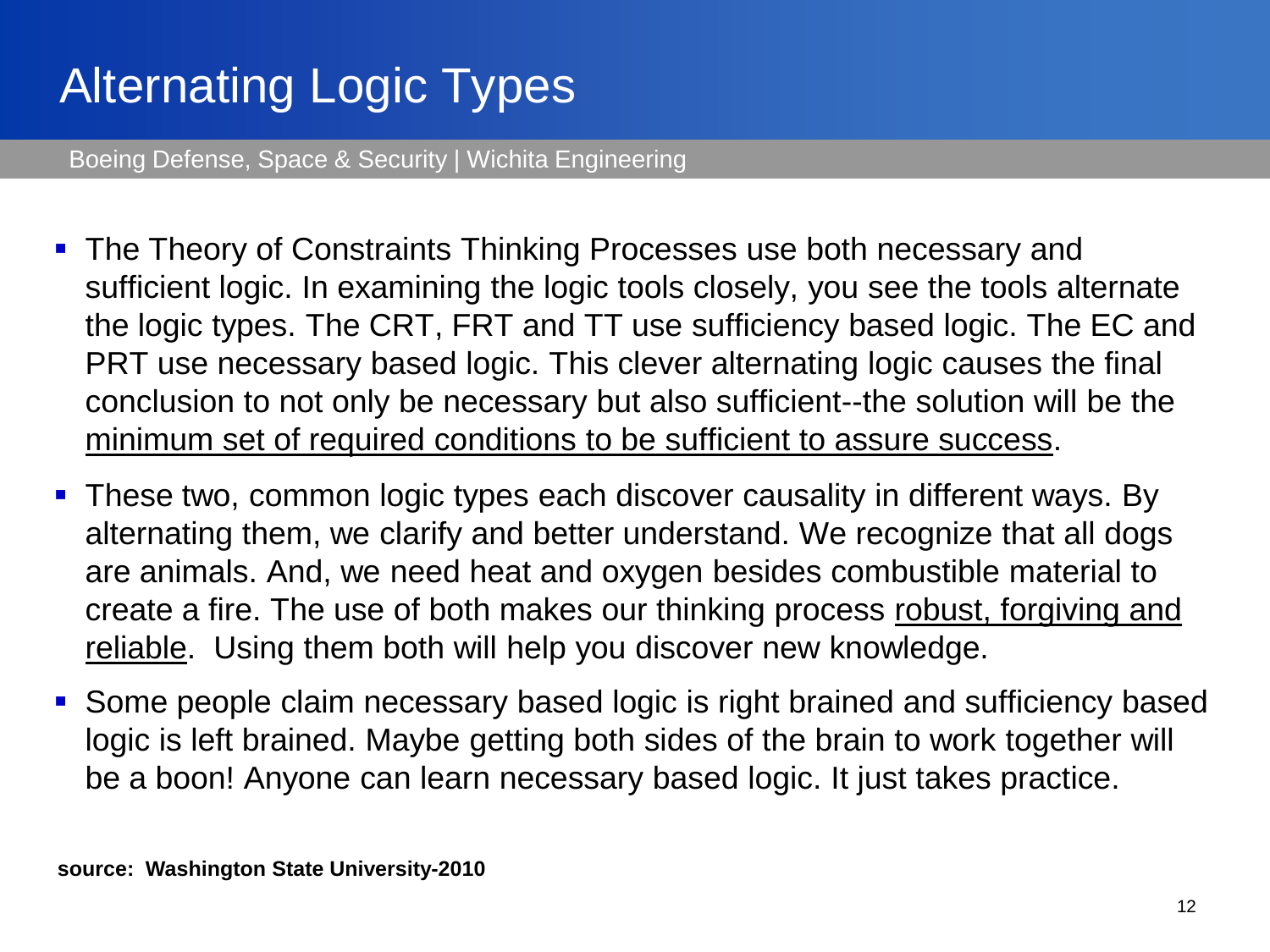# Alternating Logic Types

Boeing Defense, Space & Security | Wichita Engineering

- The Theory of Constraints Thinking Processes use both necessary and sufficient logic. In examining the logic tools closely, you see the tools alternate the logic types. The CRT, FRT and TT use sufficiency based logic. The EC and PRT use necessary based logic. This clever alternating logic causes the final conclusion to not only be necessary but also sufficient--the solution will be the <u>minimum set of required conditions to be sufficient to assure success</u>.
- These two, common logic types each discover causality in different ways. By alternating them, we clarify and better understand. We recognize that all dogs are animals. And, we need heat and oxygen besides combustible material to create a fire. The use of both makes our thinking process <u>robust, forgiving and reliable</u>. Using them both will help you discover new knowledge.
- Some people claim necessary based logic is right brained and sufficiency based logic is left brained. Maybe getting both sides of the brain to work together will be a boon! Anyone can learn necessary based logic. It just takes practice.

**source: Washington State University-2010**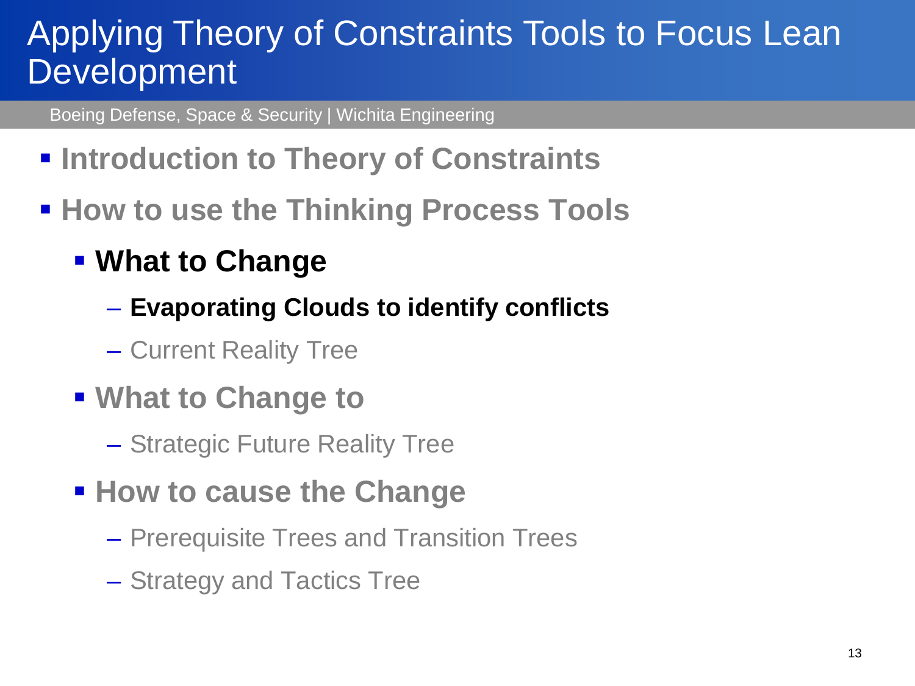# Applying Theory of Constraints Tools to Focus Lean Development

Boeing Defense, Space & Security | Wichita Engineering

- **Introduction to Theory of Constraints**
- **How to use the Thinking Process Tools**
  - **What to Change**
    - **Evaporating Clouds to identify conflicts**
    - Current Reality Tree
  - **What to Change to**
    - Strategic Future Reality Tree
  - **How to cause the Change**
    - Prerequisite Trees and Transition Trees
    - Strategy and Tactics Tree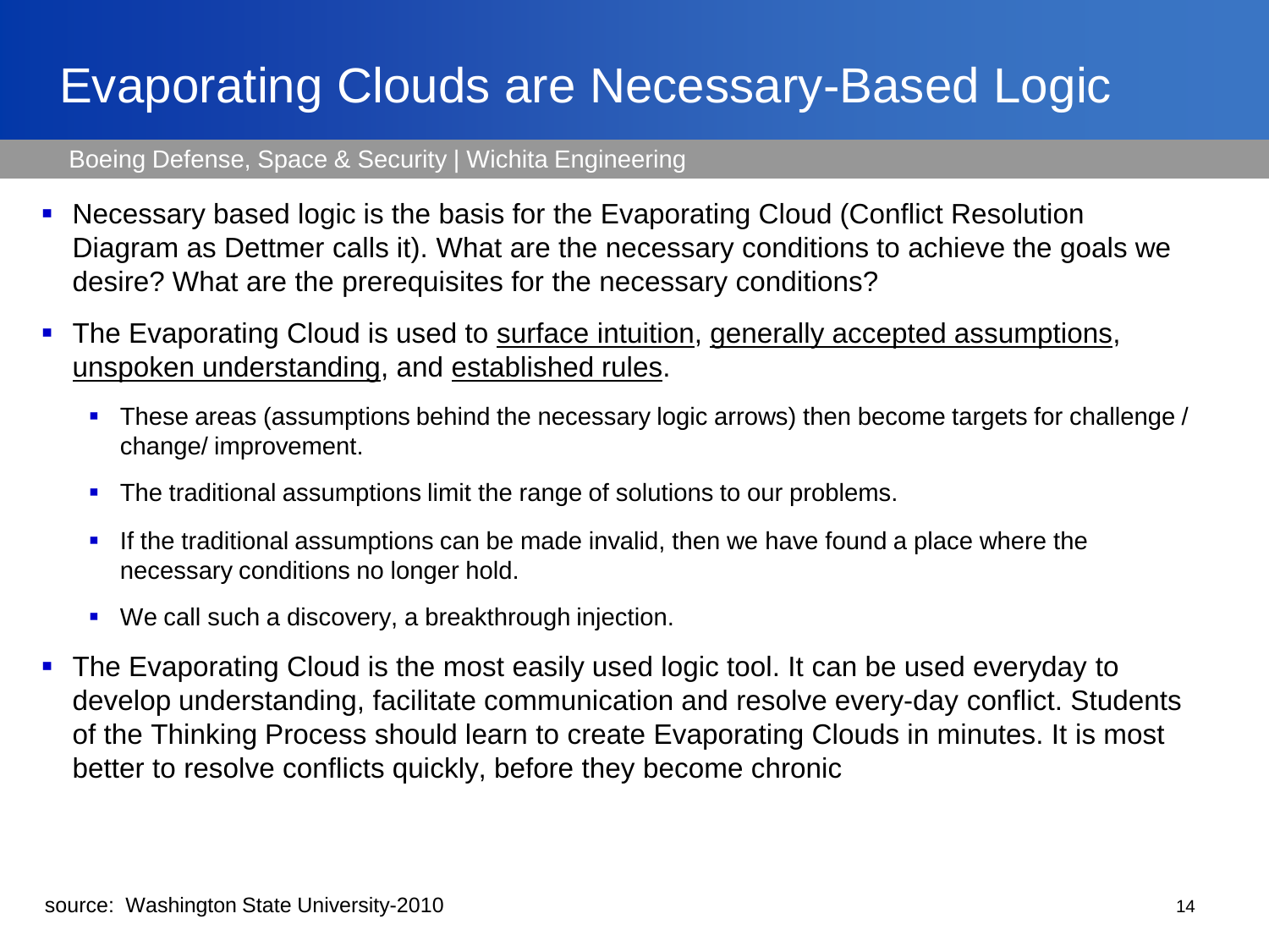# Evaporating Clouds are Necessary-Based Logic

Boeing Defense, Space & Security | Wichita Engineering

- Necessary based logic is the basis for the Evaporating Cloud (Conflict Resolution Diagram as Dettmer calls it). What are the necessary conditions to achieve the goals we desire? What are the prerequisites for the necessary conditions?
- The Evaporating Cloud is used to <u>surface intuition</u>, <u>generally accepted assumptions</u>, <u>unspoken understanding</u>, and <u>established rules</u>.
  - These areas (assumptions behind the necessary logic arrows) then become targets for challenge / change/ improvement.
  - The traditional assumptions limit the range of solutions to our problems.
  - If the traditional assumptions can be made invalid, then we have found a place where the necessary conditions no longer hold.
  - We call such a discovery, a breakthrough injection.
- The Evaporating Cloud is the most easily used logic tool. It can be used everyday to develop understanding, facilitate communication and resolve every-day conflict. Students of the Thinking Process should learn to create Evaporating Clouds in minutes. It is most better to resolve conflicts quickly, before they become chronic

source: Washington State University-2010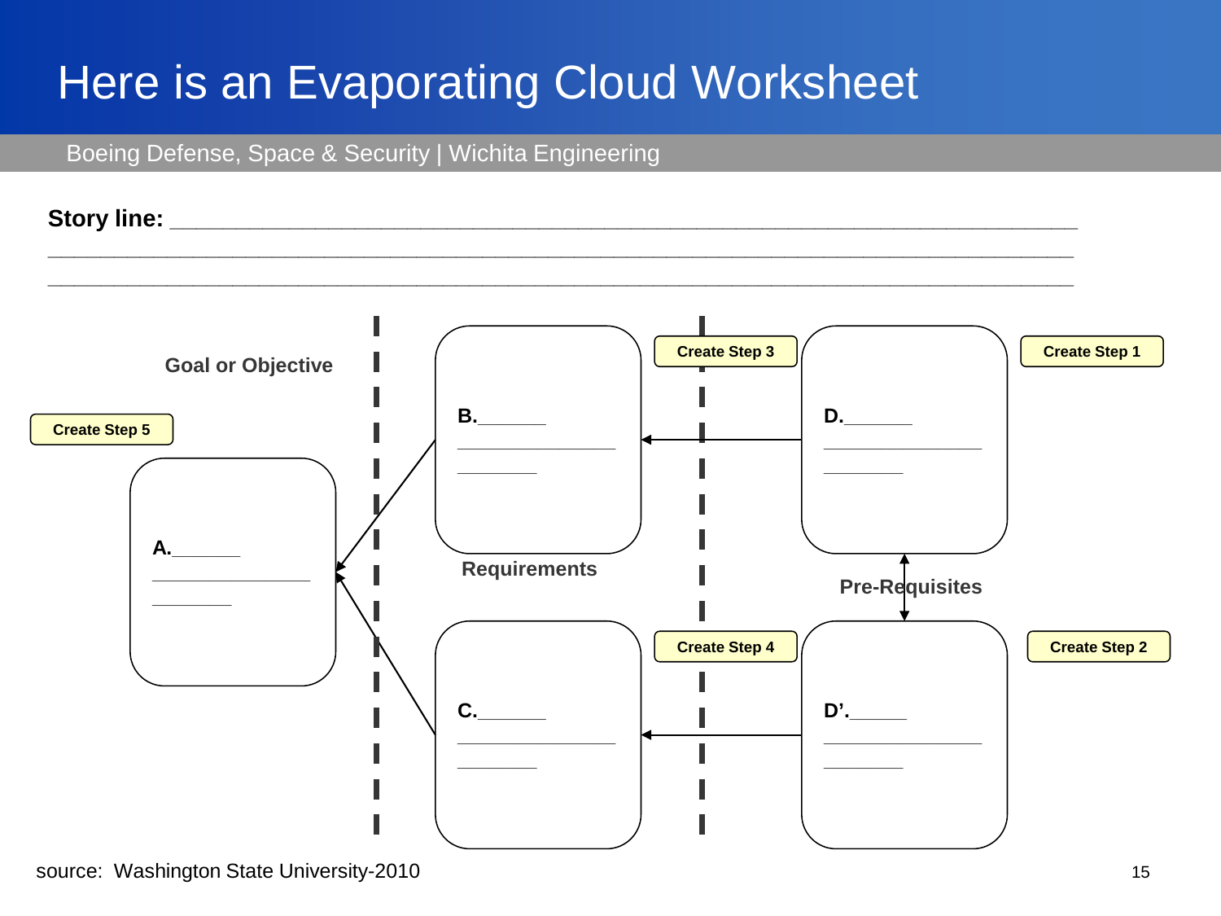# Here is an Evaporating Cloud Worksheet

Boeing Defense, Space & Security | Wichita Engineering

**Story line:** ____________________________________________________________________

________________________________________________________________________________

________________________________________________________________________________

Goal or Objective

Create Step 5

**A.**______

________________

________

**B.**______

________________

________

Requirements

**C.**______

________________

________

Create Step 3

Create Step 4

**D.**______

________________

________

Pre-Requisites

**D'.**______

________________

________

Create Step 1

Create Step 2

source: Washington State University-2010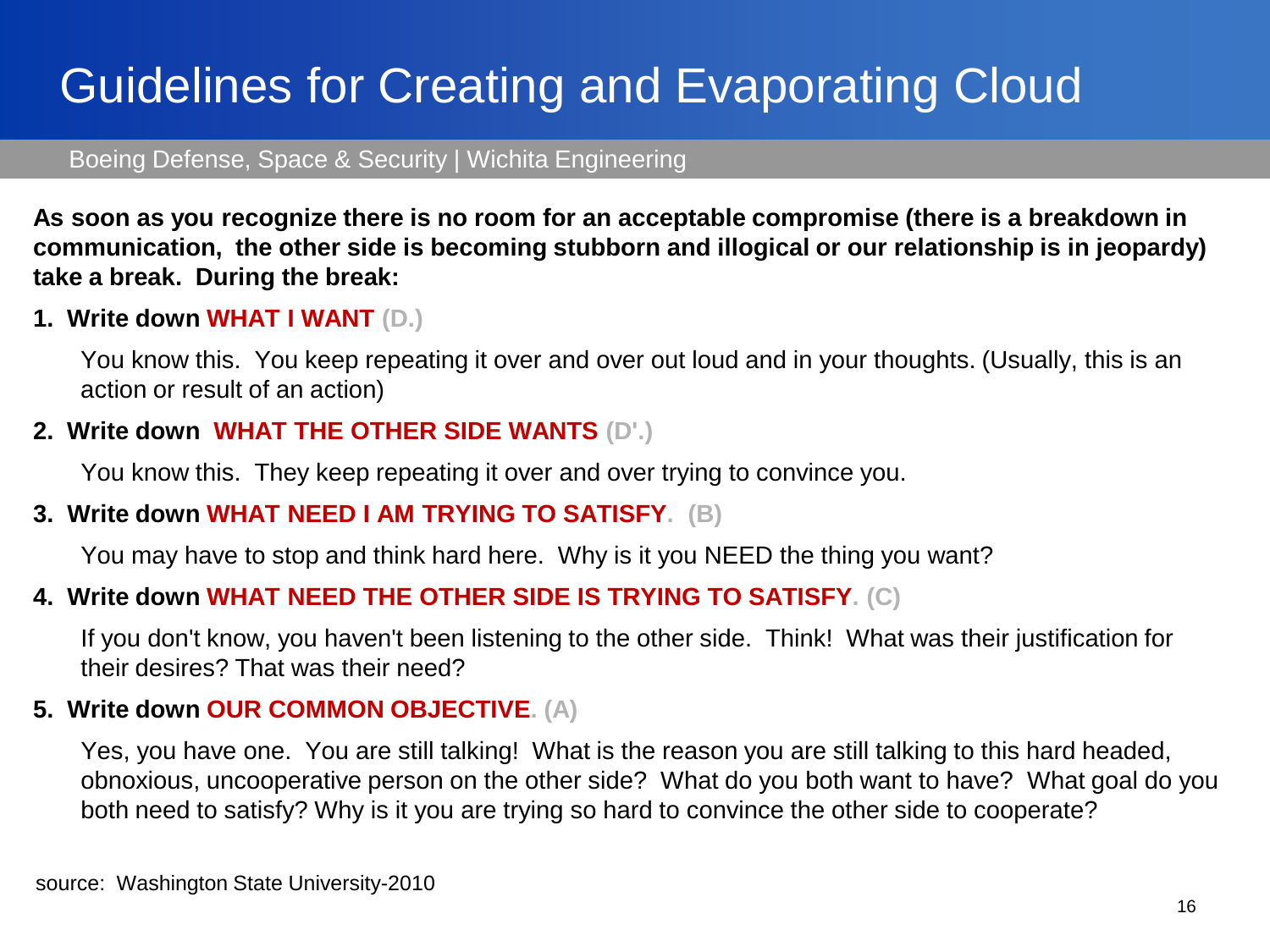# Guidelines for Creating and Evaporating Cloud

Boeing Defense, Space & Security | Wichita Engineering

**As soon as you recognize there is no room for an acceptable compromise (there is a breakdown in communication, the other side is becoming stubborn and illogical or our relationship is in jeopardy) take a break. During the break:**

1. **Write down WHAT I WANT (D.)**

   You know this. You keep repeating it over and over out loud and in your thoughts. (Usually, this is an action or result of an action)

2. **Write down WHAT THE OTHER SIDE WANTS (D'.)**

   You know this. They keep repeating it over and over trying to convince you.

3. **Write down WHAT NEED I AM TRYING TO SATISFY. (B)**

   You may have to stop and think hard here. Why is it you NEED the thing you want?

4. **Write down WHAT NEED THE OTHER SIDE IS TRYING TO SATISFY. (C)**

   If you don't know, you haven't been listening to the other side. Think! What was their justification for their desires? That was their need?

5. **Write down OUR COMMON OBJECTIVE. (A)**

   Yes, you have one. You are still talking! What is the reason you are still talking to this hard headed, obnoxious, uncooperative person on the other side? What do you both want to have? What goal do you both need to satisfy? Why is it you are trying so hard to convince the other side to cooperate?

source: Washington State University-2010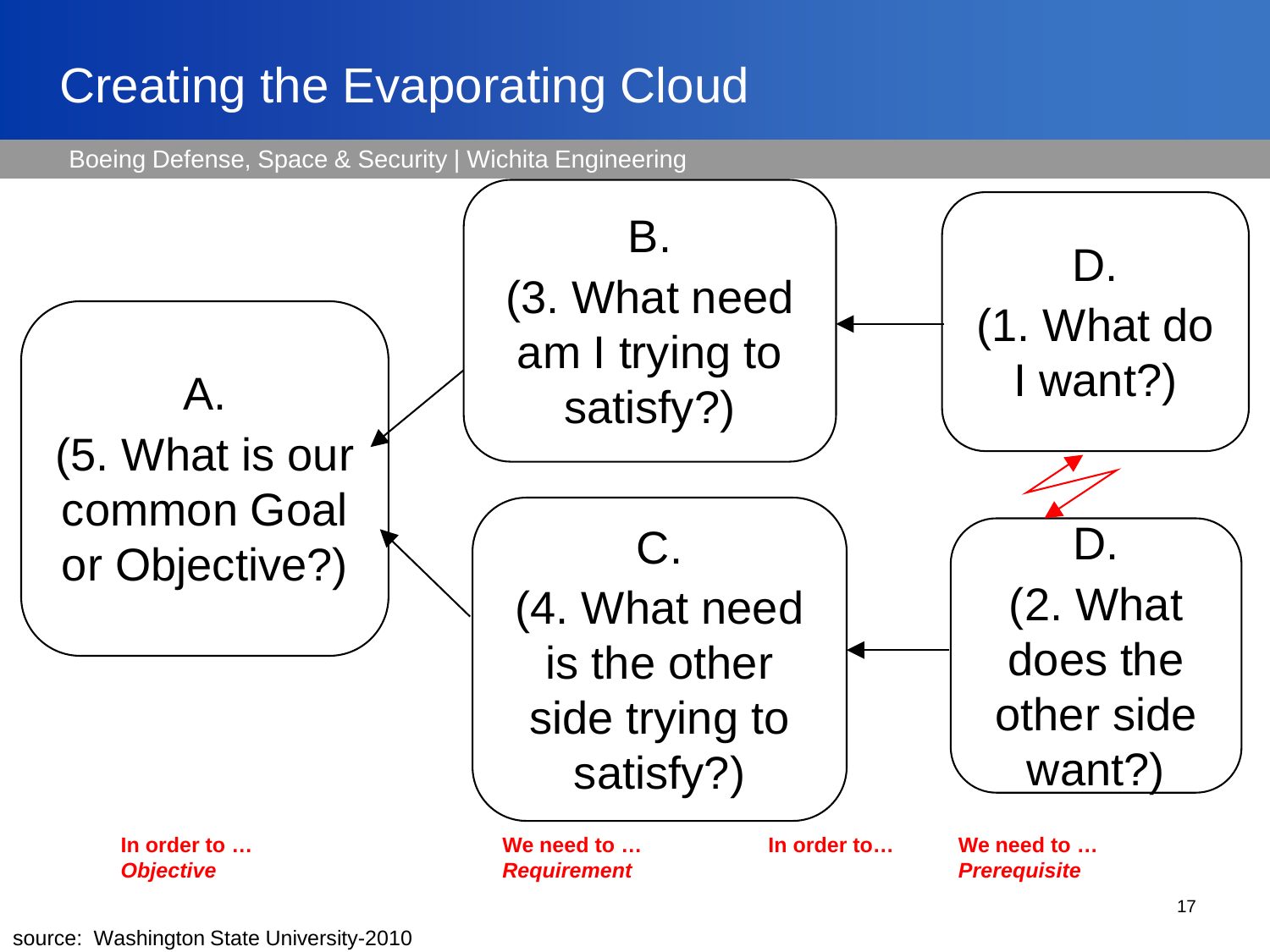# Creating the Evaporating Cloud

Boeing Defense, Space & Security | Wichita Engineering

A.
(5. What is our common Goal or Objective?)

B.
(3. What need am I trying to satisfy?)

C.
(4. What need is the other side trying to satisfy?)

D.
(1. What do I want?)

D.
(2. What does the other side want?)

**In order to …**
***Objective***

**We need to …**
***Requirement***

**In order to…**

**We need to …**
***Prerequisite***

source: Washington State University-2010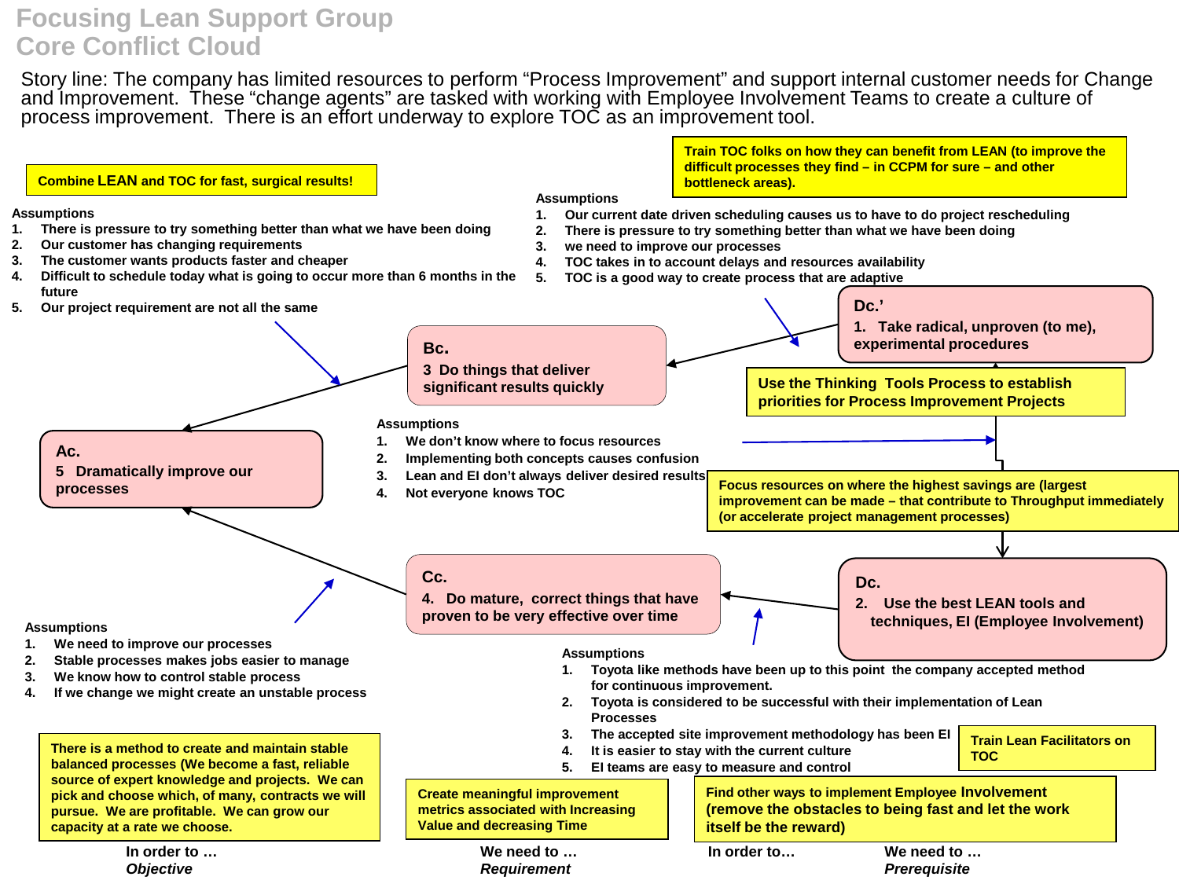# Focusing Lean Support Group
# Core Conflict Cloud

Story line: The company has limited resources to perform “Process Improvement” and support internal customer needs for Change and Improvement. These “change agents” are tasked with working with Employee Involvement Teams to create a culture of process improvement. There is an effort underway to explore TOC as an improvement tool.

**Combine LEAN and TOC for fast, surgical results!**

**Assumptions**

1. There is pressure to try something better than what we have been doing
2. Our customer has changing requirements
3. The customer wants products faster and cheaper
4. Difficult to schedule today what is going to occur more than 6 months in the future
5. Our project requirement are not all the same

**Train TOC folks on how they can benefit from LEAN (to improve the difficult processes they find – in CCPM for sure – and other bottleneck areas).**

**Assumptions**

1. Our current date driven scheduling causes us to have to do project rescheduling
2. There is pressure to try something better than what we have been doing
3. we need to improve our processes
4. TOC takes in to account delays and resources availability
5. TOC is a good way to create process that are adaptive

**Dc.’**
1. Take radical, unproven (to me), experimental procedures

**Bc.**
3 Do things that deliver significant results quickly

**Use the Thinking Tools Process to establish priorities for Process Improvement Projects**

**Ac.**
5 Dramatically improve our processes

**Assumptions**

1. We don’t know where to focus resources
2. Implementing both concepts causes confusion
3. Lean and EI don’t always deliver desired results
4. Not everyone knows TOC

**Focus resources on where the highest savings are (largest improvement can be made – that contribute to Throughput immediately (or accelerate project management processes)**

**Cc.**
4. Do mature, correct things that have proven to be very effective over time

**Dc.**
2. Use the best LEAN tools and techniques, EI (Employee Involvement)

**Assumptions**

1. We need to improve our processes
2. Stable processes makes jobs easier to manage
3. We know how to control stable process
4. If we change we might create an unstable process

**Assumptions**

1. Toyota like methods have been up to this point the company accepted method for continuous improvement.
2. Toyota is considered to be successful with their implementation of Lean Processes
3. The accepted site improvement methodology has been EI
4. It is easier to stay with the current culture
5. EI teams are easy to measure and control

**Train Lean Facilitators on TOC**

**There is a method to create and maintain stable balanced processes (We become a fast, reliable source of expert knowledge and projects. We can pick and choose which, of many, contracts we will pursue. We are profitable. We can grow our capacity at a rate we choose.**

**Create meaningful improvement metrics associated with Increasing Value and decreasing Time**

**Find other ways to implement Employee Involvement (remove the obstacles to being fast and let the work itself be the reward)**

**In order to …** *Objective* | **We need to …** *Requirement* | **In order to…** | **We need to …** *Prerequisite*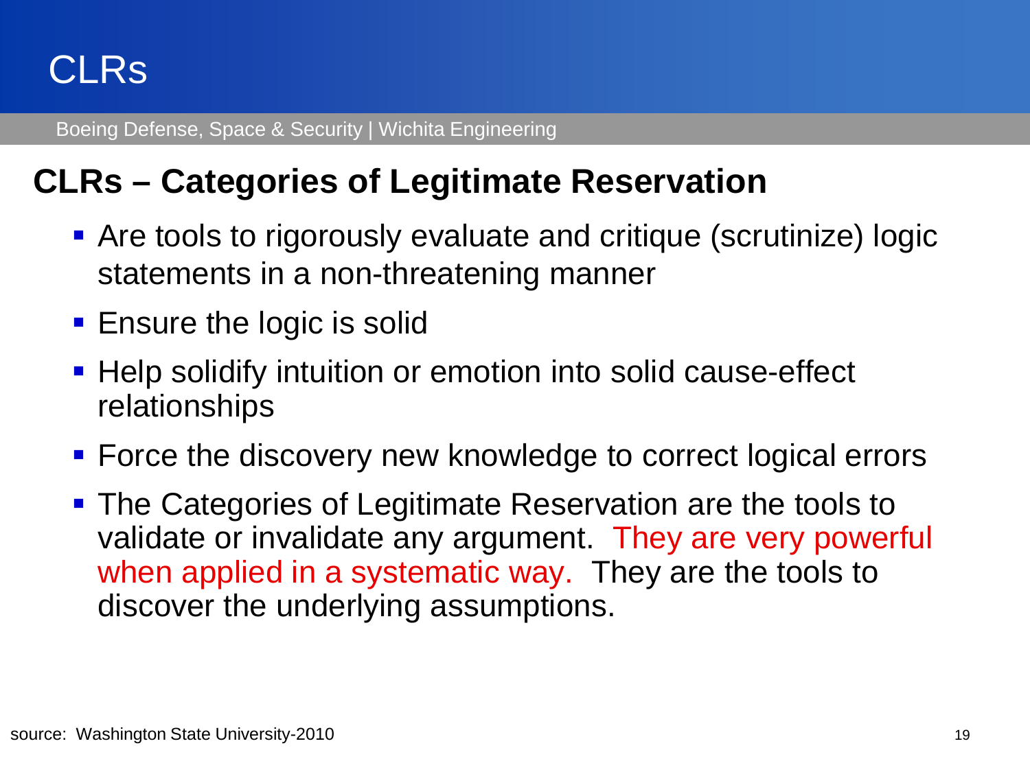# CLRs

## CLRs – Categories of Legitimate Reservation

- Are tools to rigorously evaluate and critique (scrutinize) logic statements in a non-threatening manner
- Ensure the logic is solid
- Help solidify intuition or emotion into solid cause-effect relationships
- Force the discovery new knowledge to correct logical errors
- The Categories of Legitimate Reservation are the tools to validate or invalidate any argument. They are very powerful when applied in a systematic way. They are the tools to discover the underlying assumptions.

source: Washington State University-2010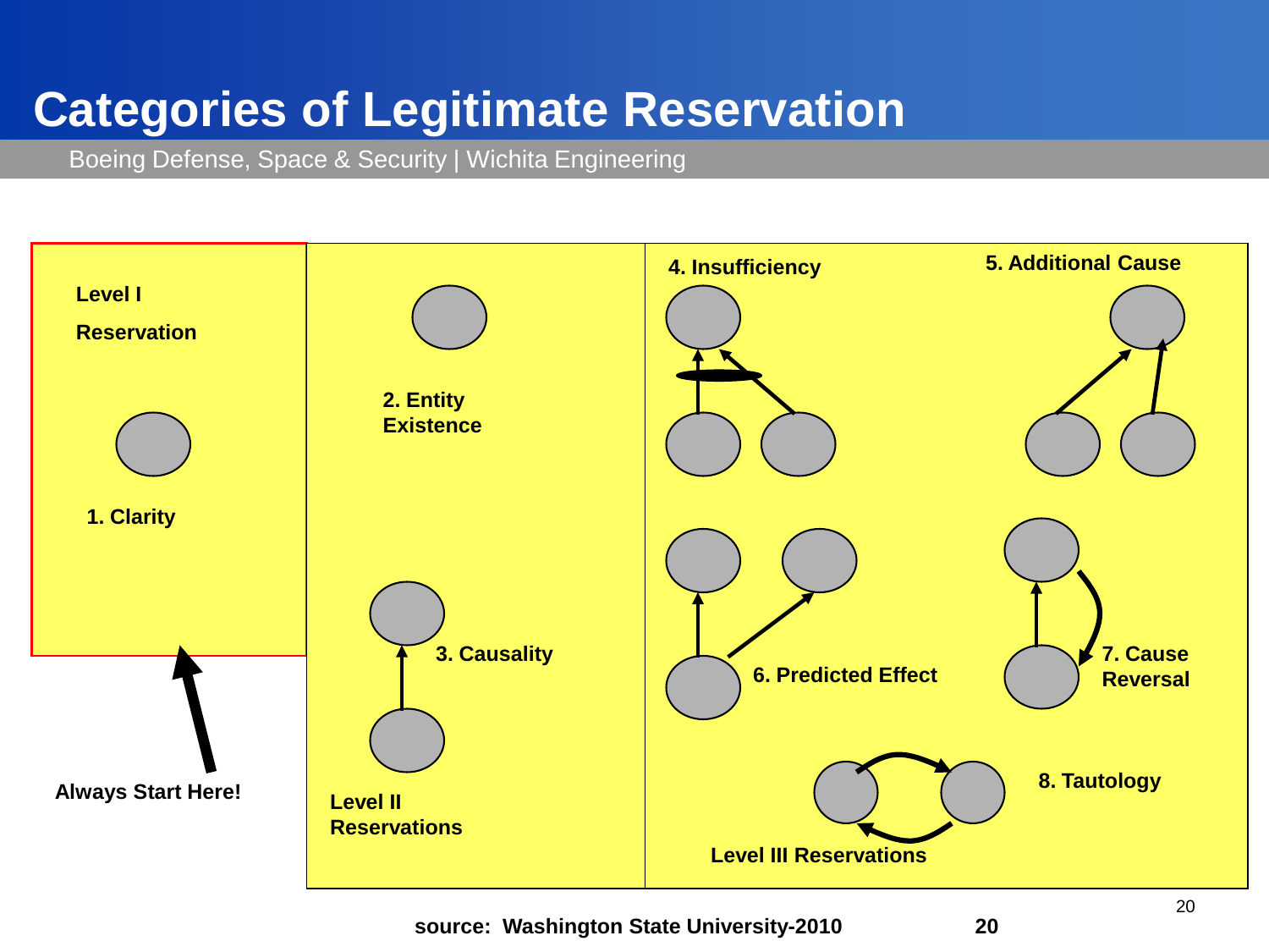# Categories of Legitimate Reservation

Boeing Defense, Space & Security | Wichita Engineering

**Level I Reservation**

**1. Clarity**

**Always Start Here!**

**Level II Reservations**

**2. Entity Existence**

**3. Causality**

**Level III Reservations**

**4. Insufficiency**

**5. Additional Cause**

**6. Predicted Effect**

**7. Cause Reversal**

**8. Tautology**

**source: Washington State University-2010**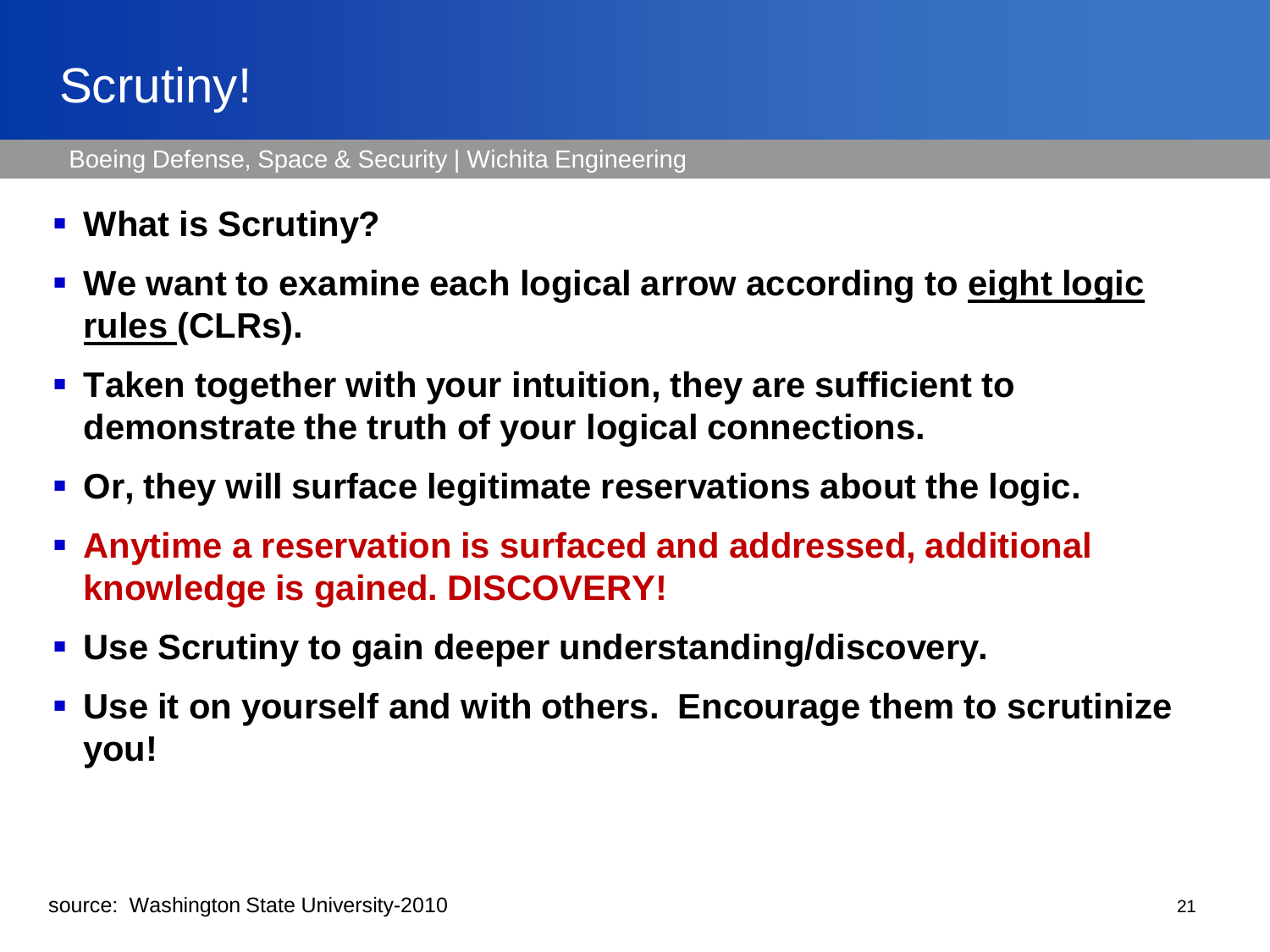# Scrutiny!

Boeing Defense, Space & Security | Wichita Engineering

- **What is Scrutiny?**
- **We want to examine each logical arrow according to <u>eight logic rules</u> (CLRs).**
- **Taken together with your intuition, they are sufficient to demonstrate the truth of your logical connections.**
- **Or, they will surface legitimate reservations about the logic.**
- **Anytime a reservation is surfaced and addressed, additional knowledge is gained. DISCOVERY!**
- **Use Scrutiny to gain deeper understanding/discovery.**
- **Use it on yourself and with others. Encourage them to scrutinize you!**

source: Washington State University-2010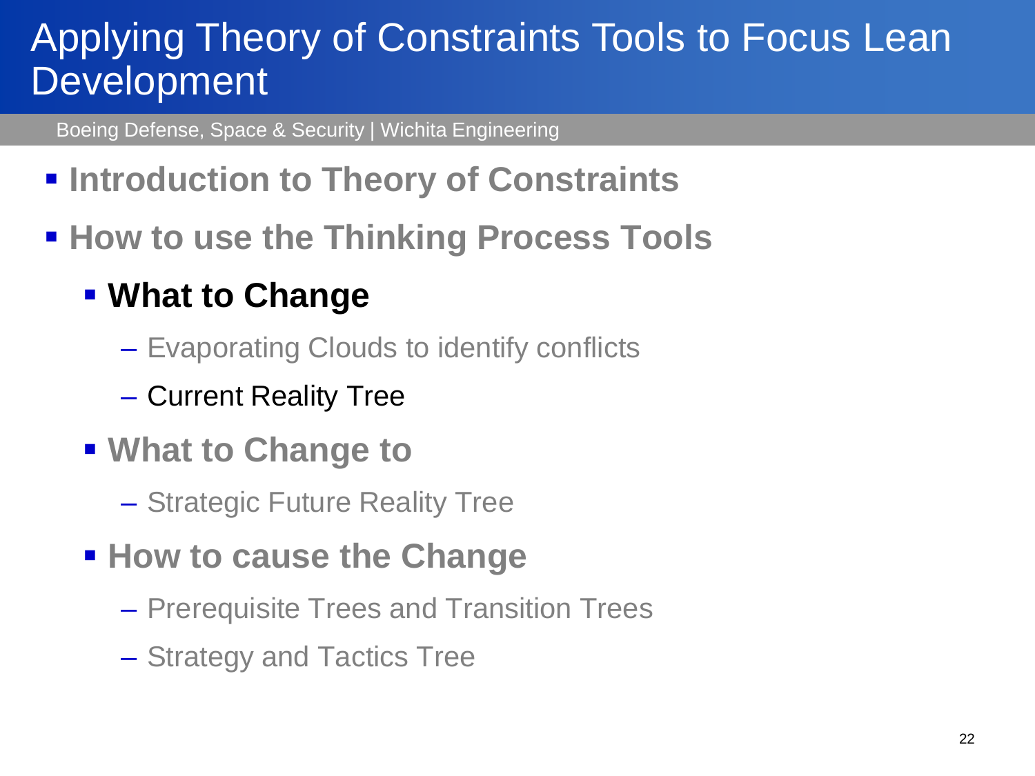# Applying Theory of Constraints Tools to Focus Lean Development

Boeing Defense, Space & Security | Wichita Engineering

- **Introduction to Theory of Constraints**
- **How to use the Thinking Process Tools**
  - **What to Change**
    - Evaporating Clouds to identify conflicts
    - Current Reality Tree
  - **What to Change to**
    - Strategic Future Reality Tree
  - **How to cause the Change**
    - Prerequisite Trees and Transition Trees
    - Strategy and Tactics Tree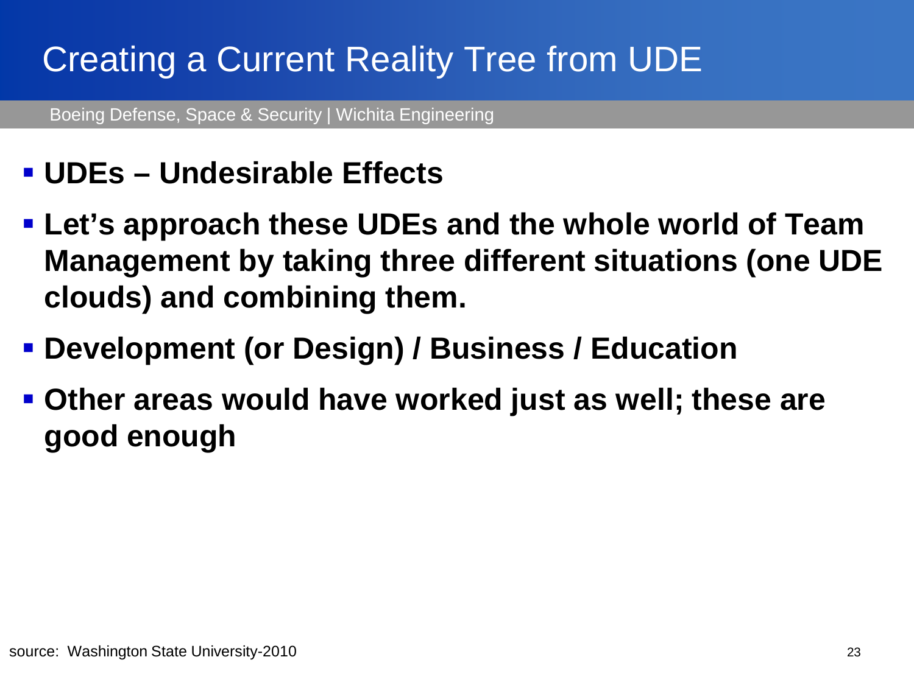# Creating a Current Reality Tree from UDE

Boeing Defense, Space & Security | Wichita Engineering

- **UDEs – Undesirable Effects**
- **Let's approach these UDEs and the whole world of Team Management by taking three different situations (one UDE clouds) and combining them.**
- **Development (or Design) / Business / Education**
- **Other areas would have worked just as well; these are good enough**

source: Washington State University-2010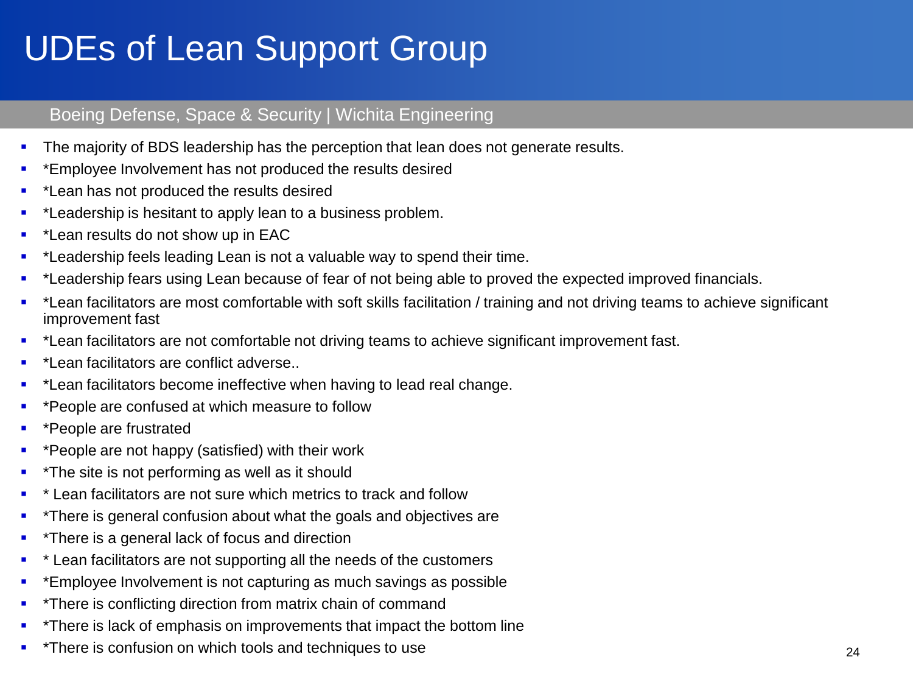# UDEs of Lean Support Group

Boeing Defense, Space & Security | Wichita Engineering

- The majority of BDS leadership has the perception that lean does not generate results.
- *Employee Involvement has not produced the results desired
- *Lean has not produced the results desired
- *Leadership is hesitant to apply lean to a business problem.
- *Lean results do not show up in EAC
- *Leadership feels leading Lean is not a valuable way to spend their time.
- *Leadership fears using Lean because of fear of not being able to proved the expected improved financials.
- *Lean facilitators are most comfortable with soft skills facilitation / training and not driving teams to achieve significant improvement fast
- *Lean facilitators are not comfortable not driving teams to achieve significant improvement fast.
- *Lean facilitators are conflict adverse..
- *Lean facilitators become ineffective when having to lead real change.
- *People are confused at which measure to follow
- *People are frustrated
- *People are not happy (satisfied) with their work
- *The site is not performing as well as it should
- * Lean facilitators are not sure which metrics to track and follow
- *There is general confusion about what the goals and objectives are
- *There is a general lack of focus and direction
- * Lean facilitators are not supporting all the needs of the customers
- *Employee Involvement is not capturing as much savings as possible
- *There is conflicting direction from matrix chain of command
- *There is lack of emphasis on improvements that impact the bottom line
- *There is confusion on which tools and techniques to use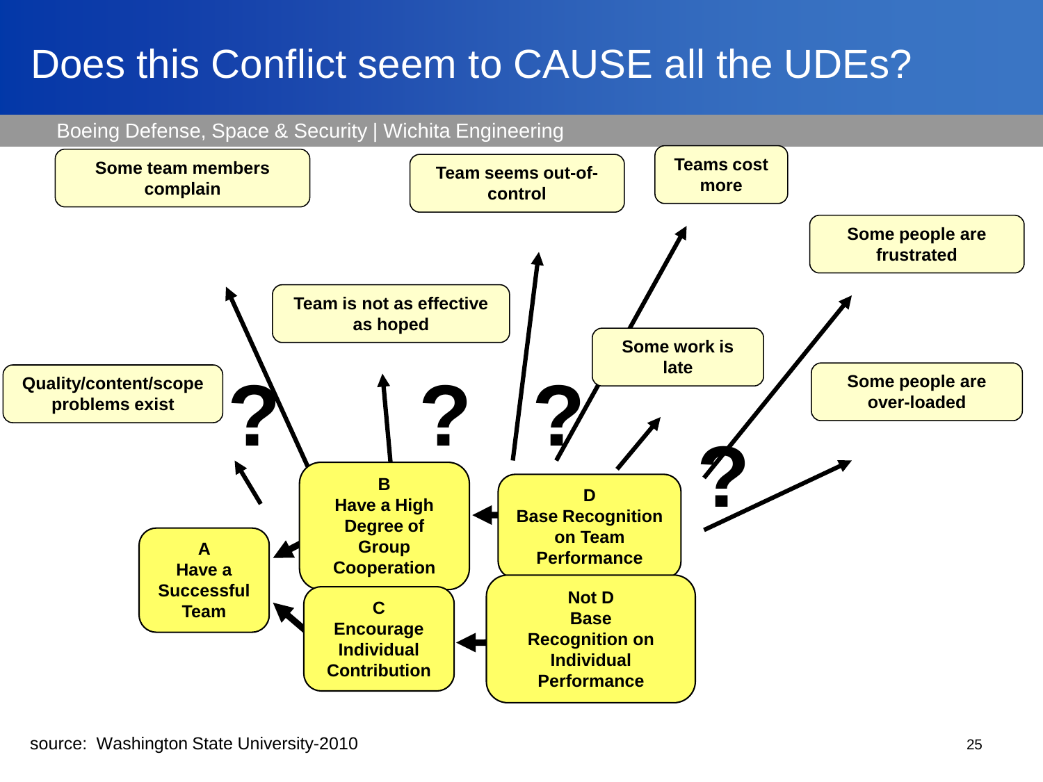# Does this Conflict seem to CAUSE all the UDEs?

Boeing Defense, Space & Security | Wichita Engineering

Some team members complain

Team seems out-of-control

Teams cost more

Some people are frustrated

Team is not as effective as hoped

Some work is late

Quality/content/scope problems exist

Some people are over-loaded

? ? ? ?

**A**
**Have a Successful Team**

**B**
**Have a High Degree of Group Cooperation**

**C**
**Encourage Individual Contribution**

**D**
**Base Recognition on Team Performance**

**Not D**
**Base Recognition on Individual Performance**

source: Washington State University-2010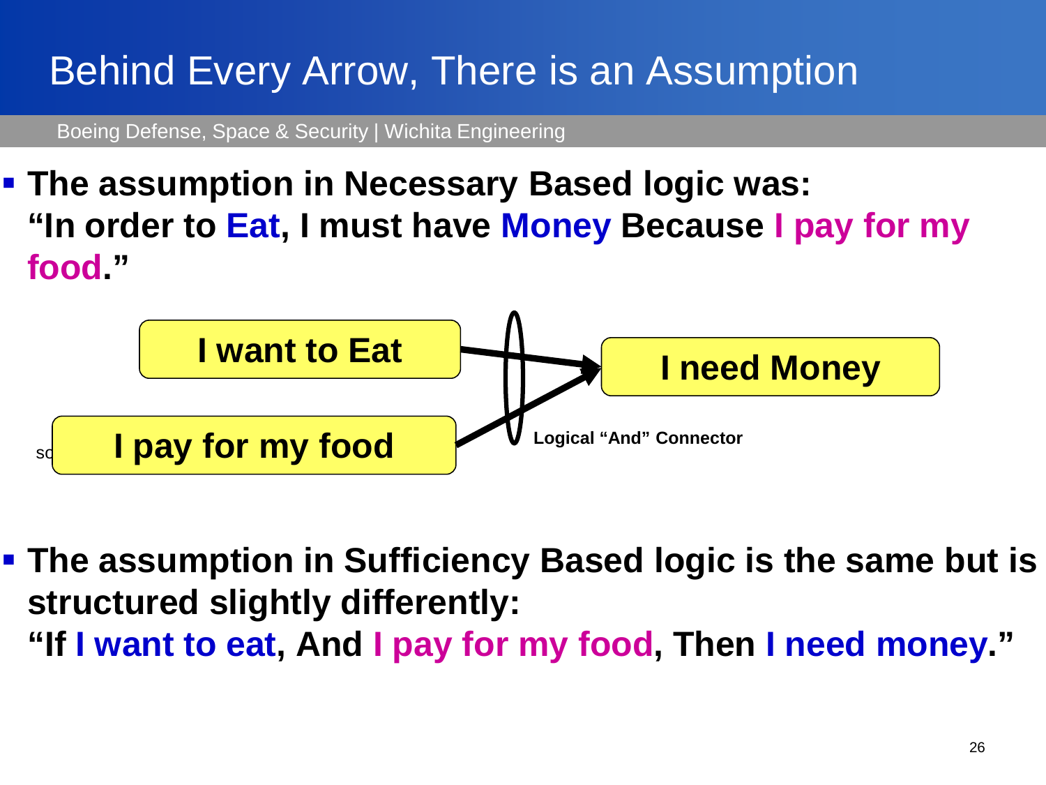# Behind Every Arrow, There is an Assumption

- **The assumption in Necessary Based logic was: "In order to Eat, I must have Money Because I pay for my food."**

**I want to Eat** → **I need Money**

**I pay for my food** → **I need Money**

**Logical "And" Connector**

- **The assumption in Sufficiency Based logic is the same but is structured slightly differently: "If I want to eat, And I pay for my food, Then I need money."**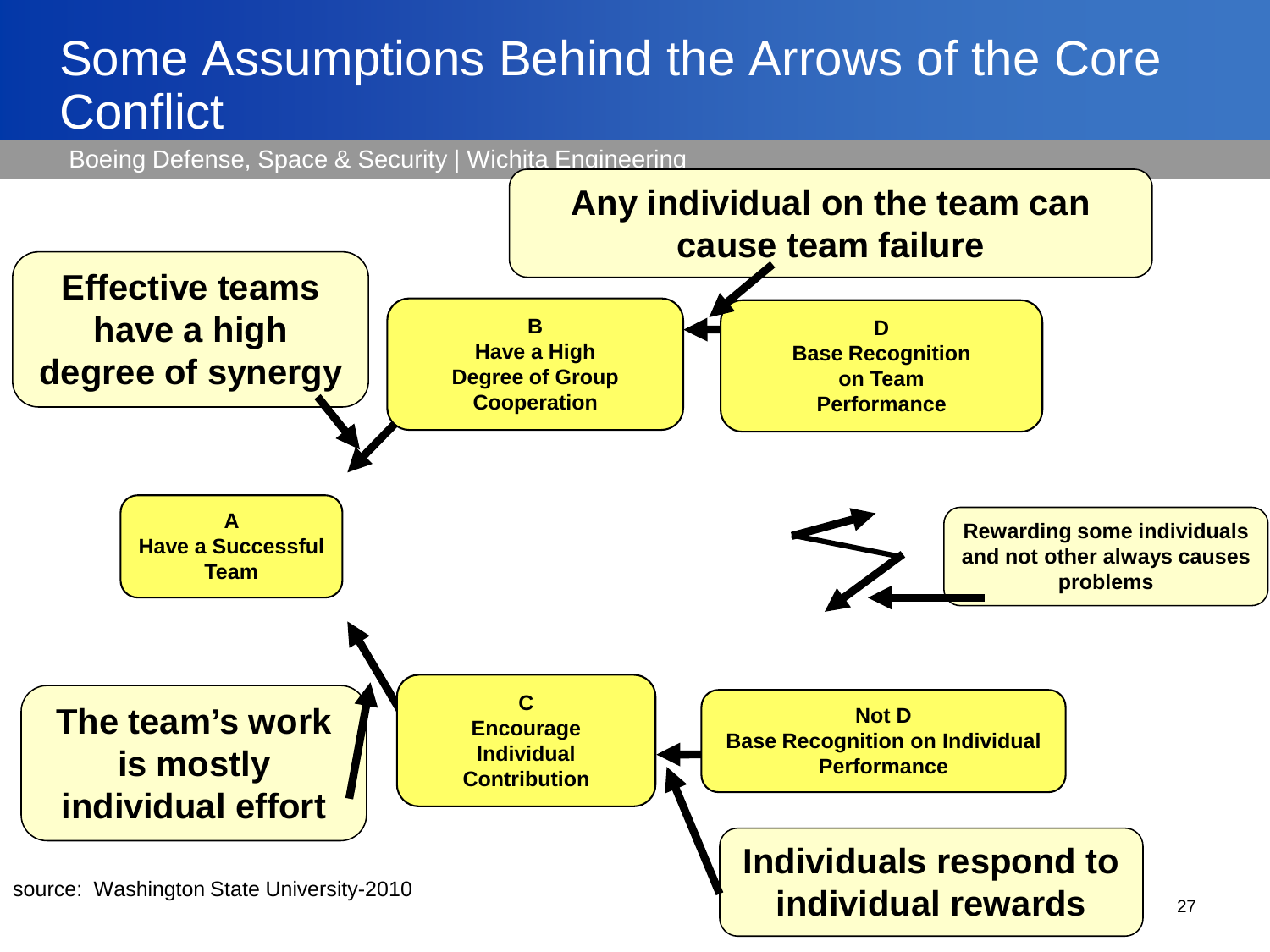# Some Assumptions Behind the Arrows of the Core Conflict

Boeing Defense, Space & Security | Wichita Engineering

**Any individual on the team can cause team failure**

**Effective teams have a high degree of synergy**

**B**
**Have a High Degree of Group Cooperation**

**D**
**Base Recognition on Team Performance**

**A**
**Have a Successful Team**

**Rewarding some individuals and not other always causes problems**

**The team's work is mostly individual effort**

**C**
**Encourage Individual Contribution**

**Not D**
**Base Recognition on Individual Performance**

**Individuals respond to individual rewards**

source: Washington State University-2010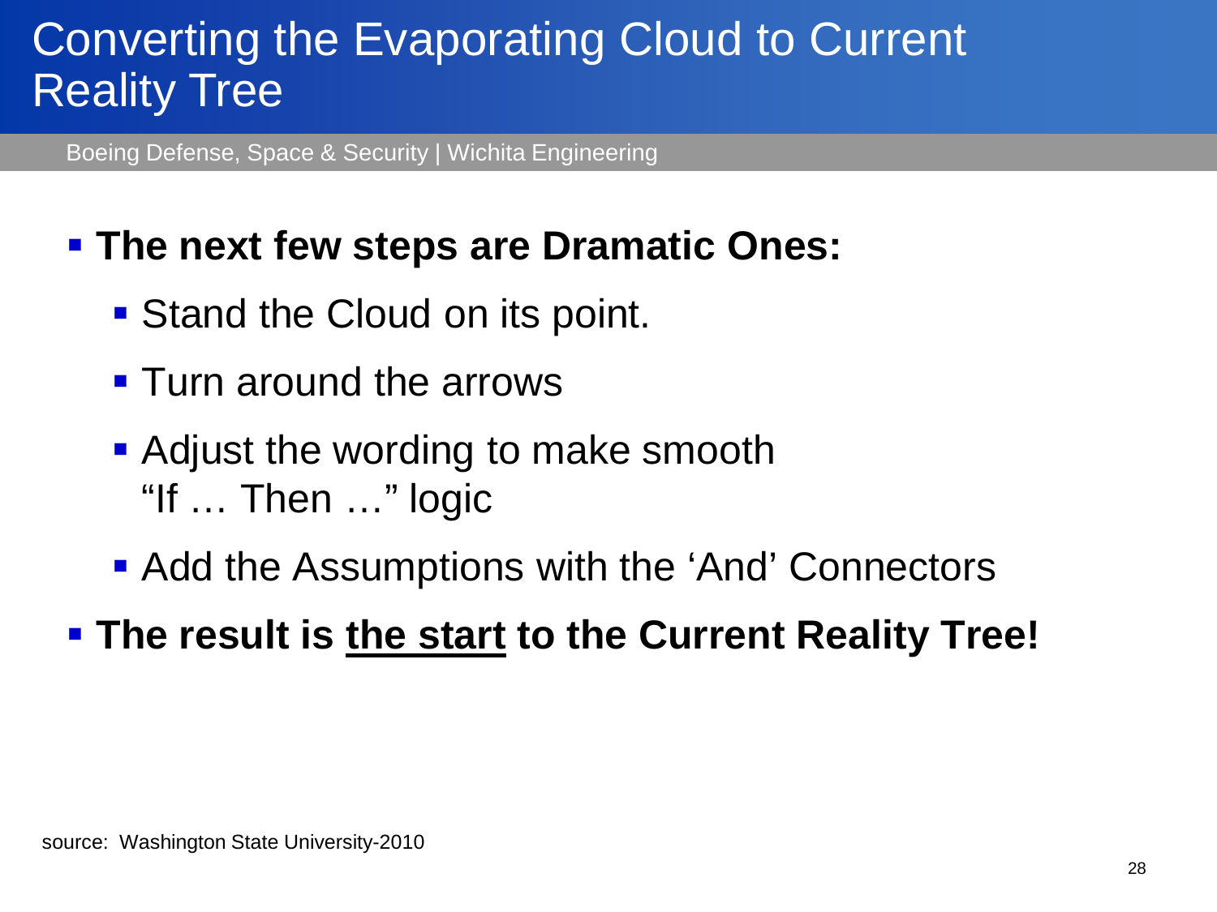# Converting the Evaporating Cloud to Current Reality Tree

Boeing Defense, Space & Security | Wichita Engineering

- **The next few steps are Dramatic Ones:**
  - Stand the Cloud on its point.
  - Turn around the arrows
  - Adjust the wording to make smooth "If … Then …" logic
  - Add the Assumptions with the 'And' Connectors
- **The result is <u>the start</u> to the Current Reality Tree!**

source: Washington State University-2010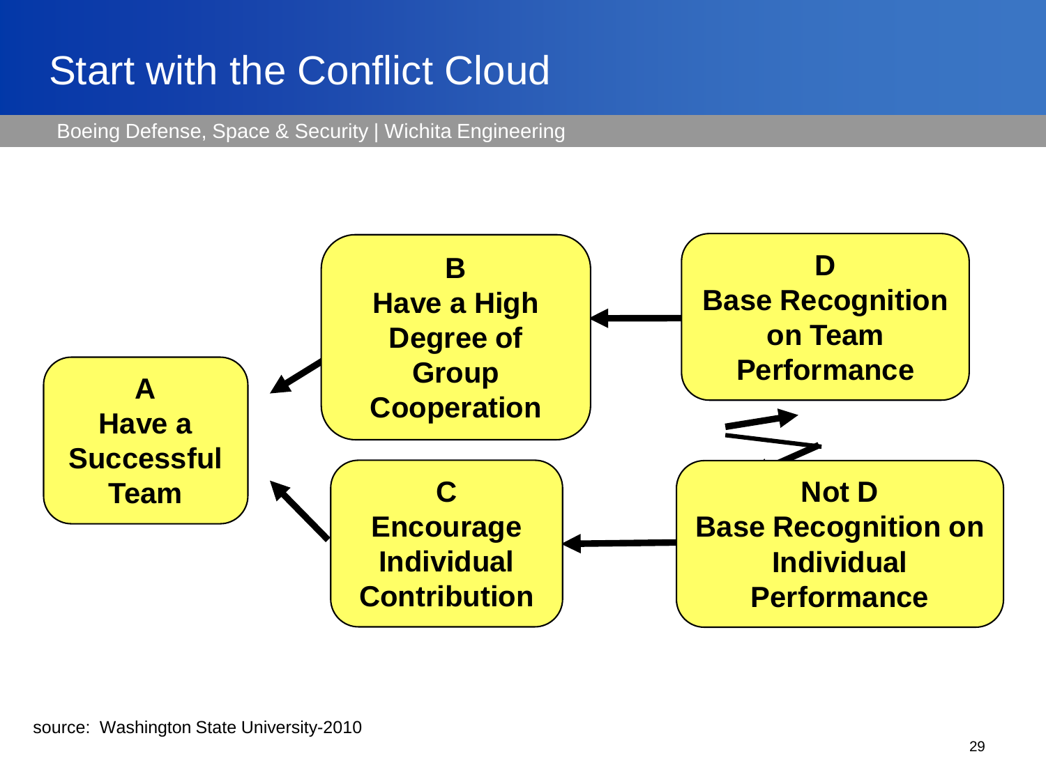# Start with the Conflict Cloud

Boeing Defense, Space & Security | Wichita Engineering

**A**
**Have a Successful Team**

**B**
**Have a High Degree of Group Cooperation**

**C**
**Encourage Individual Contribution**

**D**
**Base Recognition on Team Performance**

**Not D**
**Base Recognition on Individual Performance**

source: Washington State University-2010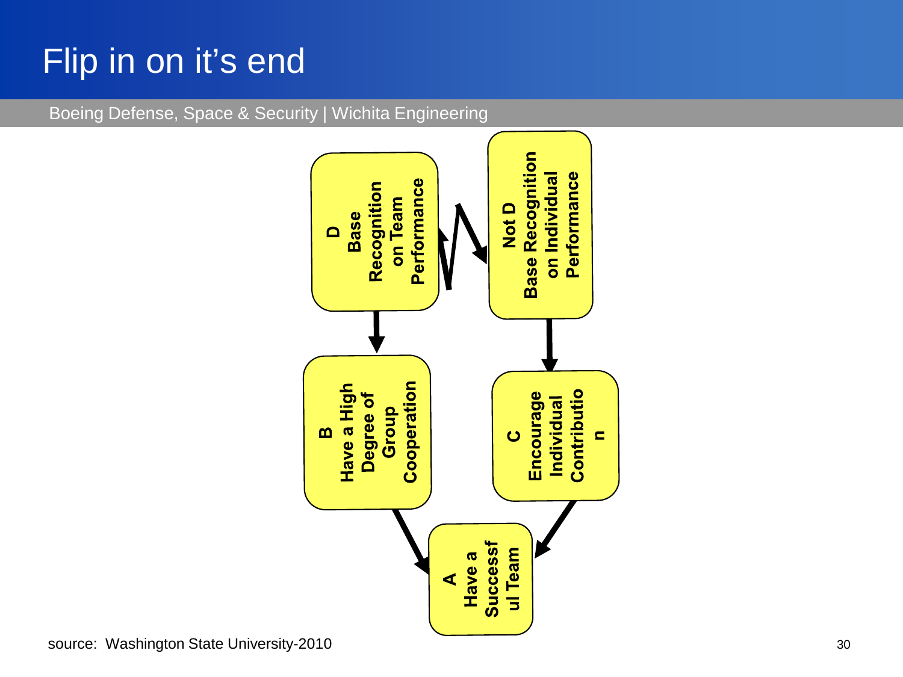# Flip in on it's end

Boeing Defense, Space & Security | Wichita Engineering

**D**
**Base Recognition on Team Performance**

**Not D**
**Base Recognition on Individual Performance**

**B**
**Have a High Degree of Group Cooperation**

**C**
**Encourage Individual Contributio n**

**A**
**Have a Successf ul Team**

source: Washington State University-2010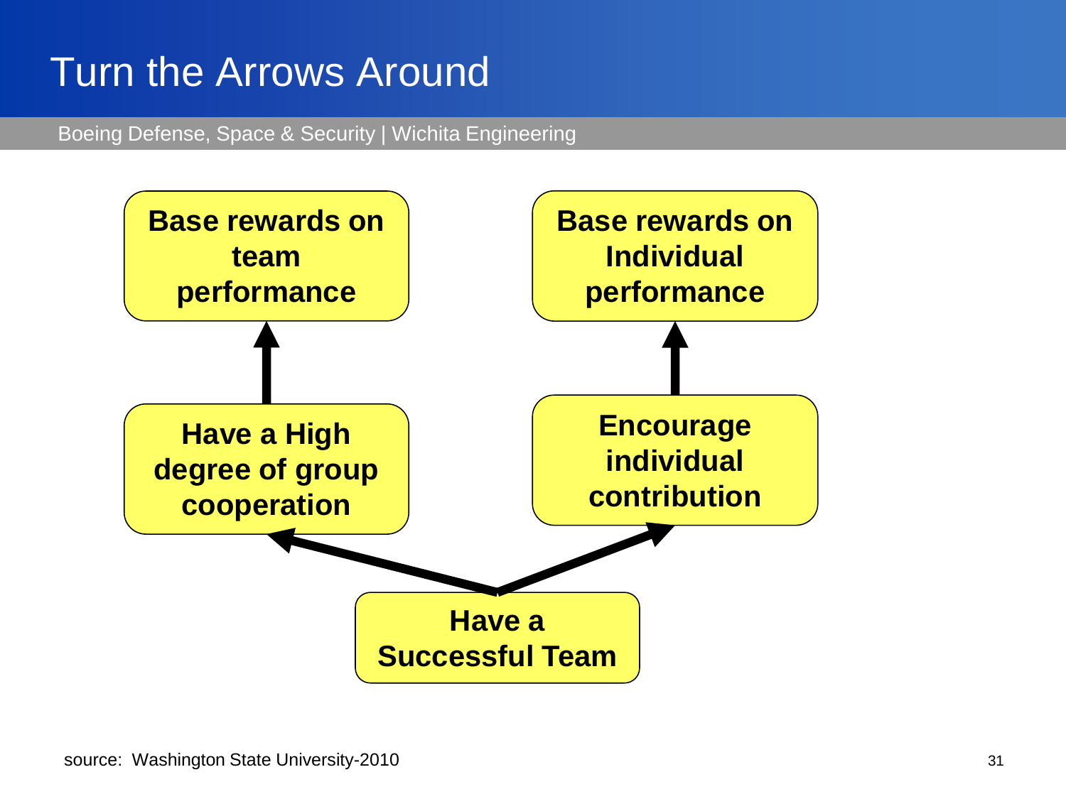# Turn the Arrows Around

Boeing Defense, Space & Security | Wichita Engineering

**Base rewards on team performance**

**Have a High degree of group cooperation**

**Base rewards on Individual performance**

**Encourage individual contribution**

**Have a Successful Team**

source: Washington State University-2010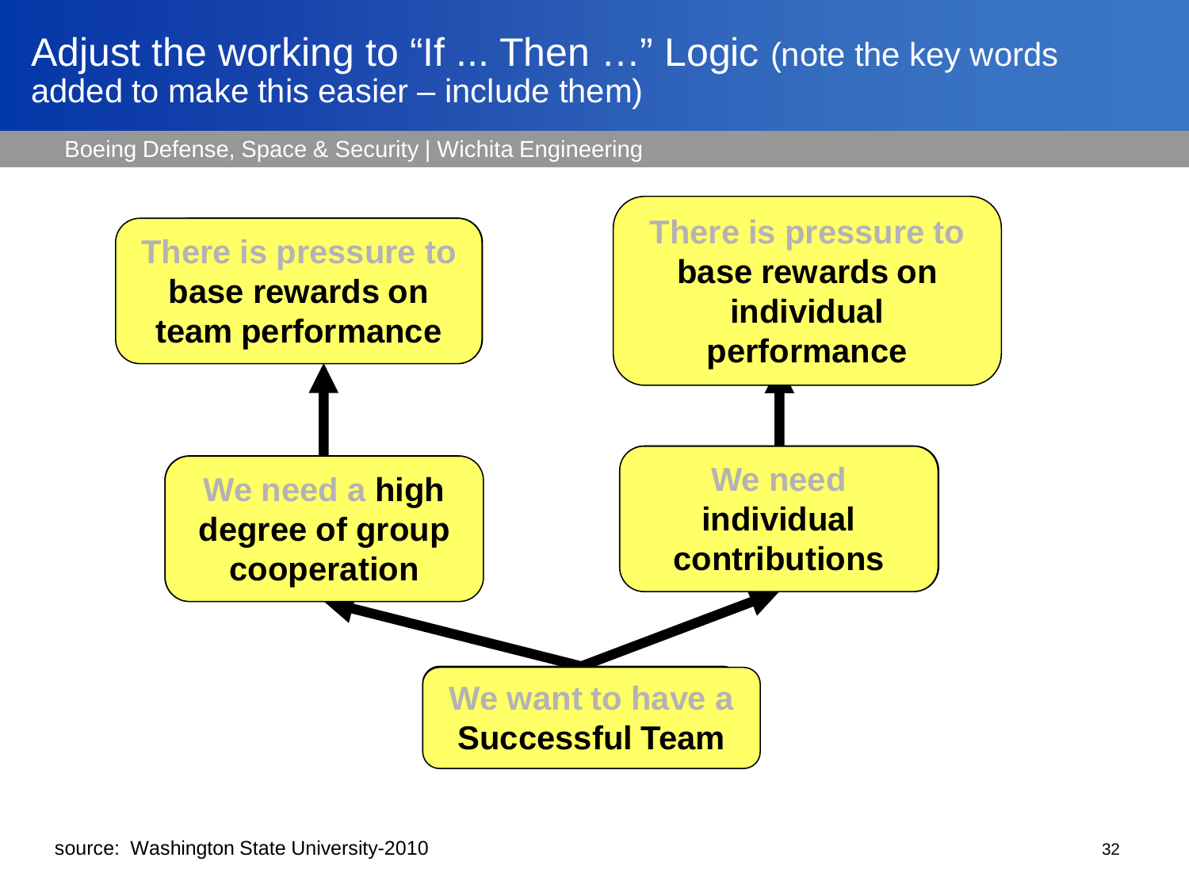# Adjust the working to "If ... Then ..." Logic (note the key words added to make this easier – include them)

Boeing Defense, Space & Security | Wichita Engineering

There is pressure to **base rewards on team performance**

There is pressure to **base rewards on individual performance**

We need a **high degree of group cooperation**

We need **individual contributions**

We want to have a **Successful Team**

source: Washington State University-2010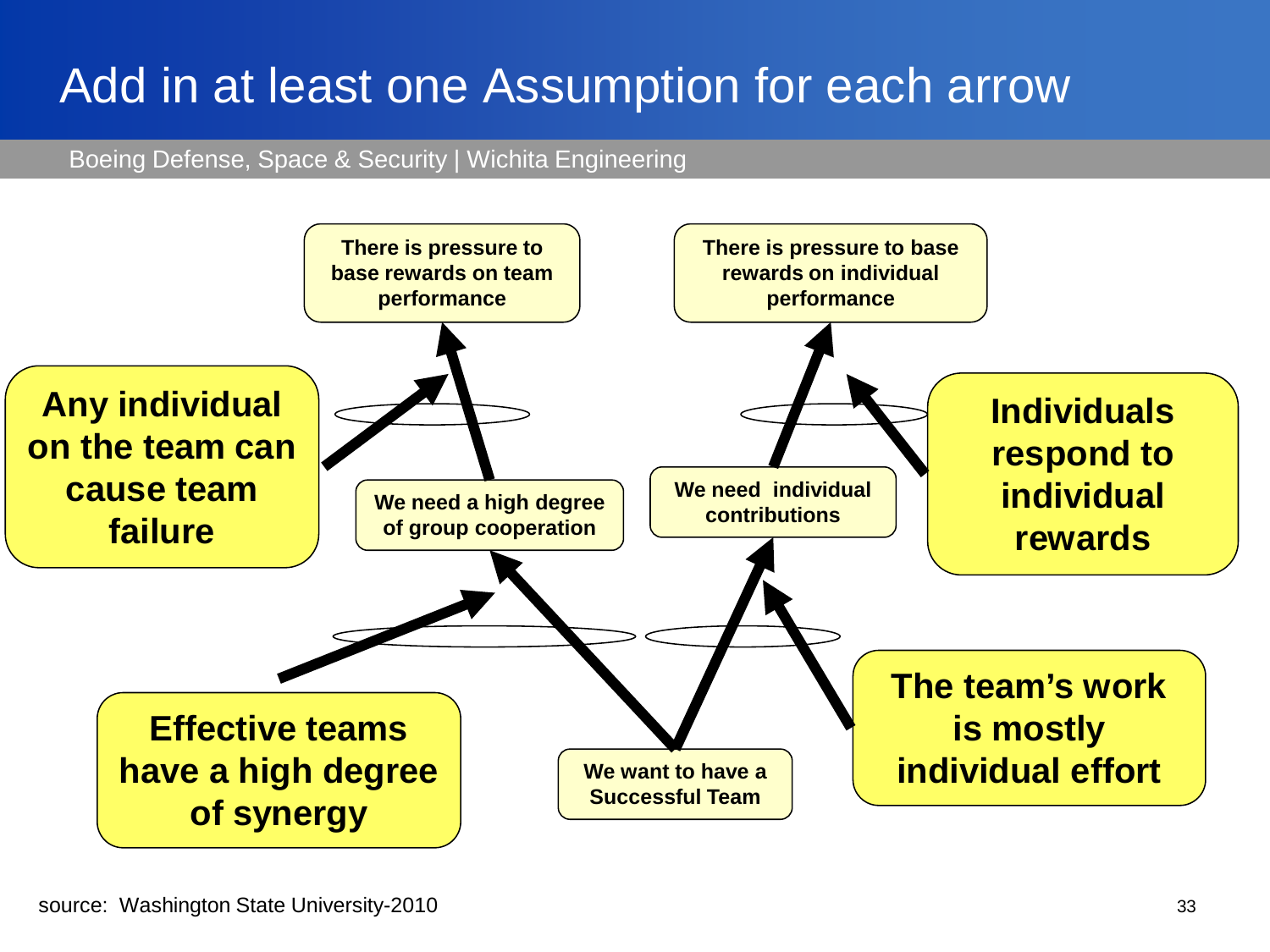# Add in at least one Assumption for each arrow

Boeing Defense, Space & Security | Wichita Engineering

There is pressure to base rewards on team performance

There is pressure to base rewards on individual performance

Any individual on the team can cause team failure

We need a high degree of group cooperation

We need individual contributions

Individuals respond to individual rewards

Effective teams have a high degree of synergy

We want to have a Successful Team

The team's work is mostly individual effort

source: Washington State University-2010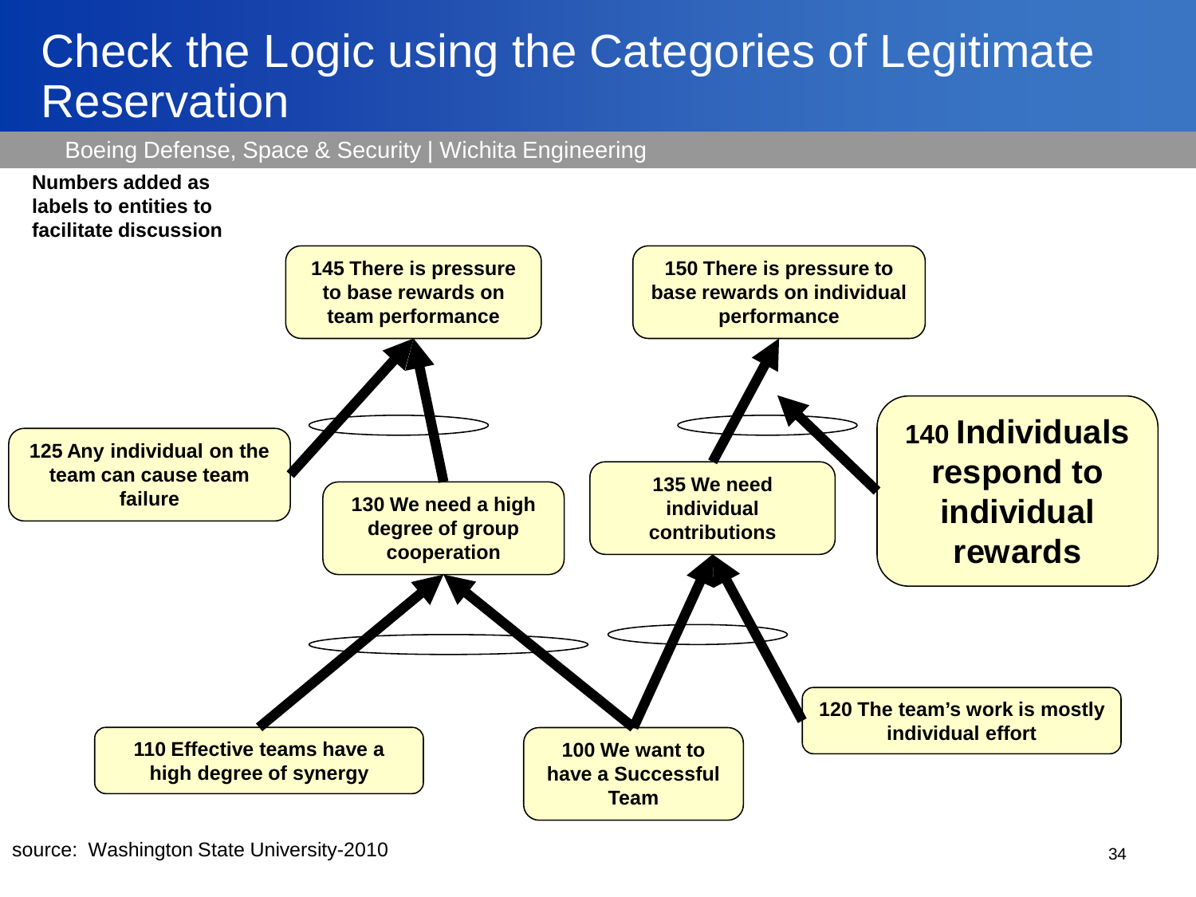# Check the Logic using the Categories of Legitimate Reservation

Boeing Defense, Space & Security | Wichita Engineering

**Numbers added as labels to entities to facilitate discussion**

**145 There is pressure to base rewards on team performance**

**150 There is pressure to base rewards on individual performance**

**125 Any individual on the team can cause team failure**

**130 We need a high degree of group cooperation**

**135 We need individual contributions**

**140 Individuals respond to individual rewards**

**110 Effective teams have a high degree of synergy**

**100 We want to have a Successful Team**

**120 The team's work is mostly individual effort**

source: Washington State University-2010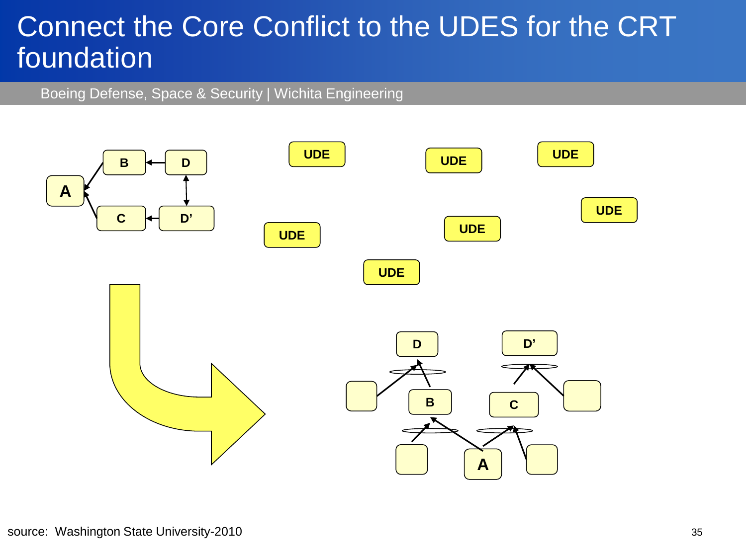# Connect the Core Conflict to the UDES for the CRT foundation

Boeing Defense, Space & Security | Wichita Engineering

A, B, C, D, D'

UDE UDE UDE UDE UDE UDE UDE

D D'

B C

A

source: Washington State University-2010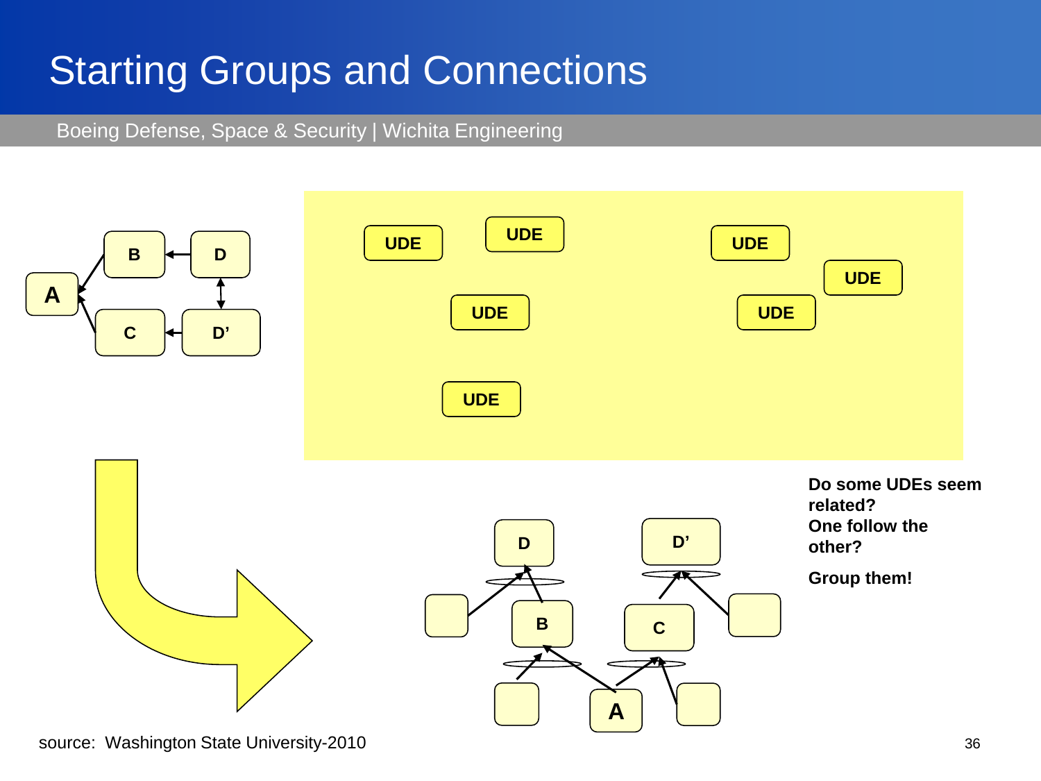# Starting Groups and Connections

Boeing Defense, Space & Security | Wichita Engineering

B ← D

A

C ← D'

UDE UDE UDE

UDE UDE UDE

UDE

Do some UDEs seem related?
One follow the other?

Group them!

D D'

B C

A

source: Washington State University-2010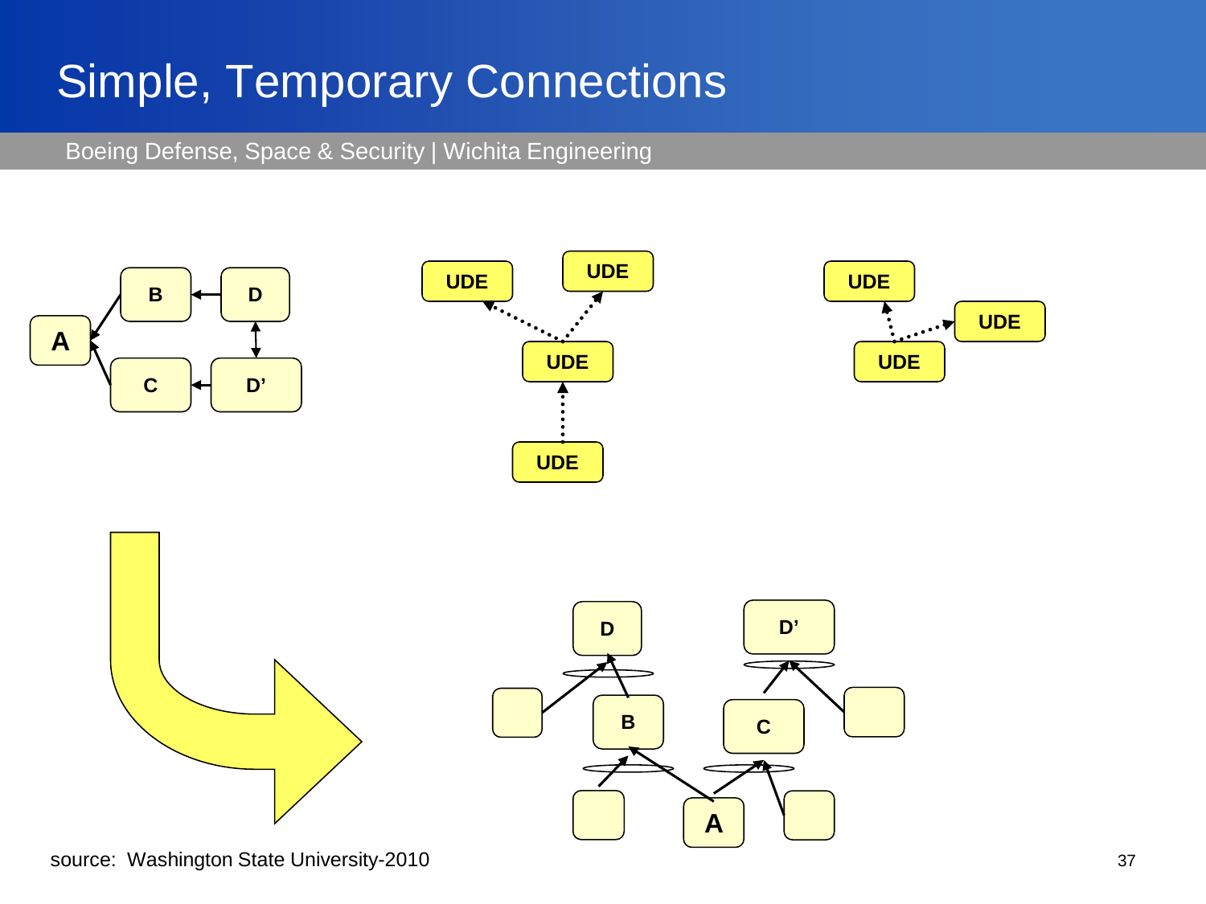# Simple, Temporary Connections

Boeing Defense, Space & Security | Wichita Engineering

A, B, C, D, D'

UDE, UDE, UDE, UDE

UDE, UDE, UDE

D, D', B, C, A

source: Washington State University-2010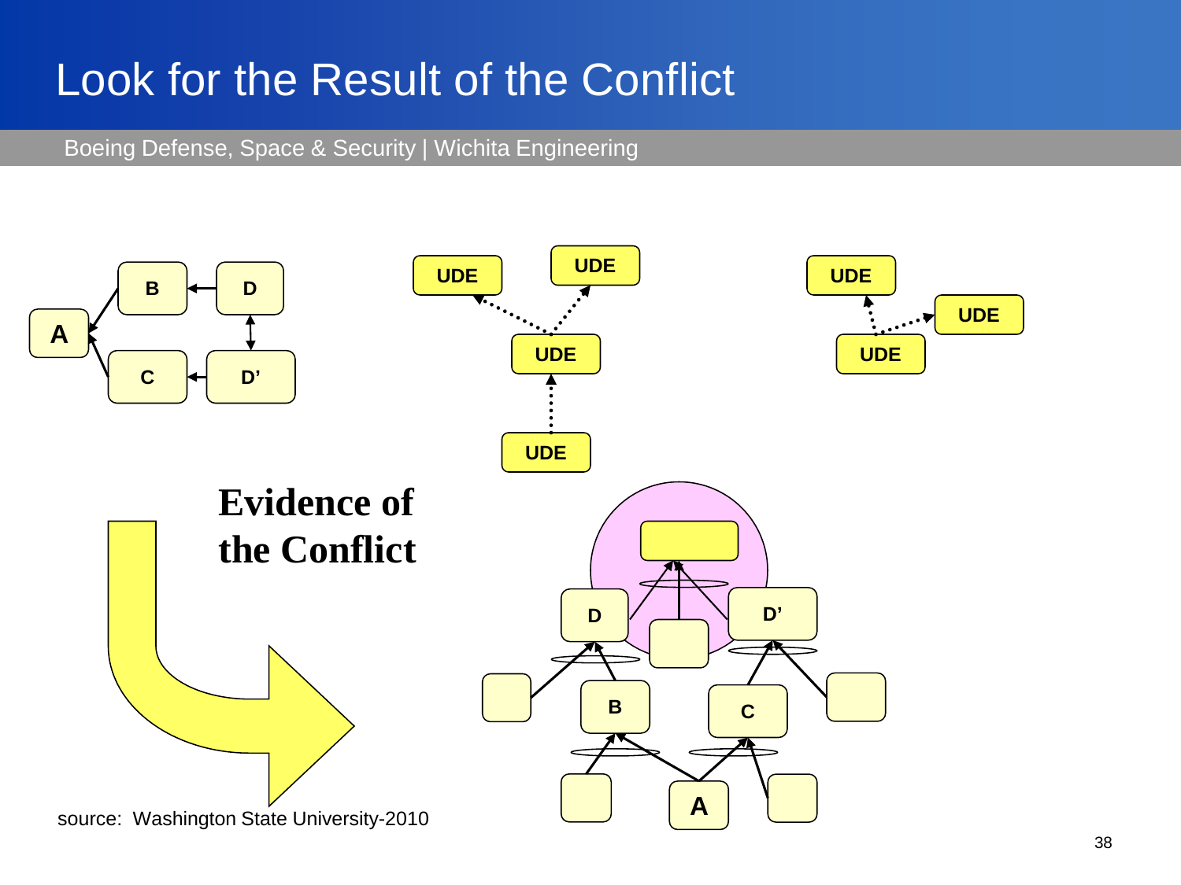# Look for the Result of the Conflict

Boeing Defense, Space & Security | Wichita Engineering

B ← D
A
C ← D'

UDE UDE UDE UDE

UDE UDE UDE

**Evidence of the Conflict**

D D'
B C
A

source: Washington State University-2010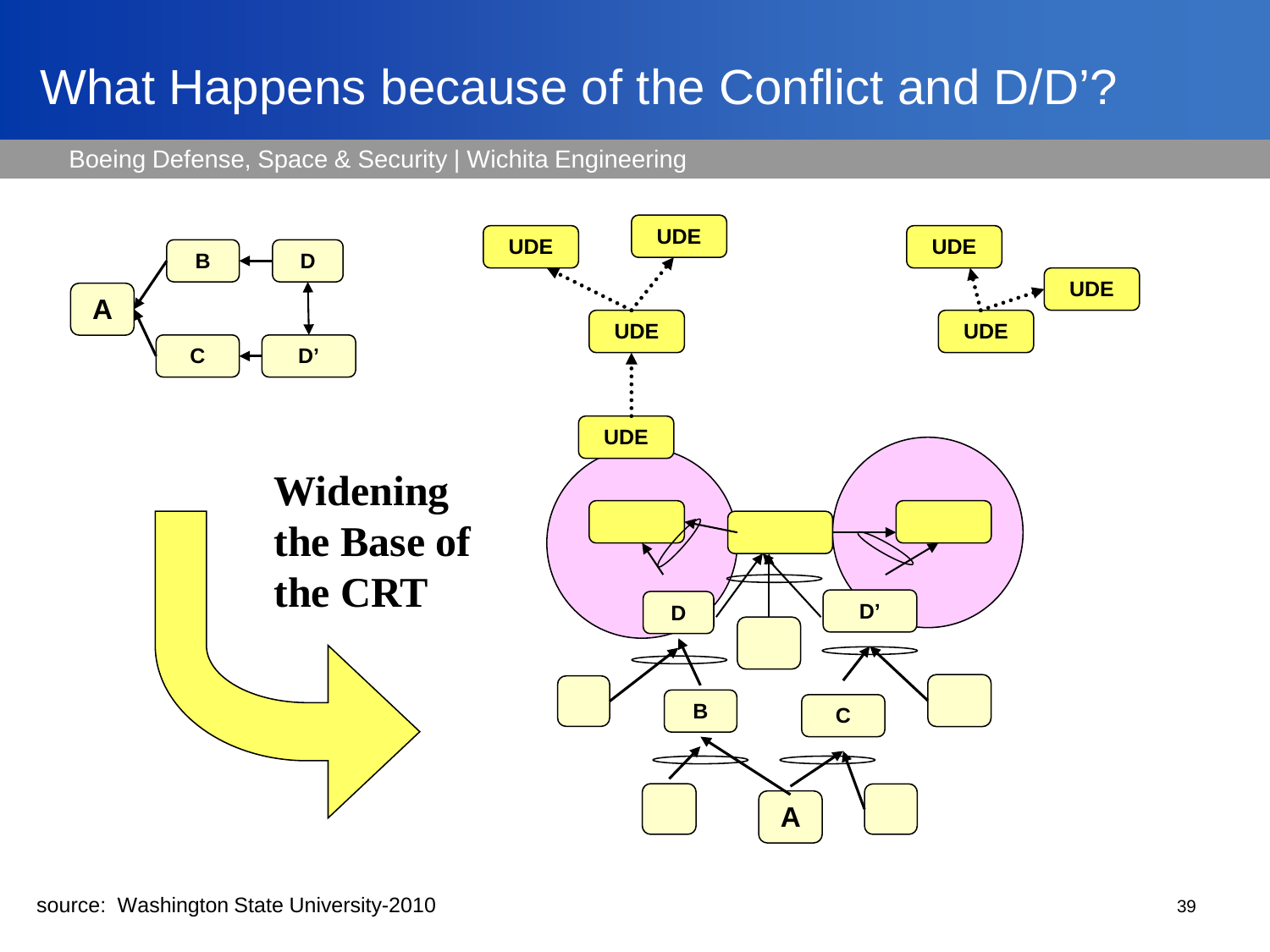# What Happens because of the Conflict and D/D'?

Boeing Defense, Space & Security | Wichita Engineering

A, B, C, D, D'

**Widening the Base of the CRT**

UDE, UDE, UDE, UDE, UDE, UDE, UDE

D, D', B, C, A

source: Washington State University-2010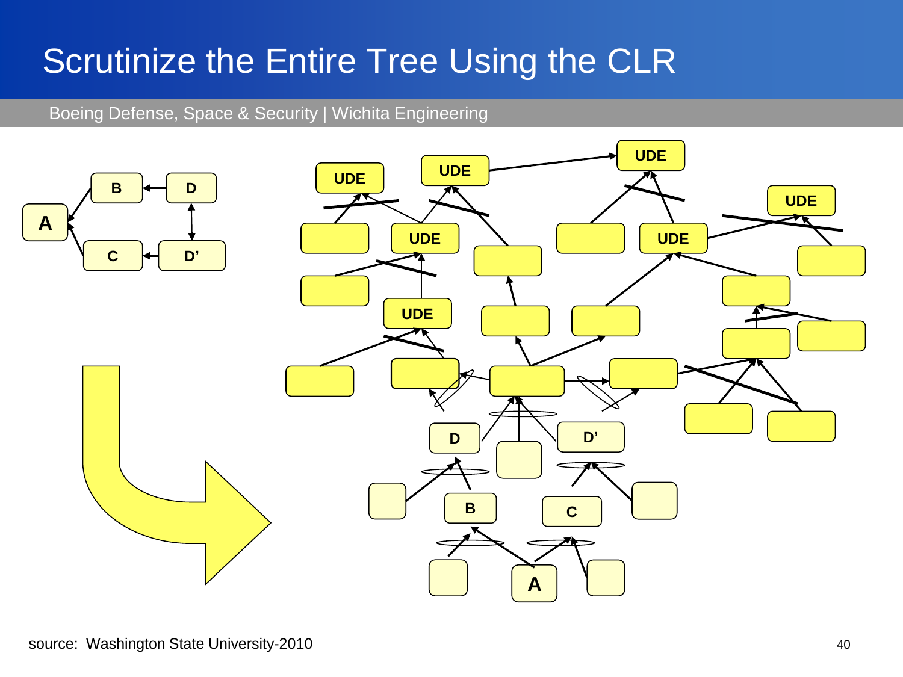# Scrutinize the Entire Tree Using the CLR

Boeing Defense, Space & Security | Wichita Engineering

A, B, D, C, D'

UDE, UDE, UDE, UDE, UDE, UDE, UDE

D, D', B, C, A

source: Washington State University-2010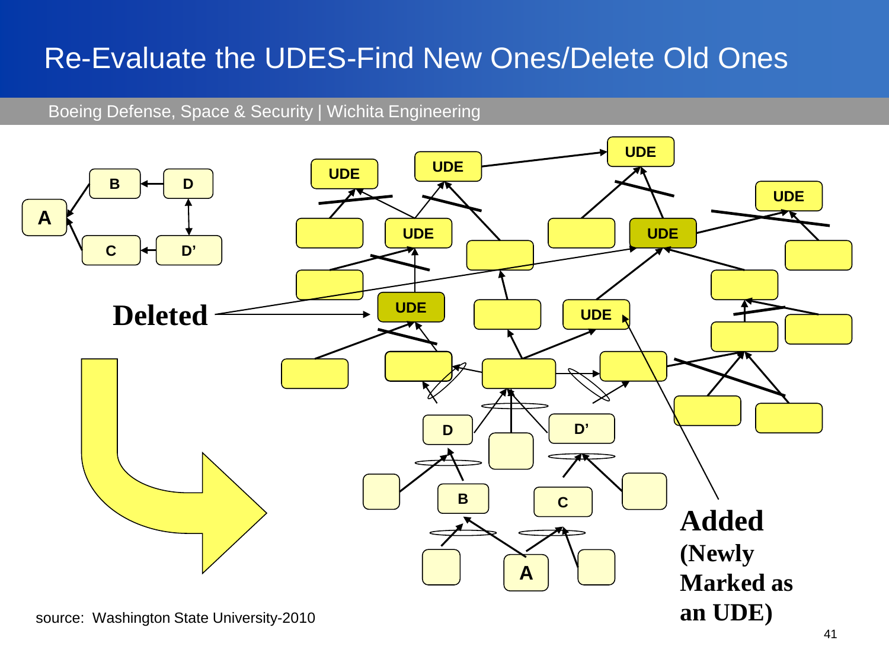# Re-Evaluate the UDES-Find New Ones/Delete Old Ones

Boeing Defense, Space & Security | Wichita Engineering

A B D C D'

UDE UDE UDE UDE UDE UDE UDE UDE

**Deleted**

D D' B C A

**Added (Newly Marked as an UDE)**

source: Washington State University-2010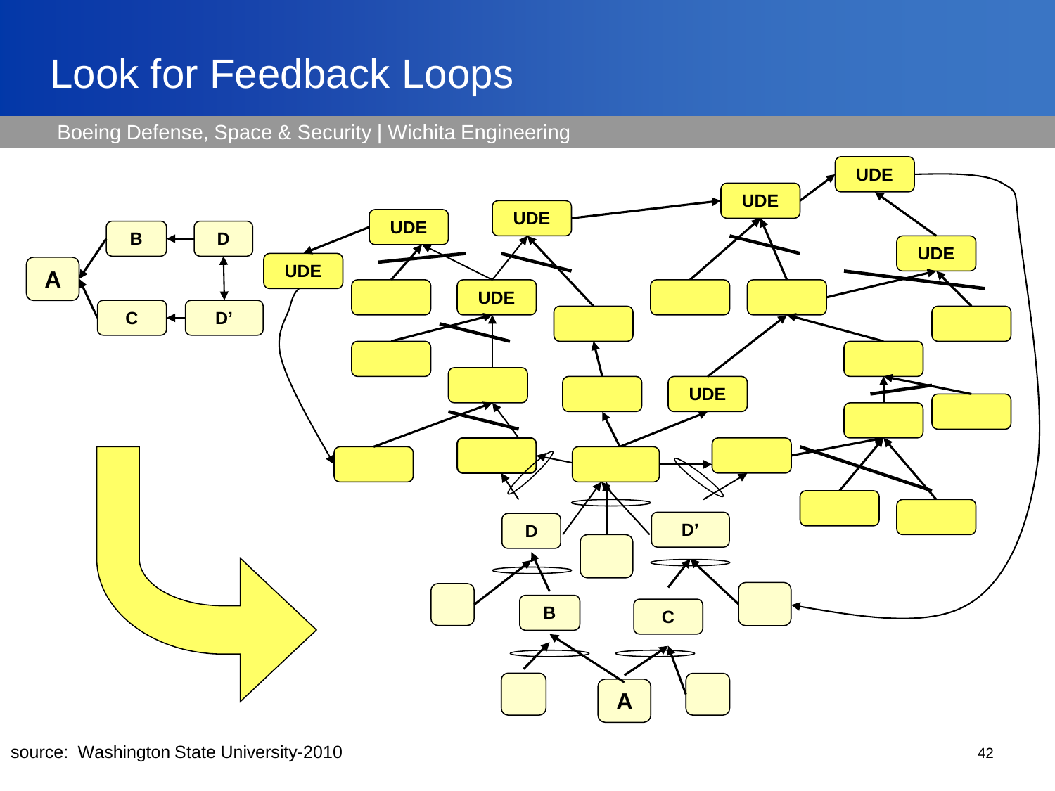# Look for Feedback Loops

Boeing Defense, Space & Security | Wichita Engineering

A, B, C, D, D'

UDE

source: Washington State University-2010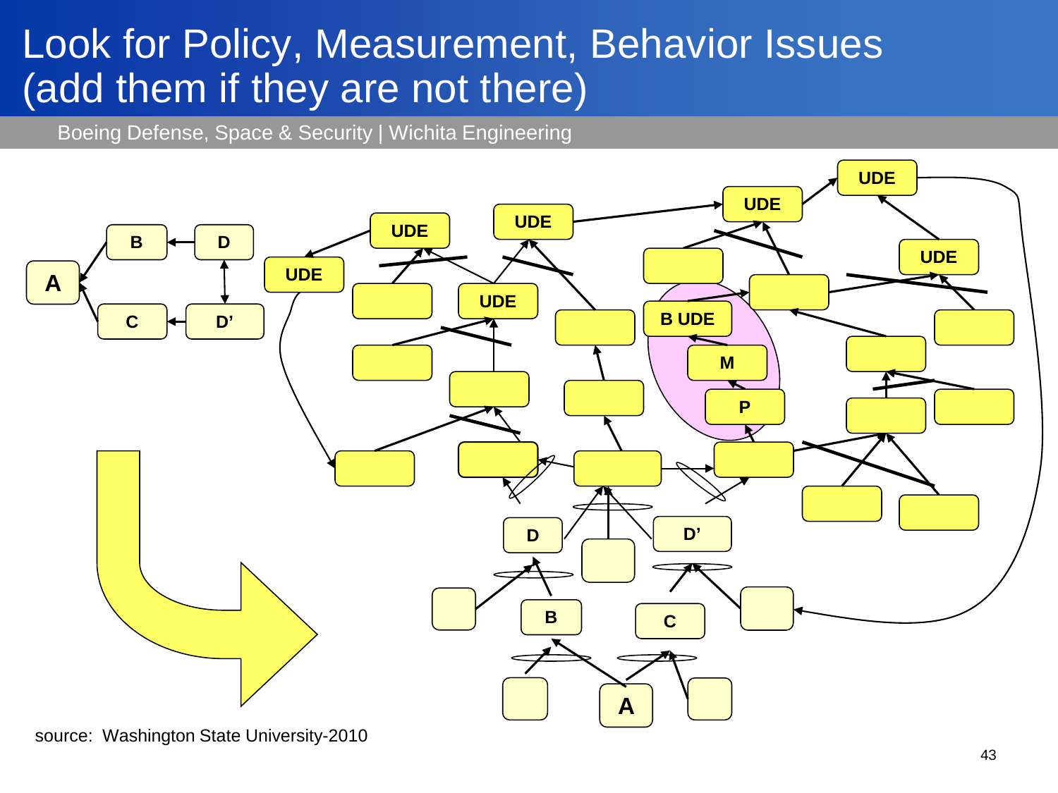# Look for Policy, Measurement, Behavior Issues (add them if they are not there)

Boeing Defense, Space & Security | Wichita Engineering

A B C D D' UDE UDE UDE UDE UDE UDE UDE UDE B UDE M P D D' B C A

source: Washington State University-2010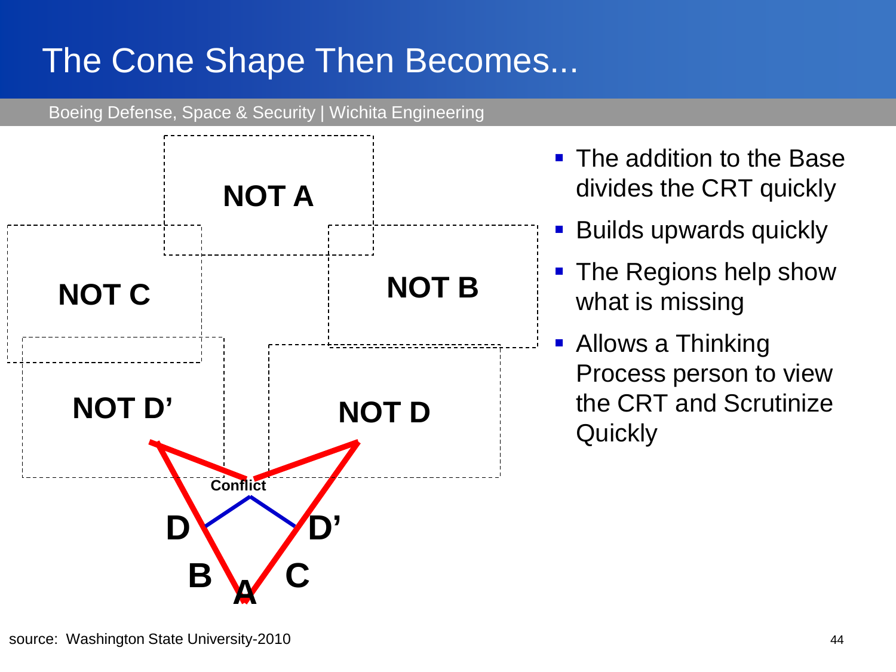# The Cone Shape Then Becomes...

Boeing Defense, Space & Security | Wichita Engineering

NOT A

NOT C

NOT B

NOT D'

NOT D

Conflict

D

D'

B

A

C

- The addition to the Base divides the CRT quickly
- Builds upwards quickly
- The Regions help show what is missing
- Allows a Thinking Process person to view the CRT and Scrutinize Quickly

source: Washington State University-2010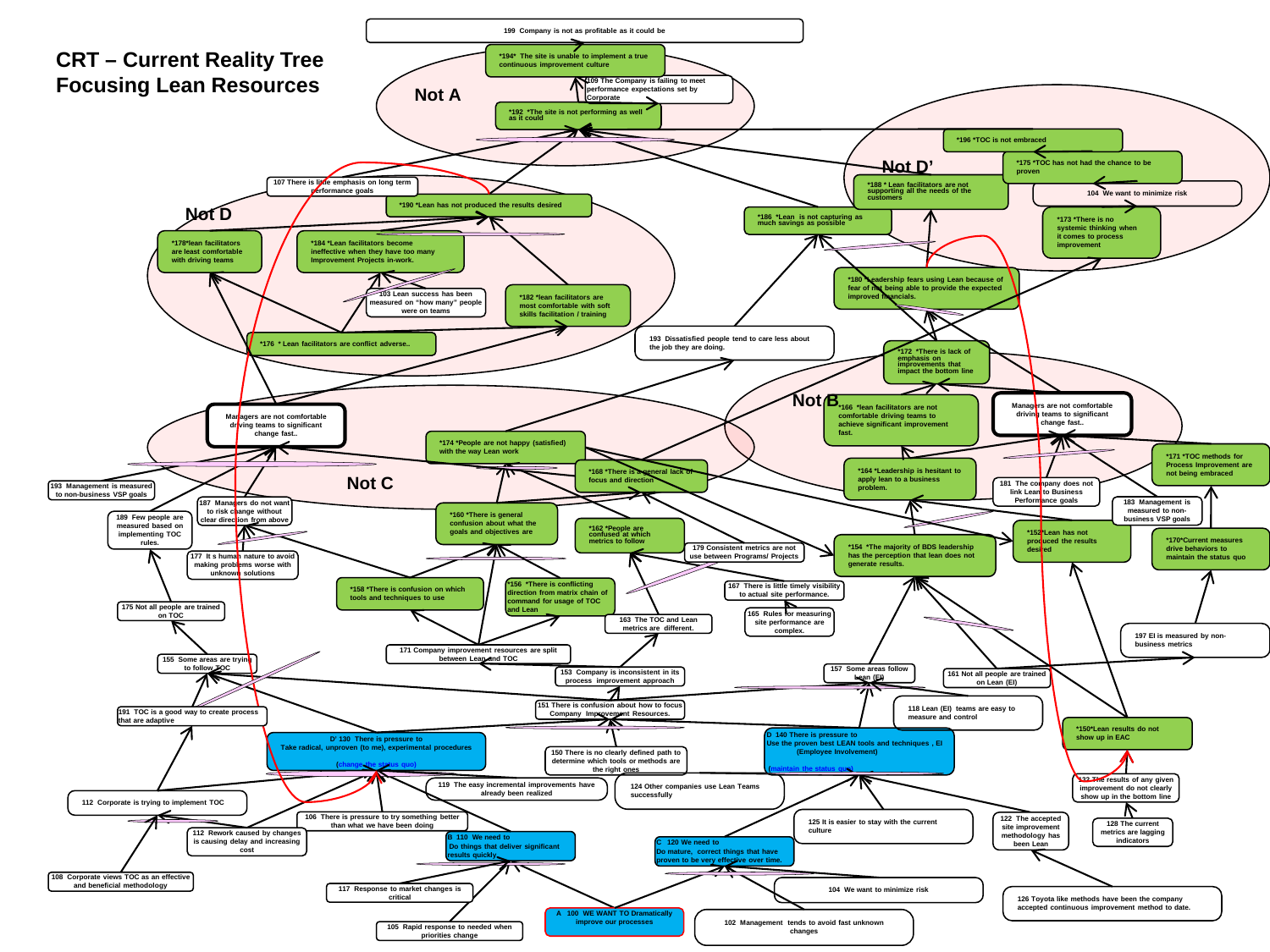# CRT – Current Reality Tree
## Focusing Lean Resources

199 Company is not as profitable as it could be

Not A

*194* The site is unable to implement a true continuous improvement culture

109 The Company is failing to meet performance expectations set by Corporate

*192 *The site is not performing as well as it could

Not D'

*196 *TOC is not embraced

*175 *TOC has not had the chance to be proven

*188 * Lean facilitators are not supporting all the needs of the customers

104 We want to minimize risk

*186 *Lean is not capturing as much savings as possible

*173 *There is no systemic thinking when it comes to process improvement

Not D

107 There is little emphasis on long term performance goals

*190 *Lean has not produced the results desired

*178*lean facilitators are least comfortable with driving teams

*184 *Lean facilitators become ineffective when they have too many Improvement Projects in-work.

103 Lean success has been measured on "how many" people were on teams

*182 *lean facilitators are most comfortable with soft skills facilitation / training

*176 * Lean facilitators are conflict adverse..

*180 *Leadership fears using Lean because of fear of not being able to provide the expected improved financials.

193 Dissatisfied people tend to care less about the job they are doing.

*172 *There is lack of emphasis on improvements that impact the bottom line

Not B

*166 *lean facilitators are not comfortable driving teams to achieve significant improvement fast.

Managers are not comfortable driving teams to significant change fast..

Managers are not comfortable driving teams to significant change fast..

*174 *People are not happy (satisfied) with the way Lean work

Not C

*168 *There is a general lack of focus and direction

*164 *Leadership is hesitant to apply lean to a business problem.

181 The company does not link Lean to Business Performance goals

*171 *TOC methods for Process Improvement are not being embraced

193 Management is measured to non-business VSP goals

187 Managers do not want to risk change without clear direction from above

189 Few people are measured based on implementing TOC rules.

*160 *There is general confusion about what the goals and objectives are

*162 *People are confused at which metrics to follow

179 Consistent metrics are not used between Programs/ Projects

183 Management is measured to non-business VSP goals

*152*Lean has not produced the results desired

*154 *The majority of BDS leadership has the perception that lean does not generate results.

*170*Current measures drive behaviors to maintain the status quo

177 It s human nature to avoid making problems worse with unknown solutions

*158 *There is confusion on which tools and techniques to use

*156 *There is conflicting direction from matrix chain of command for usage of TOC and Lean

167 There is little timely visibility to actual site performance.

175 Not all people are trained on TOC

163 The TOC and Lean metrics are different.

165 Rules for measuring site performance are complex.

197 EI is measured by non-business metrics

171 Company improvement resources are split between Lean and TOC

155 Some areas are trying to follow TOC

153 Company is inconsistent in its process improvement approach

157 Some areas follow Lean (EI)

161 Not all people are trained on Lean (EI)

151 There is confusion about how to focus Company Improvement Resources.

118 Lean (EI) teams are easy to measure and control

191 TOC is a good way to create process that are adaptive

D' 130 There is pressure to Take radical, unproven (to me), experimental procedures (change the status quo)

D 140 There is pressure to Use the proven best LEAN tools and techniques , EI (Employee Involvement) (maintain the status quo)

*150*Lean results do not show up in EAC

150 There is no clearly defined path to determine which tools or methods are the right ones

119 The easy incremental improvements have already been realized

124 Other companies use Lean Teams successfully

132 The results of any given improvement do not clearly show up in the bottom line

112 Corporate is trying to implement TOC

106 There is pressure to try something better than what we have been doing

125 It is easier to stay with the current culture

122 The accepted site improvement methodology has been Lean

128 The current metrics are lagging indicators

112 Rework caused by changes is causing delay and increasing cost

B 110 We need to Do things that deliver significant results quickly

C 120 We need to Do mature, correct things that have proven to be very effective over time.

108 Corporate views TOC as an effective and beneficial methodology

117 Response to market changes is critical

104 We want to minimize risk

126 Toyota like methods have been the company accepted continuous improvement method to date.

A 100 WE WANT TO Dramatically improve our processes

102 Management tends to avoid fast unknown changes

105 Rapid response to needed when priorities change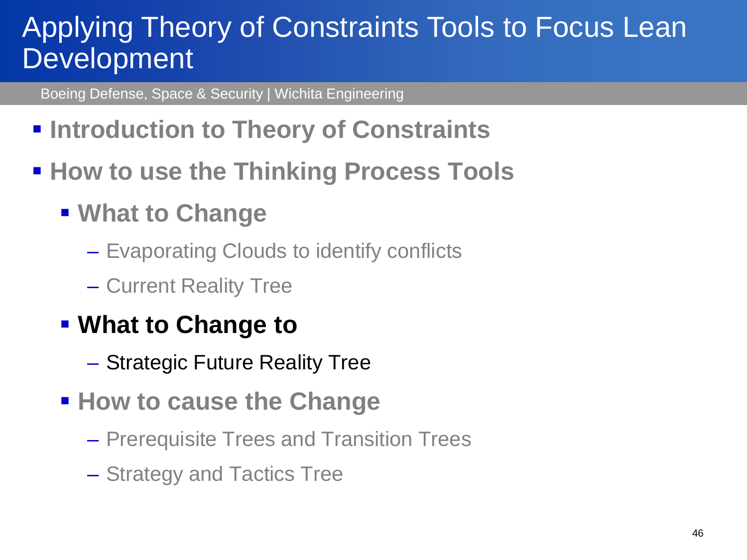# Applying Theory of Constraints Tools to Focus Lean Development

Boeing Defense, Space & Security | Wichita Engineering

- **Introduction to Theory of Constraints**
- **How to use the Thinking Process Tools**
  - **What to Change**
    - Evaporating Clouds to identify conflicts
    - Current Reality Tree
  - **What to Change to**
    - Strategic Future Reality Tree
  - **How to cause the Change**
    - Prerequisite Trees and Transition Trees
    - Strategy and Tactics Tree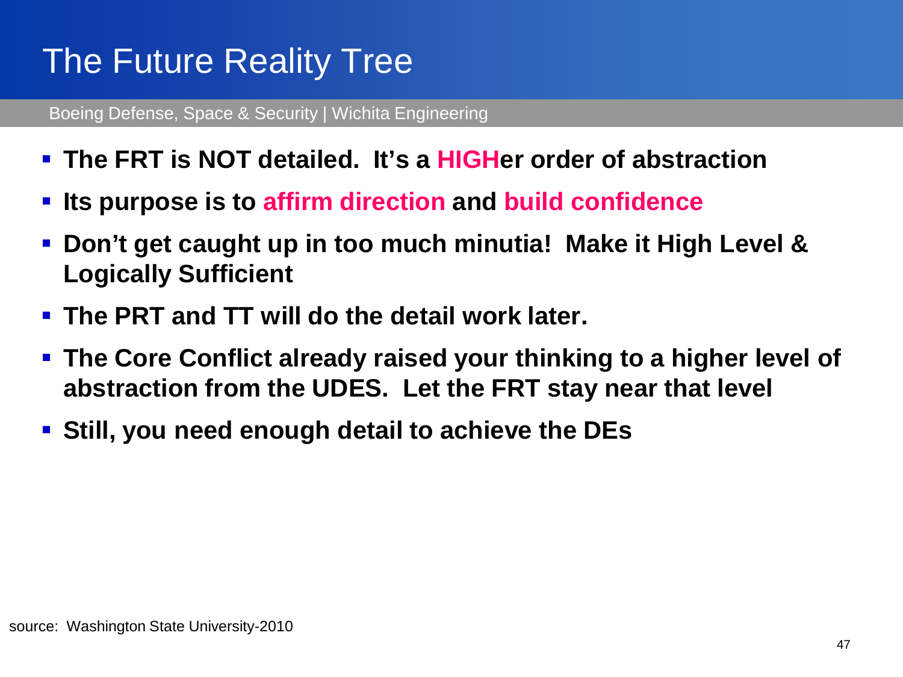# The Future Reality Tree

Boeing Defense, Space & Security | Wichita Engineering

- **The FRT is NOT detailed. It's a HIGHer order of abstraction**
- **Its purpose is to affirm direction and build confidence**
- **Don't get caught up in too much minutia! Make it High Level & Logically Sufficient**
- **The PRT and TT will do the detail work later.**
- **The Core Conflict already raised your thinking to a higher level of abstraction from the UDES. Let the FRT stay near that level**
- **Still, you need enough detail to achieve the DEs**

source: Washington State University-2010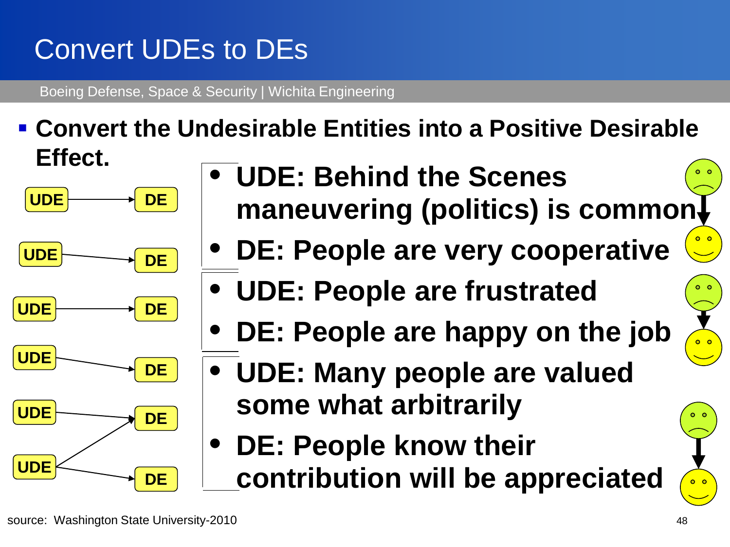# Convert UDEs to DEs

Boeing Defense, Space & Security | Wichita Engineering

- **Convert the Undesirable Entities into a Positive Desirable Effect.**

- **UDE: Behind the Scenes maneuvering (politics) is common**
- **DE: People are very cooperative**

- **UDE: People are frustrated**
- **DE: People are happy on the job**

- **UDE: Many people are valued some what arbitrarily**
- **DE: People know their contribution will be appreciated**

source: Washington State University-2010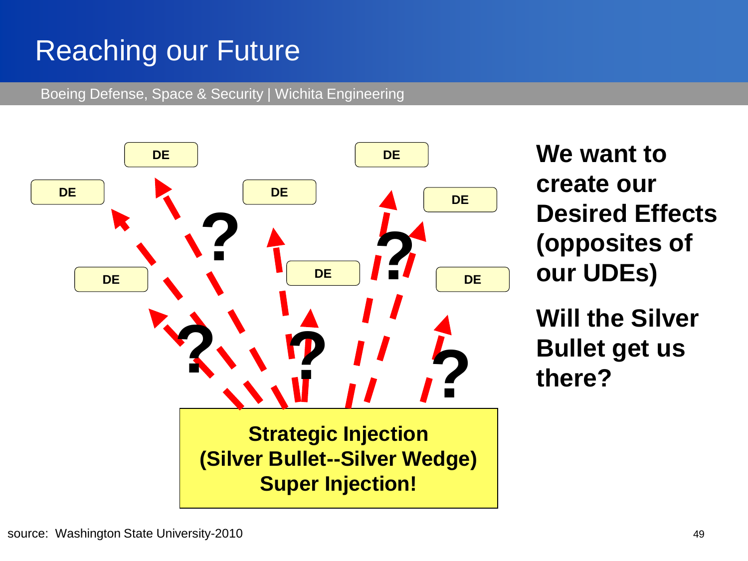# Reaching our Future

Boeing Defense, Space & Security | Wichita Engineering

DE DE DE DE DE DE DE DE

? ? ? ?

**Strategic Injection**
**(Silver Bullet--Silver Wedge)**
**Super Injection!**

**We want to create our Desired Effects (opposites of our UDEs)**

**Will the Silver Bullet get us there?**

source: Washington State University-2010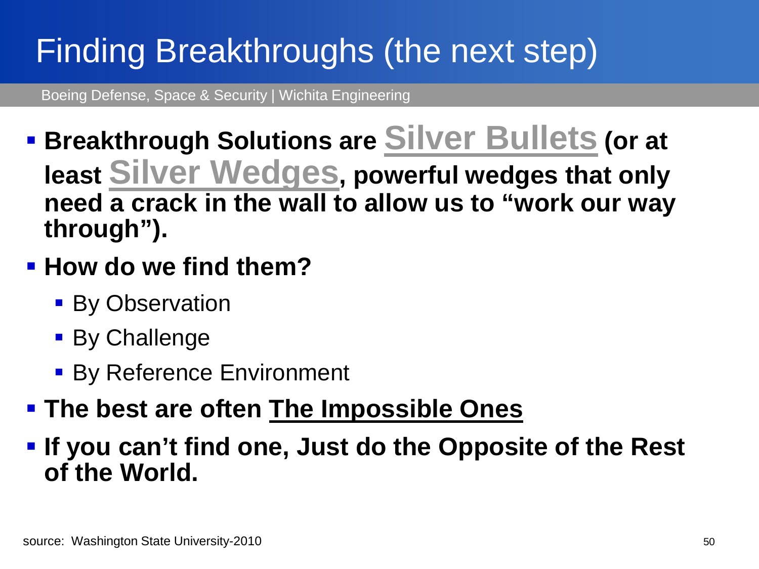# Finding Breakthroughs (the next step)

Boeing Defense, Space & Security | Wichita Engineering

- **Breakthrough Solutions are <u>Silver Bullets</u> (or at least <u>Silver Wedges</u>, powerful wedges that only need a crack in the wall to allow us to "work our way through").**
- **How do we find them?**
  - By Observation
  - By Challenge
  - By Reference Environment
- **The best are often <u>The Impossible Ones</u>**
- **If you can't find one, Just do the Opposite of the Rest of the World.**

source: Washington State University-2010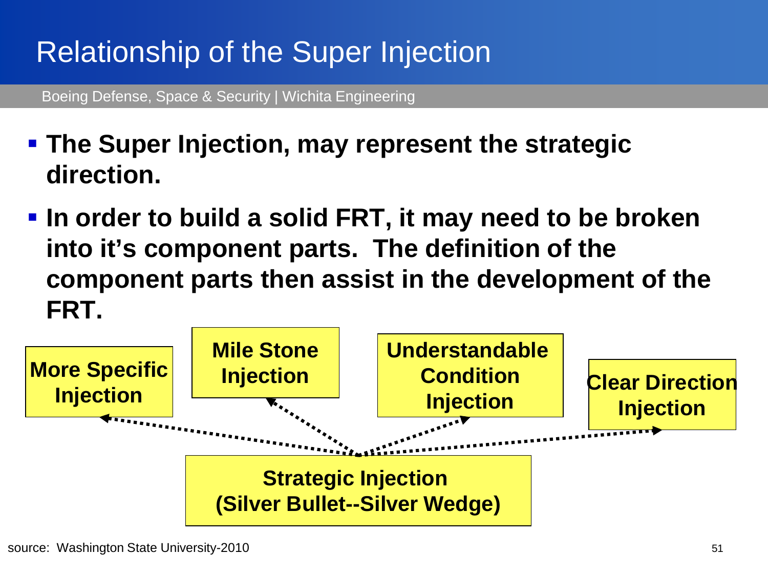# Relationship of the Super Injection

Boeing Defense, Space & Security | Wichita Engineering

- **The Super Injection, may represent the strategic direction.**
- **In order to build a solid FRT, it may need to be broken into it's component parts. The definition of the component parts then assist in the development of the FRT.**

**More Specific Injection**

**Mile Stone Injection**

**Understandable Condition Injection**

**Clear Direction Injection**

**Strategic Injection (Silver Bullet--Silver Wedge)**

source: Washington State University-2010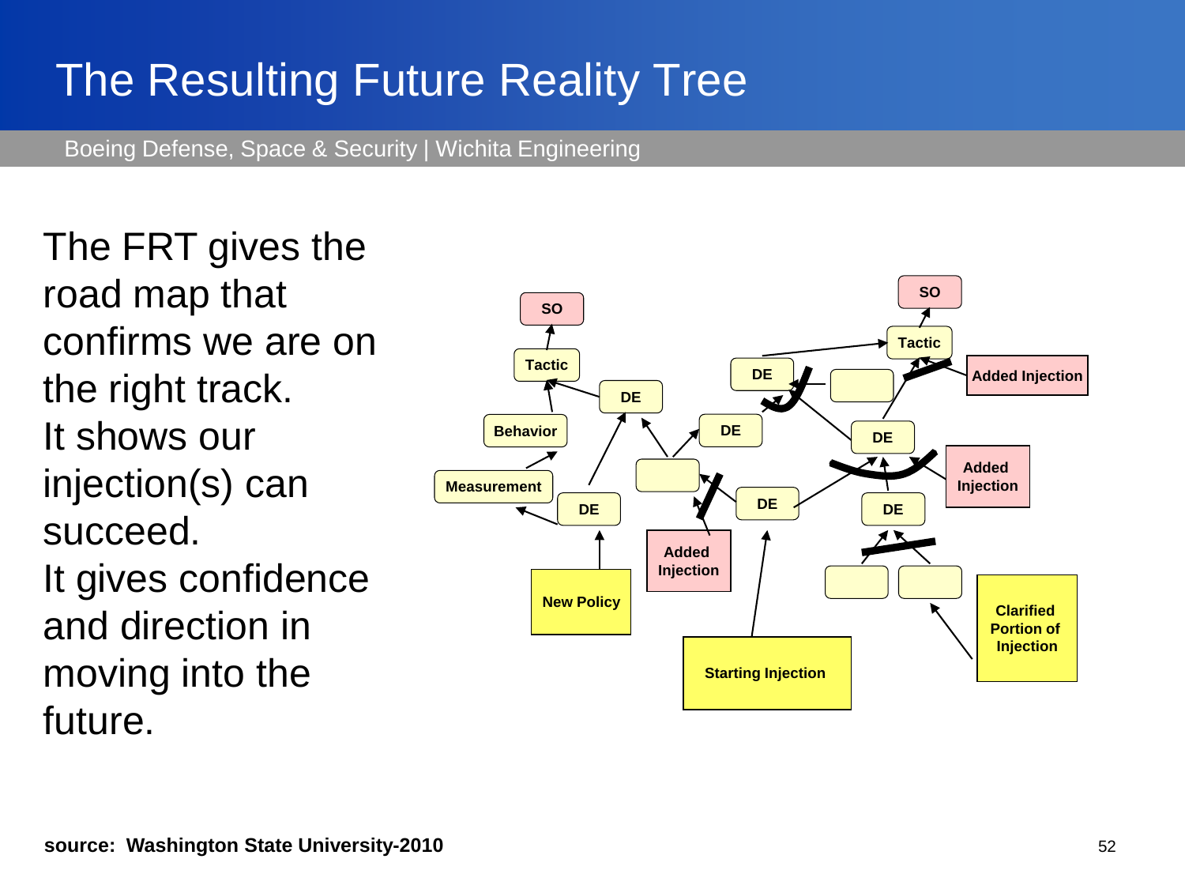# The Resulting Future Reality Tree

Boeing Defense, Space & Security | Wichita Engineering

The FRT gives the road map that confirms we are on the right track.
It shows our injection(s) can succeed.
It gives confidence and direction in moving into the future.

SO, Tactic, DE, Behavior, Measurement, New Policy, Added Injection, Starting Injection, Clarified Portion of Injection

**source: Washington State University-2010**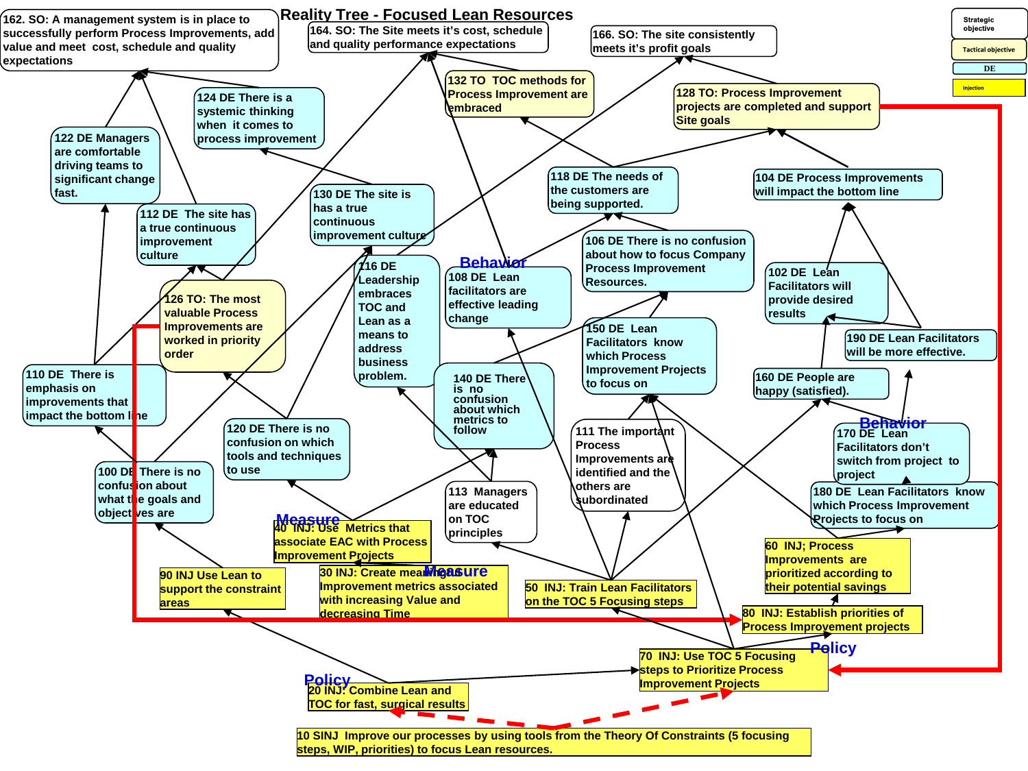# Reality Tree - Focused Lean Resources

Legend: Strategic objective | Tactical objective | DE | Injection

162. SO: A management system is in place to successfully perform Process Improvements, add value and meet cost, schedule and quality expectations

164. SO: The Site meets it's cost, schedule and quality performance expectations

166. SO: The site consistently meets it's profit goals

132 TO TOC methods for Process Improvement are embraced

128 TO: Process Improvement projects are completed and support Site goals

124 DE There is a systemic thinking when it comes to process improvement

122 DE Managers are comfortable driving teams to significant change fast.

130 DE The site is has a true continuous improvement culture

118 DE The needs of the customers are being supported.

104 DE Process Improvements will impact the bottom line

112 DE The site has a true continuous improvement culture

116 DE Leadership embraces TOC and Lean as a means to address business problem.

Behavior

108 DE Lean facilitators are effective leading change

106 DE There is no confusion about how to focus Company Process Improvement Resources.

102 DE Lean Facilitators will provide desired results

126 TO: The most valuable Process Improvements are worked in priority order

150 DE Lean Facilitators know which Process Improvement Projects to focus on

190 DE Lean Facilitators will be more effective.

110 DE There is emphasis on improvements that impact the bottom line

140 DE There is no confusion about which metrics to follow

160 DE People are happy (satisfied).

Behavior

170 DE Lean Facilitators don't switch from project to project

120 DE There is no confusion on which tools and techniques to use

111 The important Process Improvements are identified and the others are subordinated

100 DE There is no confusion about what the goals and objectives are

113 Managers are educated on TOC principles

180 DE Lean Facilitators know which Process Improvement Projects to focus on

Measure

40 INJ: Use Metrics that associate EAC with Process Improvement Projects

Measure

30 INJ: Create meaningful Improvement metrics associated with increasing Value and decreasing Time

60 INJ; Process Improvements are prioritized according to their potential savings

90 INJ Use Lean to support the constraint areas

50 INJ: Train Lean Facilitators on the TOC 5 Focusing steps

80 INJ: Establish priorities of Process Improvement projects

Policy

70 INJ: Use TOC 5 Focusing steps to Prioritize Process Improvement Projects

Policy

20 INJ: Combine Lean and TOC for fast, surgical results

10 SINJ Improve our processes by using tools from the Theory Of Constraints (5 focusing steps, WIP, priorities) to focus Lean resources.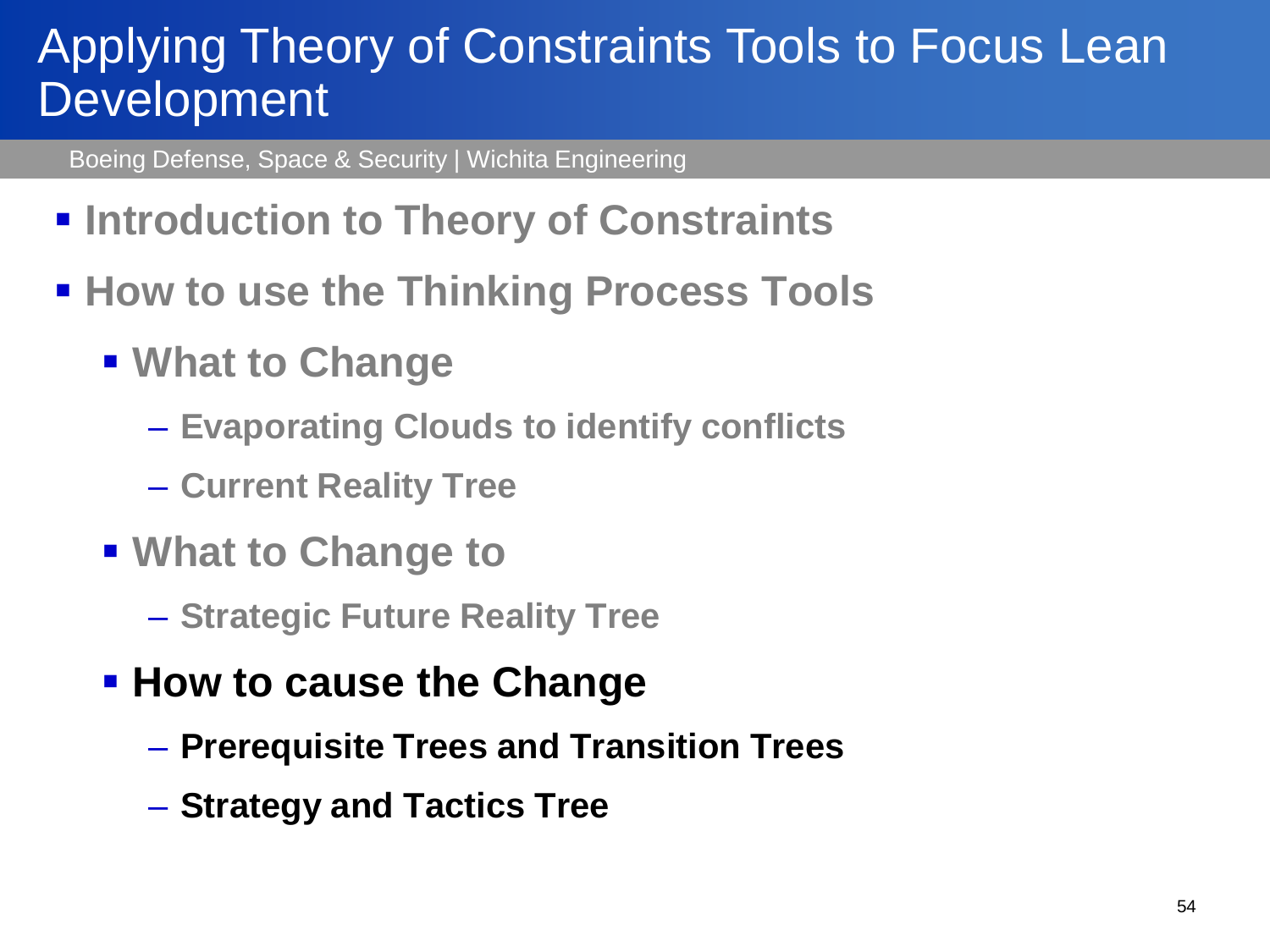# Applying Theory of Constraints Tools to Focus Lean Development

Boeing Defense, Space & Security | Wichita Engineering

- **Introduction to Theory of Constraints**
- **How to use the Thinking Process Tools**
  - **What to Change**
    - **Evaporating Clouds to identify conflicts**
    - **Current Reality Tree**
  - **What to Change to**
    - **Strategic Future Reality Tree**
  - **How to cause the Change**
    - **Prerequisite Trees and Transition Trees**
    - **Strategy and Tactics Tree**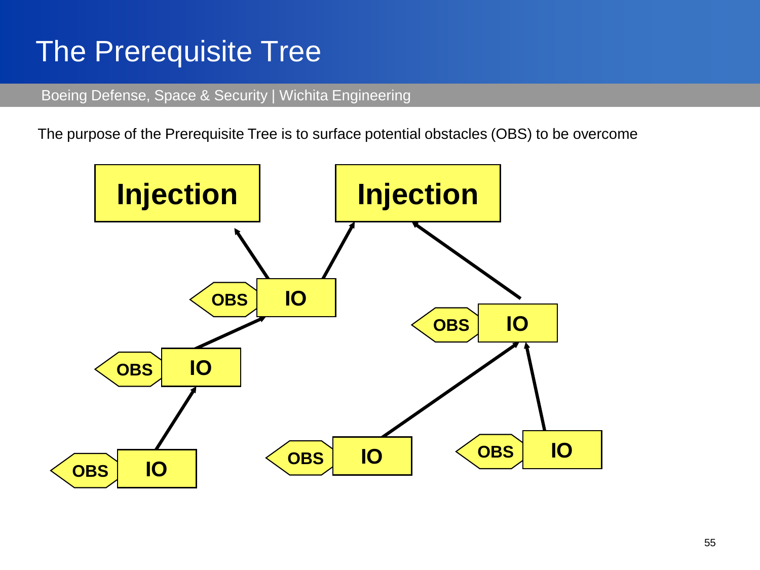# The Prerequisite Tree

Boeing Defense, Space & Security | Wichita Engineering

The purpose of the Prerequisite Tree is to surface potential obstacles (OBS) to be overcome

Injection

Injection

OBS IO

OBS IO

OBS IO

OBS IO

OBS IO

OBS IO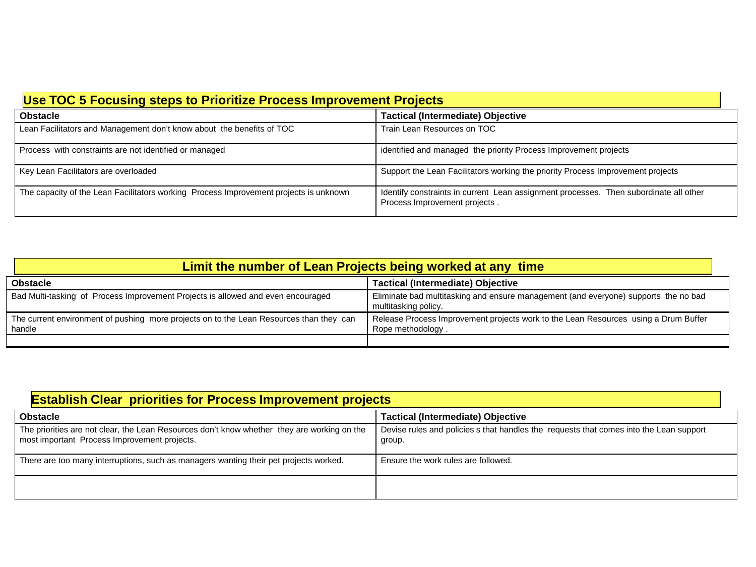## Use TOC 5 Focusing steps to Prioritize Process Improvement Projects

| Obstacle | Tactical (Intermediate) Objective |
|---|---|
| Lean Facilitators and Management don't know about the benefits of TOC | Train Lean Resources on TOC |
| Process with constraints are not identified or managed | identified and managed the priority Process Improvement projects |
| Key Lean Facilitators are overloaded | Support the Lean Facilitators working the priority Process Improvement projects |
| The capacity of the Lean Facilitators working Process Improvement projects is unknown | Identify constraints in current Lean assignment processes. Then subordinate all other Process Improvement projects . |

## Limit the number of Lean Projects being worked at any time

| Obstacle | Tactical (Intermediate) Objective |
|---|---|
| Bad Multi-tasking of Process Improvement Projects is allowed and even encouraged | Eliminate bad multitasking and ensure management (and everyone) supports the no bad multitasking policy. |
| The current environment of pushing more projects on to the Lean Resources than they can handle | Release Process Improvement projects work to the Lean Resources using a Drum Buffer Rope methodology . |
| | |

## Establish Clear priorities for Process Improvement projects

| Obstacle | Tactical (Intermediate) Objective |
|---|---|
| The priorities are not clear, the Lean Resources don't know whether they are working on the most important Process Improvement projects. | Devise rules and policies s that handles the requests that comes into the Lean support group. |
| There are too many interruptions, such as managers wanting their pet projects worked. | Ensure the work rules are followed. |
| | |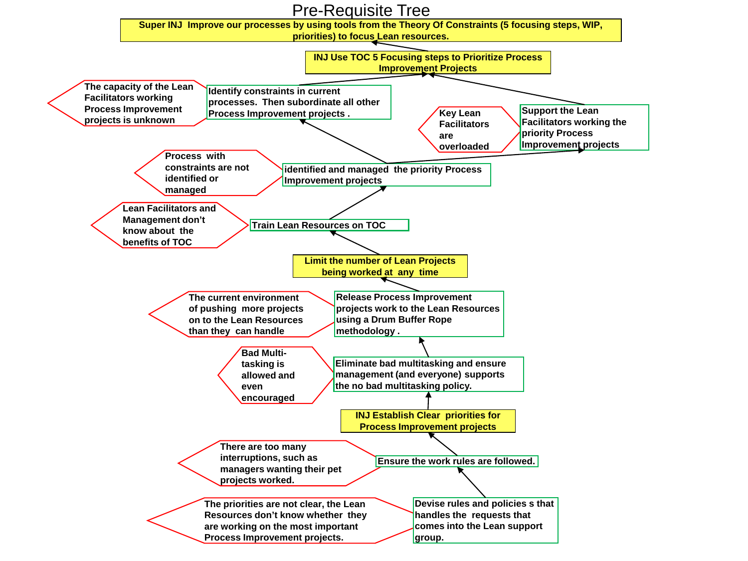# Pre-Requisite Tree

**Super INJ Improve our processes by using tools from the Theory Of Constraints (5 focusing steps, WIP, priorities) to focus Lean resources.**

**INJ Use TOC 5 Focusing steps to Prioritize Process Improvement Projects**

- Obstacle: The capacity of the Lean Facilitators working Process Improvement projects is unknown
  - Intermediate Objective: Identify constraints in current processes. Then subordinate all other Process Improvement projects .
- Obstacle: Key Lean Facilitators are overloaded
  - Intermediate Objective: Support the Lean Facilitators working the priority Process Improvement projects
- Obstacle: Process with constraints are not identified or managed
  - Intermediate Objective: identified and managed the priority Process Improvement projects
- Obstacle: Lean Facilitators and Management don't know about the benefits of TOC
  - Intermediate Objective: Train Lean Resources on TOC

**Limit the number of Lean Projects being worked at any time**

- Obstacle: The current environment of pushing more projects on to the Lean Resources than they can handle
  - Intermediate Objective: Release Process Improvement projects work to the Lean Resources using a Drum Buffer Rope methodology .
- Obstacle: Bad Multi-tasking is allowed and even encouraged
  - Intermediate Objective: Eliminate bad multitasking and ensure management (and everyone) supports the no bad multitasking policy.

**INJ Establish Clear priorities for Process Improvement projects**

- Obstacle: There are too many interruptions, such as managers wanting their pet projects worked.
  - Intermediate Objective: Ensure the work rules are followed.
- Obstacle: The priorities are not clear, the Lean Resources don't know whether they are working on the most important Process Improvement projects.
  - Intermediate Objective: Devise rules and policies s that handles the requests that comes into the Lean support group.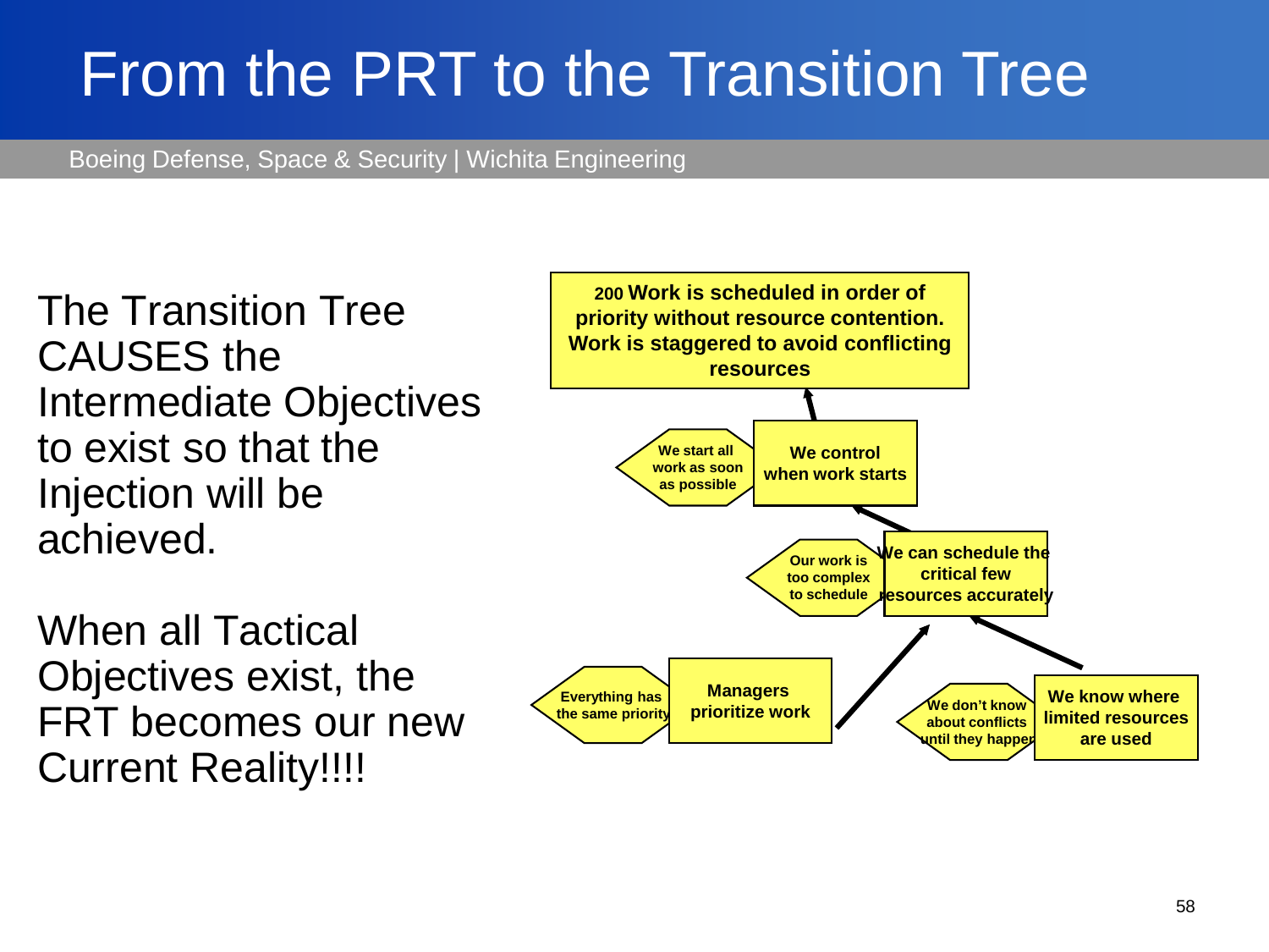# From the PRT to the Transition Tree

Boeing Defense, Space & Security | Wichita Engineering

The Transition Tree CAUSES the Intermediate Objectives to exist so that the Injection will be achieved.

When all Tactical Objectives exist, the FRT becomes our new Current Reality!!!!

**200 Work is scheduled in order of priority without resource contention. Work is staggered to avoid conflicting resources**

**We start all work as soon as possible**

**We control when work starts**

**Our work is too complex to schedule**

**We can schedule the critical few resources accurately**

**Everything has the same priority**

**Managers prioritize work**

**We don't know about conflicts until they happen**

**We know where limited resources are used**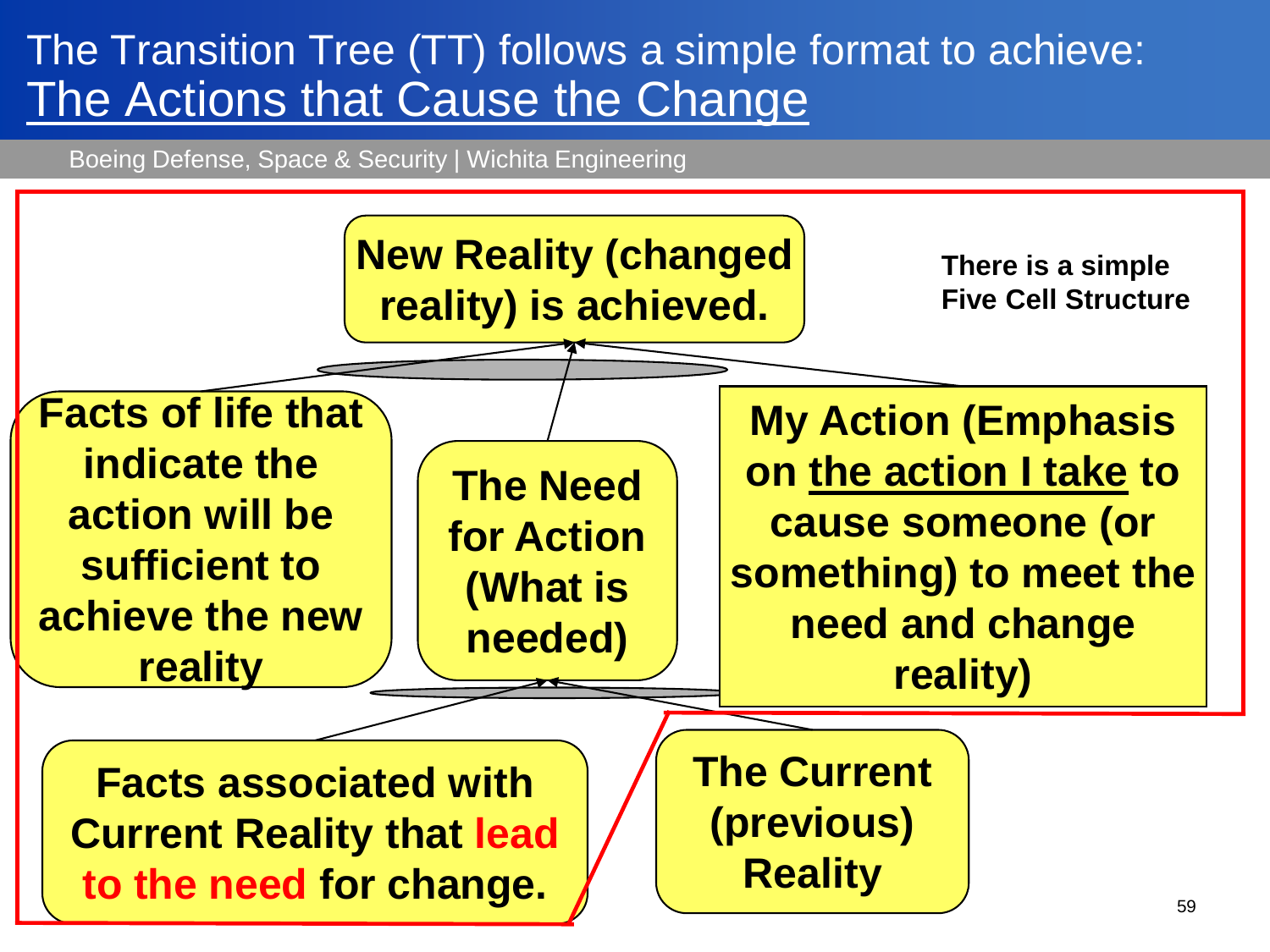# The Transition Tree (TT) follows a simple format to achieve: The Actions that Cause the Change

Boeing Defense, Space & Security | Wichita Engineering

**There is a simple Five Cell Structure**

**New Reality (changed reality) is achieved.**

**Facts of life that indicate the action will be sufficient to achieve the new reality**

**The Need for Action (What is needed)**

**My Action (Emphasis on the action I take to cause someone (or something) to meet the need and change reality)**

**Facts associated with Current Reality that lead to the need for change.**

**The Current (previous) Reality**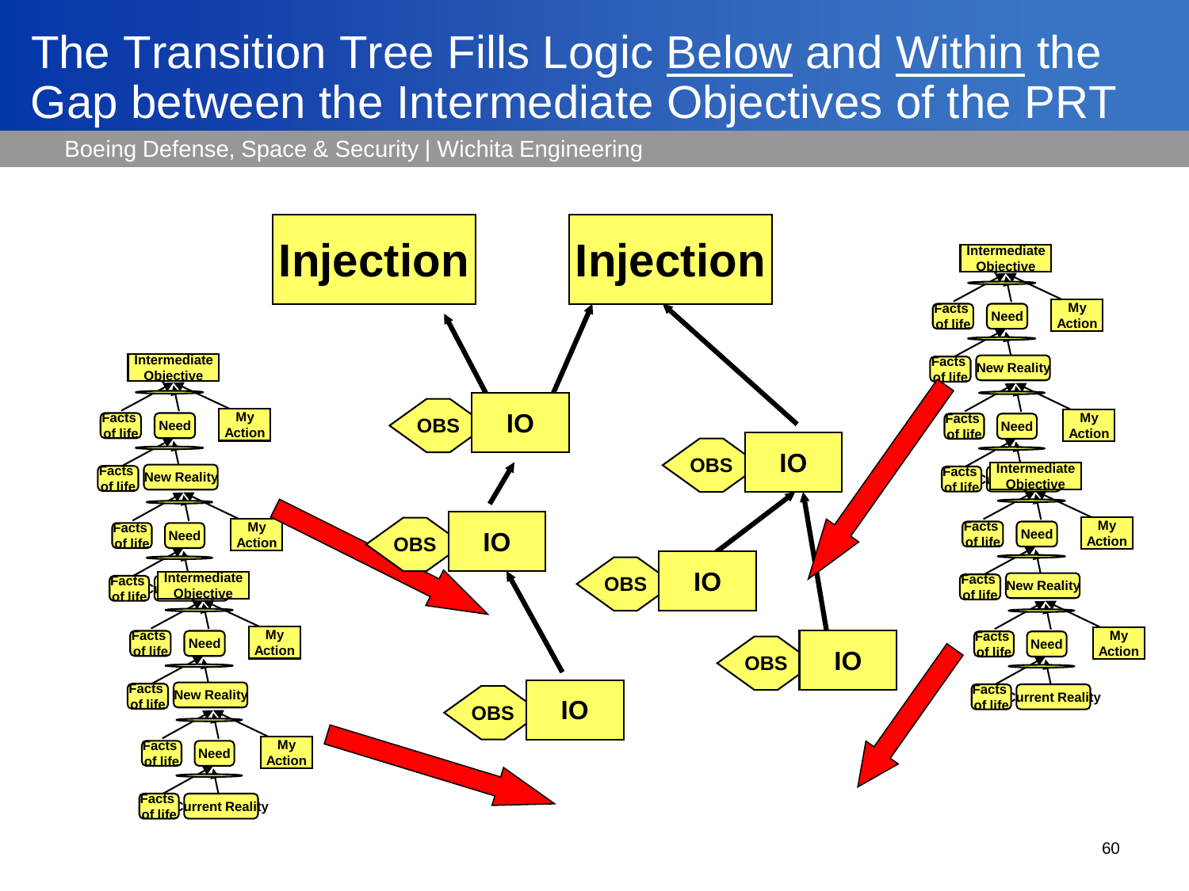# The Transition Tree Fills Logic Below and Within the Gap between the Intermediate Objectives of the PRT

Boeing Defense, Space & Security | Wichita Engineering

Injection

Injection

OBS IO

OBS IO

OBS IO

OBS IO

OBS IO

OBS IO

Intermediate Objective

Facts of life | Need | My Action

Facts of life | New Reality

Facts of life | Need | My Action

Facts of life | Intermediate Objective

Facts of life | Need | My Action

Facts of life | New Reality

Facts of life | Need | My Action

Facts of life | Current Reality

Intermediate Objective

Facts of life | Need | My Action

Facts of life | New Reality

Facts of life | Need | My Action

Facts of life | Intermediate Objective

Facts of life | Need | My Action

Facts of life | New Reality

Facts of life | Need | My Action

Facts of life | Current Reality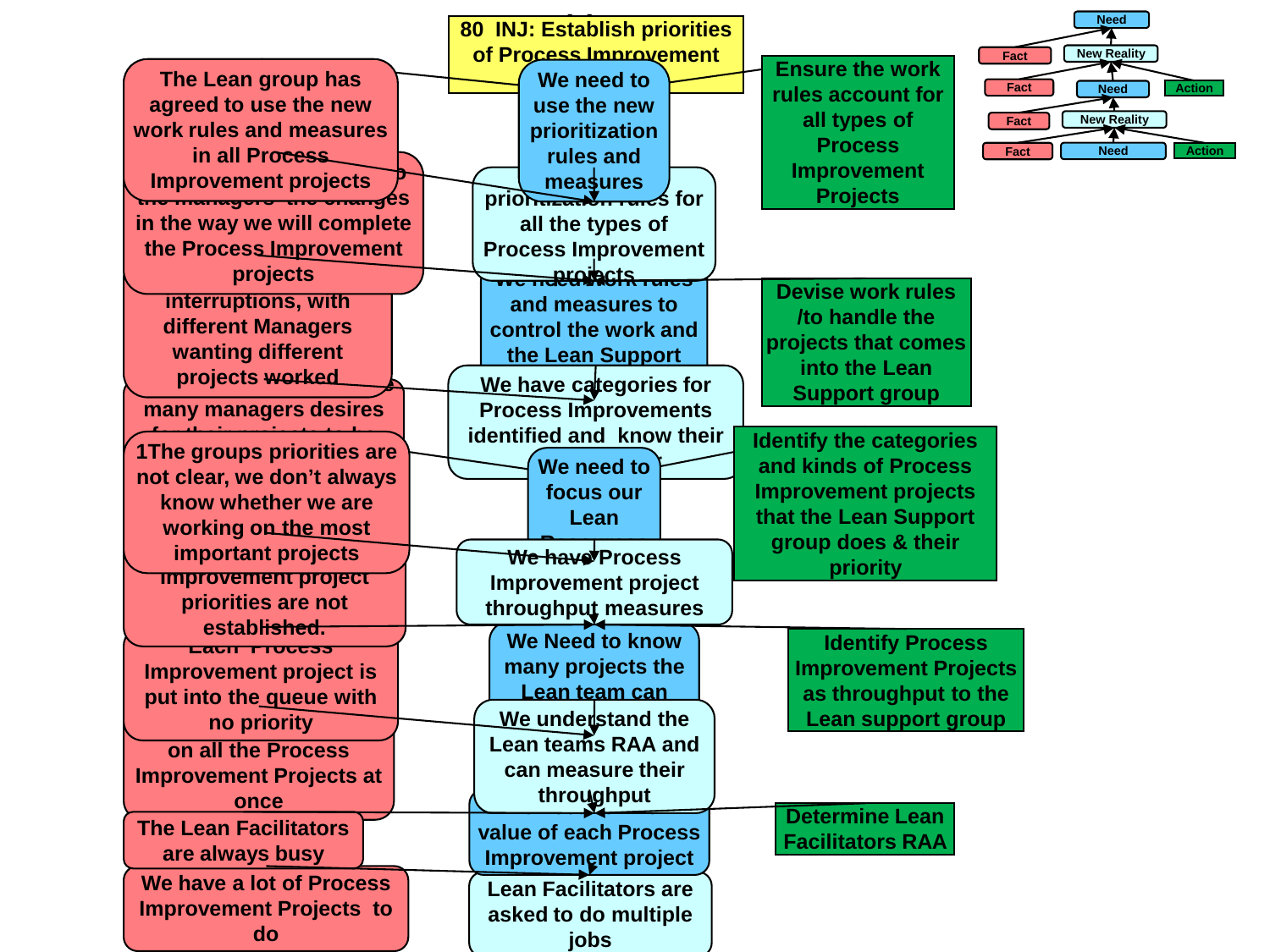# 80 INJ: Establish priorities of Process Improvement

**Legend:** Need · New Reality · Fact · Action

## Facts

- The Lean group has agreed to use the new work rules and measures in all Process Improvement projects
- ... the managers the changes in the way we will complete the Process Improvement projects
- ... interruptions, with different Managers wanting different projects worked
- ... many managers desires ...
- 1The groups priorities are not clear, we don't always know whether we are working on the most important projects
- ... Improvement project priorities are not established.
- Each Process Improvement project is put into the queue with no priority
- ... on all the Process Improvement Projects at once
- The Lean Facilitators are always busy
- We have a lot of Process Improvement Projects to do

## Needs and New Realities

- **Need:** We need to use the new prioritization rules and measures
- **New Reality:** ... prioritization rules for all the types of Process Improvement projects
- **Need:** We need work rules and measures to control the work and the Lean Support ...
- **New Reality:** We have categories for Process Improvements identified and know their ...
- **Need:** We need to focus our Lean ...
- **New Reality:** We have Process Improvement project throughput measures
- **Need:** We Need to know ... many projects the Lean team can ...
- **New Reality:** We understand the Lean teams RAA and can measure their throughput
- **Need:** ... value of each Process Improvement project
- **New Reality:** Lean Facilitators are asked to do multiple jobs

## Actions

- Ensure the work rules account for all types of Process Improvement Projects
- Devise work rules /to handle the projects that comes into the Lean Support group
- Identify the categories and kinds of Process Improvement projects that the Lean Support group does & their priority
- Identify Process Improvement Projects as throughput to the Lean support group
- Determine Lean Facilitators RAA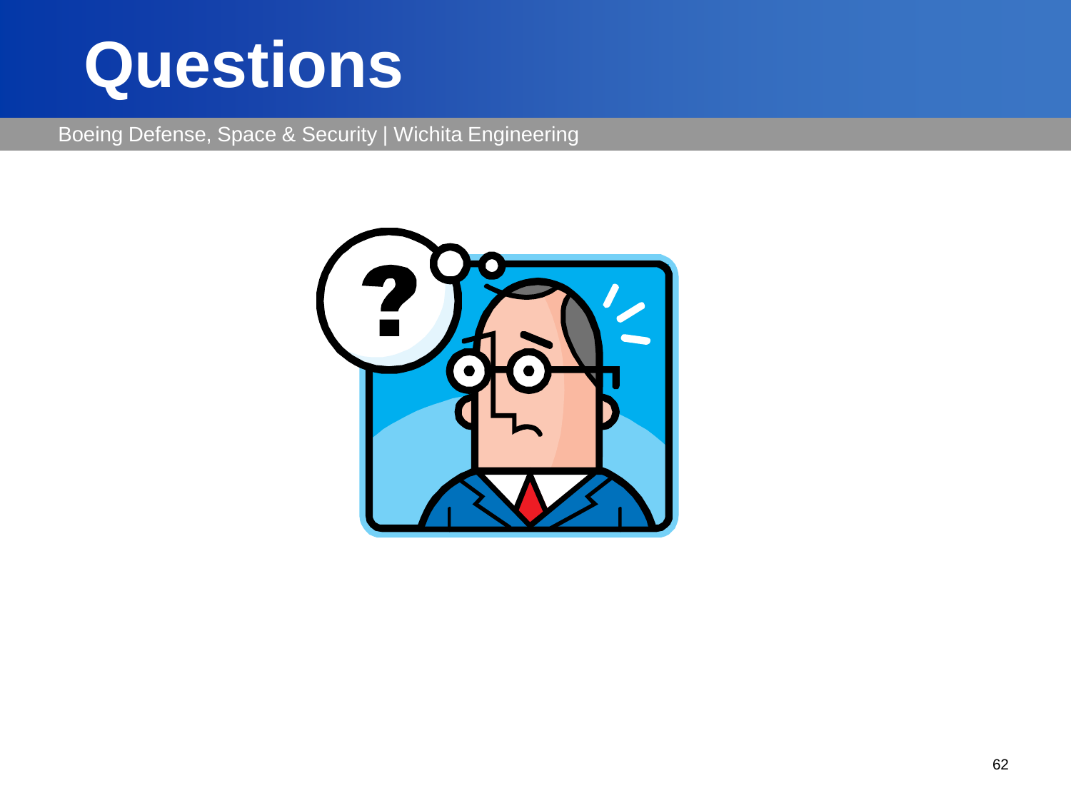# Questions

Boeing Defense, Space & Security | Wichita Engineering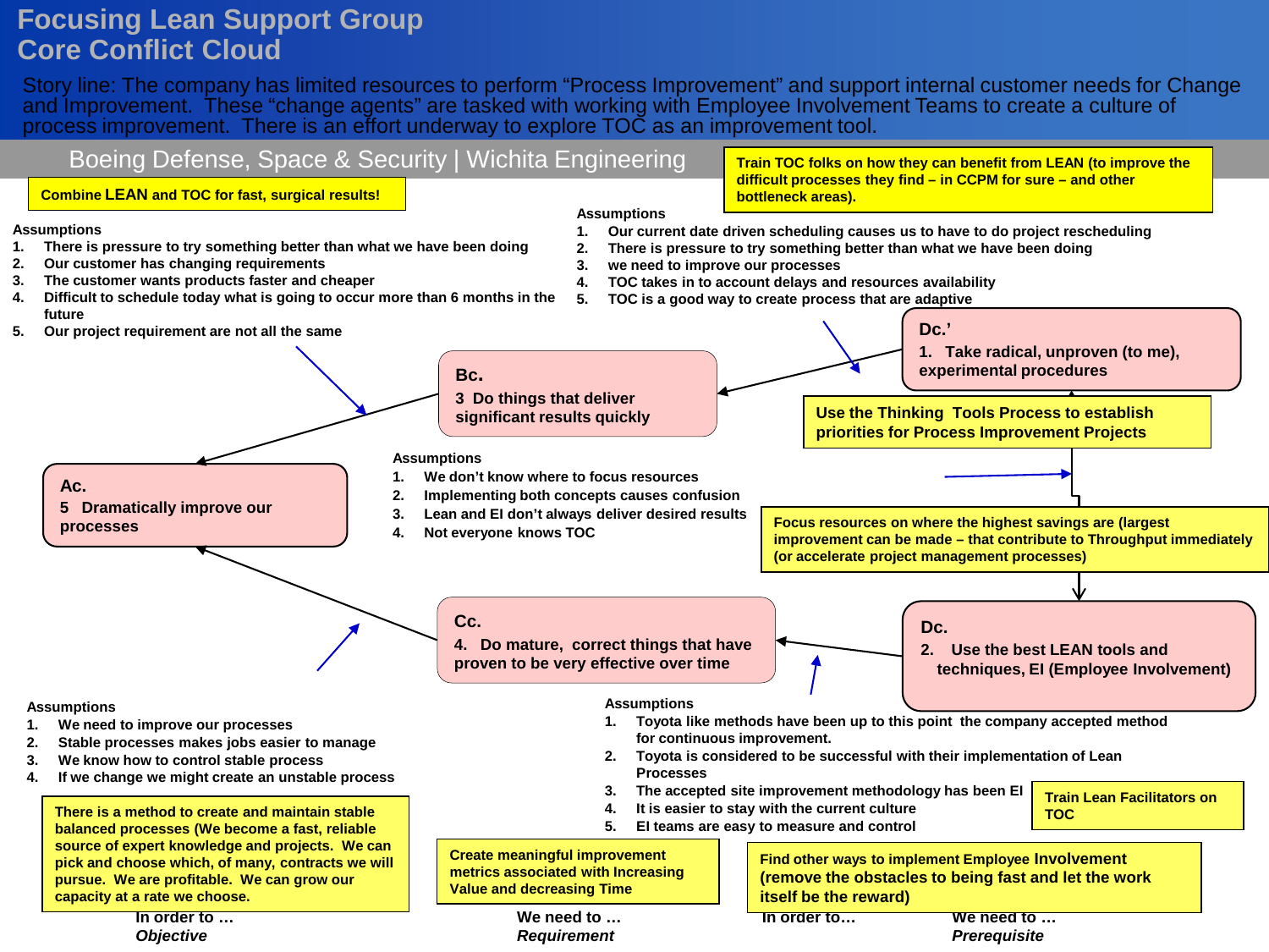# Focusing Lean Support Group
# Core Conflict Cloud

Story line: The company has limited resources to perform "Process Improvement" and support internal customer needs for Change and Improvement. These "change agents" are tasked with working with Employee Involvement Teams to create a culture of process improvement. There is an effort underway to explore TOC as an improvement tool.

Boeing Defense, Space & Security | Wichita Engineering

**Combine LEAN and TOC for fast, surgical results!**

**Train TOC folks on how they can benefit from LEAN (to improve the difficult processes they find – in CCPM for sure – and other bottleneck areas).**

**Assumptions**

1. There is pressure to try something better than what we have been doing
2. Our customer has changing requirements
3. The customer wants products faster and cheaper
4. Difficult to schedule today what is going to occur more than 6 months in the future
5. Our project requirement are not all the same

**Assumptions**

1. Our current date driven scheduling causes us to have to do project rescheduling
2. There is pressure to try something better than what we have been doing
3. we need to improve our processes
4. TOC takes in to account delays and resources availability
5. TOC is a good way to create process that are adaptive

**Dc.'**
1. Take radical, unproven (to me), experimental procedures

**Bc.**
3 Do things that deliver significant results quickly

**Use the Thinking Tools Process to establish priorities for Process Improvement Projects**

**Ac.**
5 Dramatically improve our processes

**Assumptions**

1. We don't know where to focus resources
2. Implementing both concepts causes confusion
3. Lean and EI don't always deliver desired results
4. Not everyone knows TOC

**Focus resources on where the highest savings are (largest improvement can be made – that contribute to Throughput immediately (or accelerate project management processes)**

**Cc.**
4. Do mature, correct things that have proven to be very effective over time

**Dc.**
2. Use the best LEAN tools and techniques, EI (Employee Involvement)

**Assumptions**

1. We need to improve our processes
2. Stable processes makes jobs easier to manage
3. We know how to control stable process
4. If we change we might create an unstable process

**Assumptions**

1. Toyota like methods have been up to this point the company accepted method for continuous improvement.
2. Toyota is considered to be successful with their implementation of Lean Processes
3. The accepted site improvement methodology has been EI
4. It is easier to stay with the current culture
5. EI teams are easy to measure and control

**Train Lean Facilitators on TOC**

**There is a method to create and maintain stable balanced processes (We become a fast, reliable source of expert knowledge and projects. We can pick and choose which, of many, contracts we will pursue. We are profitable. We can grow our capacity at a rate we choose.**

**Create meaningful improvement metrics associated with Increasing Value and decreasing Time**

**Find other ways to implement Employee Involvement (remove the obstacles to being fast and let the work itself be the reward)**

**In order to …**
***Objective***

**We need to …**
***Requirement***

**In order to…**

**We need to …**
***Prerequisite***